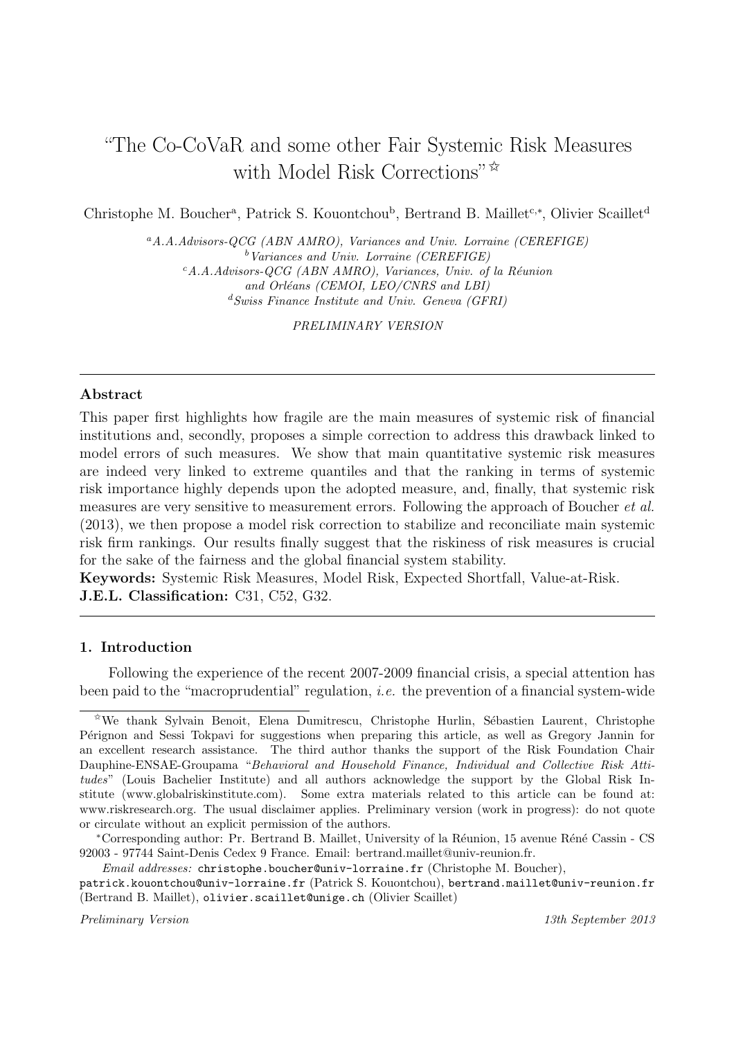# "The Co-CoVaR and some other Fair Systemic Risk Measures with Model Risk Corrections"[☆]

Christophe M. Boucher[a], Patrick S. Kouontchou[b], Bertrand B. Maillet[c,*], Olivier Scaillet[d]

[a] *A.A.Advisors-QCG (ABN AMRO), Variances and Univ. Lorraine (CEREFIGE)*
[b] *Variances and Univ. Lorraine (CEREFIGE)*
[c] *A.A.Advisors-QCG (ABN AMRO), Variances, Univ. of la Réunion and Orléans (CEMOI, LEO/CNRS and LBI)*
[d] *Swiss Finance Institute and Univ. Geneva (GFRI)*

*PRELIMINARY VERSION*

---

## Abstract

This paper first highlights how fragile are the main measures of systemic risk of financial institutions and, secondly, proposes a simple correction to address this drawback linked to model errors of such measures. We show that main quantitative systemic risk measures are indeed very linked to extreme quantiles and that the ranking in terms of systemic risk importance highly depends upon the adopted measure, and, finally, that systemic risk measures are very sensitive to measurement errors. Following the approach of Boucher *et al.* (2013), we then propose a model risk correction to stabilize and reconciliate main systemic risk firm rankings. Our results finally suggest that the riskiness of risk measures is crucial for the sake of the fairness and the global financial system stability.

**Keywords:** Systemic Risk Measures, Model Risk, Expected Shortfall, Value-at-Risk.
**J.E.L. Classification:** C31, C52, G32.

---

## 1. Introduction

Following the experience of the recent 2007-2009 financial crisis, a special attention has been paid to the "macroprudential" regulation, *i.e.* the prevention of a financial system-wide

---

[☆] We thank Sylvain Benoit, Elena Dumitrescu, Christophe Hurlin, Sébastien Laurent, Christophe Pérignon and Sessi Tokpavi for suggestions when preparing this article, as well as Gregory Jannin for an excellent research assistance. The third author thanks the support of the Risk Foundation Chair Dauphine-ENSAE-Groupama "*Behavioral and Household Finance, Individual and Collective Risk Attitudes*" (Louis Bachelier Institute) and all authors acknowledge the support by the Global Risk Institute (www.globalriskinstitute.com). Some extra materials related to this article can be found at: www.riskresearch.org. The usual disclaimer applies. Preliminary version (work in progress): do not quote or circulate without an explicit permission of the authors.

[*] Corresponding author: Pr. Bertrand B. Maillet, University of la Réunion, 15 avenue Réné Cassin - CS 92003 - 97744 Saint-Denis Cedex 9 France. Email: bertrand.maillet@univ-reunion.fr.

*Email addresses:* christophe.boucher@univ-lorraine.fr (Christophe M. Boucher), patrick.kouontchou@univ-lorraine.fr (Patrick S. Kouontchou), bertrand.maillet@univ-reunion.fr (Bertrand B. Maillet), olivier.scaillet@unige.ch (Olivier Scaillet)

*Preliminary Version* *13th September 2013*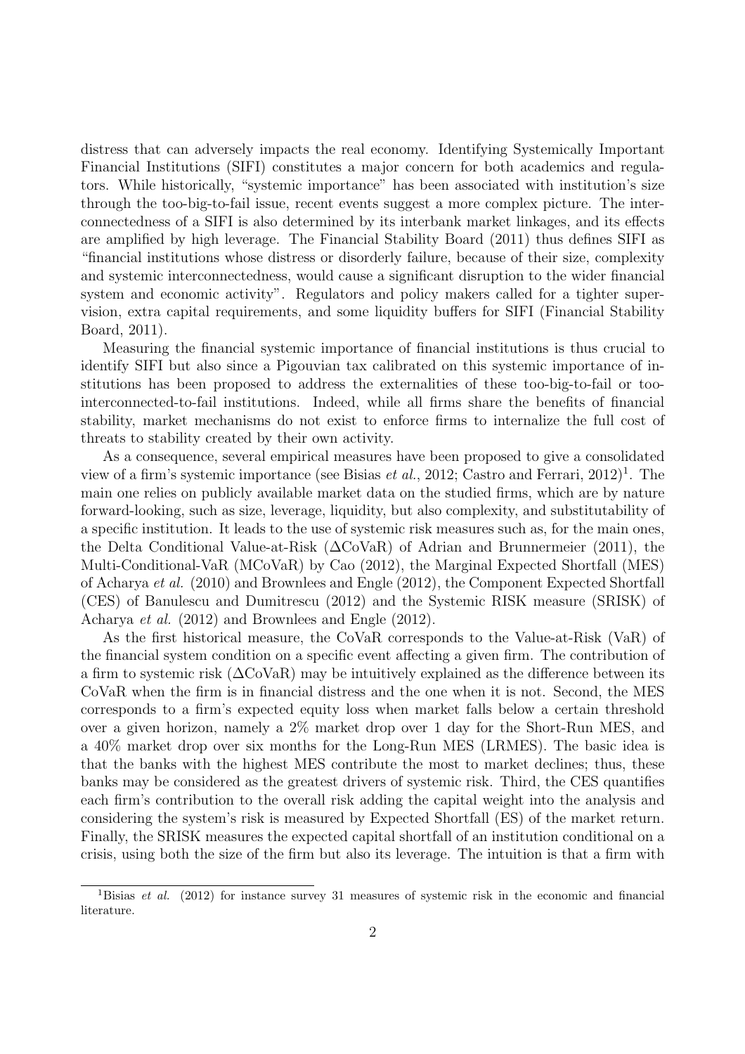distress that can adversely impacts the real economy. Identifying Systemically Important Financial Institutions (SIFI) constitutes a major concern for both academics and regulators. While historically, "systemic importance" has been associated with institution's size through the too-big-to-fail issue, recent events suggest a more complex picture. The interconnectedness of a SIFI is also determined by its interbank market linkages, and its effects are amplified by high leverage. The Financial Stability Board (2011) thus defines SIFI as "financial institutions whose distress or disorderly failure, because of their size, complexity and systemic interconnectedness, would cause a significant disruption to the wider financial system and economic activity". Regulators and policy makers called for a tighter supervision, extra capital requirements, and some liquidity buffers for SIFI (Financial Stability Board, 2011).

Measuring the financial systemic importance of financial institutions is thus crucial to identify SIFI but also since a Pigouvian tax calibrated on this systemic importance of institutions has been proposed to address the externalities of these too-big-to-fail or too-interconnected-to-fail institutions. Indeed, while all firms share the benefits of financial stability, market mechanisms do not exist to enforce firms to internalize the full cost of threats to stability created by their own activity.

As a consequence, several empirical measures have been proposed to give a consolidated view of a firm's systemic importance (see Bisias *et al.*, 2012; Castro and Ferrari, 2012)[1]. The main one relies on publicly available market data on the studied firms, which are by nature forward-looking, such as size, leverage, liquidity, but also complexity, and substitutability of a specific institution. It leads to the use of systemic risk measures such as, for the main ones, the Delta Conditional Value-at-Risk ($\Delta$CoVaR) of Adrian and Brunnermeier (2011), the Multi-Conditional-VaR (MCoVaR) by Cao (2012), the Marginal Expected Shortfall (MES) of Acharya *et al.* (2010) and Brownlees and Engle (2012), the Component Expected Shortfall (CES) of Banulescu and Dumitrescu (2012) and the Systemic RISK measure (SRISK) of Acharya *et al.* (2012) and Brownlees and Engle (2012).

As the first historical measure, the CoVaR corresponds to the Value-at-Risk (VaR) of the financial system condition on a specific event affecting a given firm. The contribution of a firm to systemic risk ($\Delta$CoVaR) may be intuitively explained as the difference between its CoVaR when the firm is in financial distress and the one when it is not. Second, the MES corresponds to a firm's expected equity loss when market falls below a certain threshold over a given horizon, namely a 2% market drop over 1 day for the Short-Run MES, and a 40% market drop over six months for the Long-Run MES (LRMES). The basic idea is that the banks with the highest MES contribute the most to market declines; thus, these banks may be considered as the greatest drivers of systemic risk. Third, the CES quantifies each firm's contribution to the overall risk adding the capital weight into the analysis and considering the system's risk is measured by Expected Shortfall (ES) of the market return. Finally, the SRISK measures the expected capital shortfall of an institution conditional on a crisis, using both the size of the firm but also its leverage. The intuition is that a firm with

[1] Bisias *et al.* (2012) for instance survey 31 measures of systemic risk in the economic and financial literature.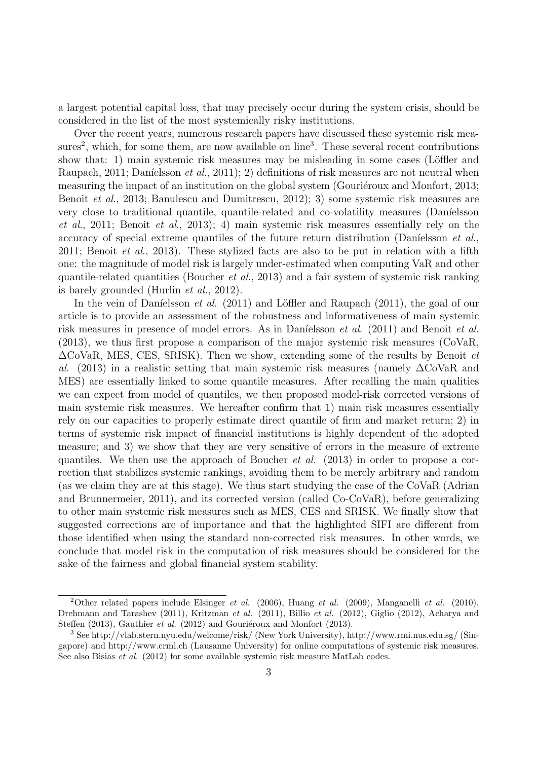a largest potential capital loss, that may precisely occur during the system crisis, should be considered in the list of the most systemically risky institutions.

Over the recent years, numerous research papers have discussed these systemic risk measures[2], which, for some them, are now available on line[3]. These several recent contributions show that: 1) main systemic risk measures may be misleading in some cases (Löffler and Raupach, 2011; Daníelsson *et al.*, 2011); 2) definitions of risk measures are not neutral when measuring the impact of an institution on the global system (Gouriéroux and Monfort, 2013; Benoit *et al.*, 2013; Banulescu and Dumitrescu, 2012); 3) some systemic risk measures are very close to traditional quantile, quantile-related and co-volatility measures (Daníelsson *et al.*, 2011; Benoit *et al.*, 2013); 4) main systemic risk measures essentially rely on the accuracy of special extreme quantiles of the future return distribution (Daníelsson *et al.*, 2011; Benoit *et al.*, 2013). These stylized facts are also to be put in relation with a fifth one: the magnitude of model risk is largely under-estimated when computing VaR and other quantile-related quantities (Boucher *et al.*, 2013) and a fair system of systemic risk ranking is barely grounded (Hurlin *et al.*, 2012).

In the vein of Daníelsson *et al.* (2011) and Löffler and Raupach (2011), the goal of our article is to provide an assessment of the robustness and informativeness of main systemic risk measures in presence of model errors. As in Daníelsson *et al.* (2011) and Benoit *et al.* (2013), we thus first propose a comparison of the major systemic risk measures (CoVaR, $\Delta$CoVaR, MES, CES, SRISK). Then we show, extending some of the results by Benoit *et al.* (2013) in a realistic setting that main systemic risk measures (namely $\Delta$CoVaR and MES) are essentially linked to some quantile measures. After recalling the main qualities we can expect from model of quantiles, we then proposed model-risk corrected versions of main systemic risk measures. We hereafter confirm that 1) main risk measures essentially rely on our capacities to properly estimate direct quantile of firm and market return; 2) in terms of systemic risk impact of financial institutions is highly dependent of the adopted measure; and 3) we show that they are very sensitive of errors in the measure of extreme quantiles. We then use the approach of Boucher *et al.* (2013) in order to propose a correction that stabilizes systemic rankings, avoiding them to be merely arbitrary and random (as we claim they are at this stage). We thus start studying the case of the CoVaR (Adrian and Brunnermeier, 2011), and its corrected version (called Co-CoVaR), before generalizing to other main systemic risk measures such as MES, CES and SRISK. We finally show that suggested corrections are of importance and that the highlighted SIFI are different from those identified when using the standard non-corrected risk measures. In other words, we conclude that model risk in the computation of risk measures should be considered for the sake of the fairness and global financial system stability.

[2] Other related papers include Elsinger *et al.* (2006), Huang *et al.* (2009), Manganelli *et al.* (2010), Drehmann and Tarashev (2011), Kritzman *et al.* (2011), Billio *et al.* (2012), Giglio (2012), Acharya and Steffen (2013), Gauthier *et al.* (2012) and Gouriéroux and Monfort (2013).

[3] See http://vlab.stern.nyu.edu/welcome/risk/ (New York University), http://www.rmi.nus.edu.sg/ (Singapore) and http://www.crml.ch (Lausanne University) for online computations of systemic risk measures. See also Bisias *et al.* (2012) for some available systemic risk measure MatLab codes.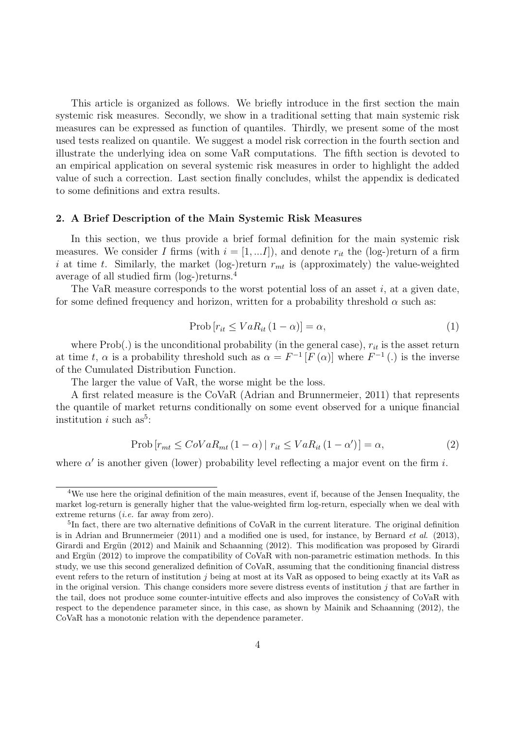This article is organized as follows. We briefly introduce in the first section the main systemic risk measures. Secondly, we show in a traditional setting that main systemic risk measures can be expressed as function of quantiles. Thirdly, we present some of the most used tests realized on quantile. We suggest a model risk correction in the fourth section and illustrate the underlying idea on some VaR computations. The fifth section is devoted to an empirical application on several systemic risk measures in order to highlight the added value of such a correction. Last section finally concludes, whilst the appendix is dedicated to some definitions and extra results.

## 2. A Brief Description of the Main Systemic Risk Measures

In this section, we thus provide a brief formal definition for the main systemic risk measures. We consider $I$ firms (with $i = [1, ...I]$), and denote $r_{it}$ the (log-)return of a firm $i$ at time $t$. Similarly, the market (log-)return $r_{mt}$ is (approximately) the value-weighted average of all studied firm (log-)returns.[4]

The VaR measure corresponds to the worst potential loss of an asset $i$, at a given date, for some defined frequency and horizon, written for a probability threshold $\alpha$ such as:

$$\text{Prob}\left[r_{it} \leq VaR_{it}\left(1-\alpha\right)\right] = \alpha, \tag{1}$$

where Prob(.) is the unconditional probability (in the general case), $r_{it}$ is the asset return at time $t$, $\alpha$ is a probability threshold such as $\alpha = F^{-1}\left[F\left(\alpha\right)\right]$ where $F^{-1}\left(.\right)$ is the inverse of the Cumulated Distribution Function.

The larger the value of VaR, the worse might be the loss.

A first related measure is the CoVaR (Adrian and Brunnermeier, 2011) that represents the quantile of market returns conditionally on some event observed for a unique financial institution $i$ such as[5]:

$$\text{Prob}\left[r_{mt} \leq CoVaR_{mt}\left(1-\alpha\right) \mid r_{it} \leq VaR_{it}\left(1-\alpha'\right)\right] = \alpha, \tag{2}$$

where $\alpha'$ is another given (lower) probability level reflecting a major event on the firm $i$.

---

[4] We use here the original definition of the main measures, event if, because of the Jensen Inequality, the market log-return is generally higher that the value-weighted firm log-return, especially when we deal with extreme returns (*i.e.* far away from zero).

[5] In fact, there are two alternative definitions of CoVaR in the current literature. The original definition is in Adrian and Brunnermeier (2011) and a modified one is used, for instance, by Bernard *et al.* (2013), Girardi and Ergün (2012) and Mainik and Schaanning (2012). This modification was proposed by Girardi and Ergün (2012) to improve the compatibility of CoVaR with non-parametric estimation methods. In this study, we use this second generalized definition of CoVaR, assuming that the conditioning financial distress event refers to the return of institution $j$ being at most at its VaR as opposed to being exactly at its VaR as in the original version. This change considers more severe distress events of institution $j$ that are farther in the tail, does not produce some counter-intuitive effects and also improves the consistency of CoVaR with respect to the dependence parameter since, in this case, as shown by Mainik and Schaanning (2012), the CoVaR has a monotonic relation with the dependence parameter.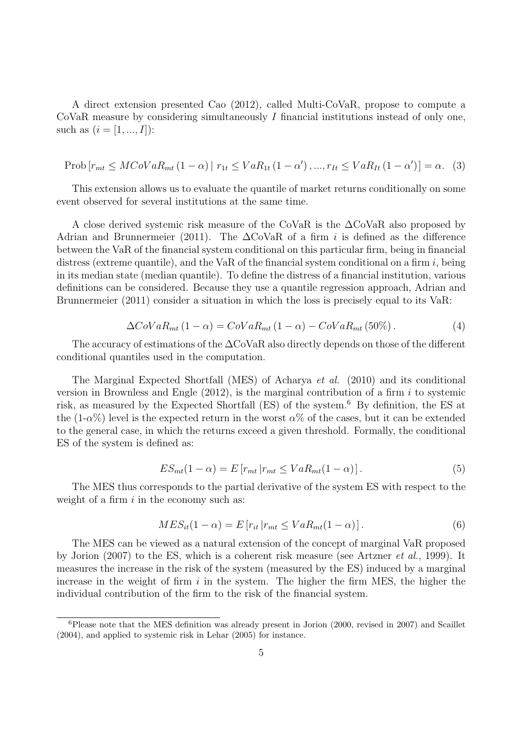A direct extension presented Cao (2012), called Multi-CoVaR, propose to compute a CoVaR measure by considering simultaneously $I$ financial institutions instead of only one, such as $(i = [1, ..., I])$:

$$\text{Prob}\left[r_{mt} \leq MCoVaR_{mt}\left(1-\alpha\right) \mid r_{1t} \leq VaR_{1t}\left(1-\alpha'\right), ..., r_{It} \leq VaR_{It}\left(1-\alpha'\right)\right] = \alpha. \quad (3)$$

This extension allows us to evaluate the quantile of market returns conditionally on some event observed for several institutions at the same time.

A close derived systemic risk measure of the CoVaR is the $\Delta$CoVaR also proposed by Adrian and Brunnermeier (2011). The $\Delta$CoVaR of a firm $i$ is defined as the difference between the VaR of the financial system conditional on this particular firm, being in financial distress (extreme quantile), and the VaR of the financial system conditional on a firm $i$, being in its median state (median quantile). To define the distress of a financial institution, various definitions can be considered. Because they use a quantile regression approach, Adrian and Brunnermeier (2011) consider a situation in which the loss is precisely equal to its VaR:

$$\Delta CoVaR_{mt}\left(1-\alpha\right) = CoVaR_{mt}\left(1-\alpha\right) - CoVaR_{mt}\left(50\%\right). \quad (4)$$

The accuracy of estimations of the $\Delta$CoVaR also directly depends on those of the different conditional quantiles used in the computation.

The Marginal Expected Shortfall (MES) of Acharya *et al.* (2010) and its conditional version in Brownless and Engle (2012), is the marginal contribution of a firm $i$ to systemic risk, as measured by the Expected Shortfall (ES) of the system.[6] By definition, the ES at the (1-$\alpha$%) level is the expected return in the worst $\alpha$% of the cases, but it can be extended to the general case, in which the returns exceed a given threshold. Formally, the conditional ES of the system is defined as:

$$ES_{mt}(1-\alpha) = E\left[r_{mt} \left| r_{mt} \leq VaR_{mt}(1-\alpha)\right.\right]. \quad (5)$$

The MES thus corresponds to the partial derivative of the system ES with respect to the weight of a firm $i$ in the economy such as:

$$MES_{it}(1-\alpha) = E\left[r_{it} \left| r_{mt} \leq VaR_{mt}(1-\alpha)\right.\right]. \quad (6)$$

The MES can be viewed as a natural extension of the concept of marginal VaR proposed by Jorion (2007) to the ES, which is a coherent risk measure (see Artzner *et al.*, 1999). It measures the increase in the risk of the system (measured by the ES) induced by a marginal increase in the weight of firm $i$ in the system. The higher the firm MES, the higher the individual contribution of the firm to the risk of the financial system.

[6] Please note that the MES definition was already present in Jorion (2000, revised in 2007) and Scaillet (2004), and applied to systemic risk in Lehar (2005) for instance.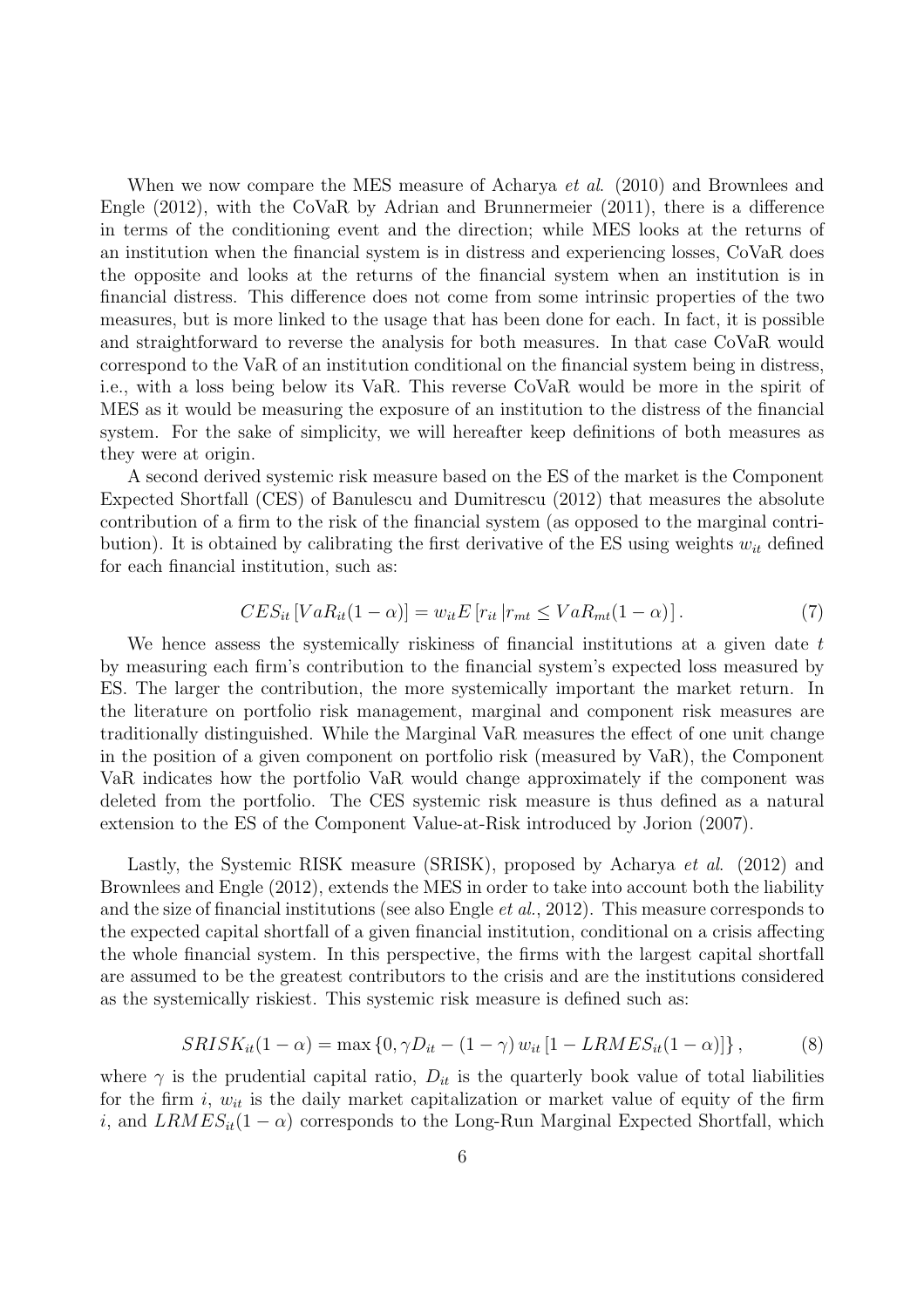When we now compare the MES measure of Acharya *et al.* (2010) and Brownlees and Engle (2012), with the CoVaR by Adrian and Brunnermeier (2011), there is a difference in terms of the conditioning event and the direction; while MES looks at the returns of an institution when the financial system is in distress and experiencing losses, CoVaR does the opposite and looks at the returns of the financial system when an institution is in financial distress. This difference does not come from some intrinsic properties of the two measures, but is more linked to the usage that has been done for each. In fact, it is possible and straightforward to reverse the analysis for both measures. In that case CoVaR would correspond to the VaR of an institution conditional on the financial system being in distress, i.e., with a loss being below its VaR. This reverse CoVaR would be more in the spirit of MES as it would be measuring the exposure of an institution to the distress of the financial system. For the sake of simplicity, we will hereafter keep definitions of both measures as they were at origin.

A second derived systemic risk measure based on the ES of the market is the Component Expected Shortfall (CES) of Banulescu and Dumitrescu (2012) that measures the absolute contribution of a firm to the risk of the financial system (as opposed to the marginal contribution). It is obtained by calibrating the first derivative of the ES using weights $w_{it}$ defined for each financial institution, such as:

$$CES_{it}\left[VaR_{it}(1-\alpha)\right] = w_{it} E\left[r_{it}\left|r_{mt} \leq VaR_{mt}(1-\alpha)\right.\right]. \tag{7}$$

We hence assess the systemically riskiness of financial institutions at a given date $t$ by measuring each firm's contribution to the financial system's expected loss measured by ES. The larger the contribution, the more systemically important the market return. In the literature on portfolio risk management, marginal and component risk measures are traditionally distinguished. While the Marginal VaR measures the effect of one unit change in the position of a given component on portfolio risk (measured by VaR), the Component VaR indicates how the portfolio VaR would change approximately if the component was deleted from the portfolio. The CES systemic risk measure is thus defined as a natural extension to the ES of the Component Value-at-Risk introduced by Jorion (2007).

Lastly, the Systemic RISK measure (SRISK), proposed by Acharya *et al.* (2012) and Brownlees and Engle (2012), extends the MES in order to take into account both the liability and the size of financial institutions (see also Engle *et al.*, 2012). This measure corresponds to the expected capital shortfall of a given financial institution, conditional on a crisis affecting the whole financial system. In this perspective, the firms with the largest capital shortfall are assumed to be the greatest contributors to the crisis and are the institutions considered as the systemically riskiest. This systemic risk measure is defined such as:

$$SRISK_{it}(1-\alpha) = \max\left\{0, \gamma D_{it} - (1-\gamma)\, w_{it}\left[1 - LRMES_{it}(1-\alpha)\right]\right\}, \tag{8}$$

where $\gamma$ is the prudential capital ratio, $D_{it}$ is the quarterly book value of total liabilities for the firm $i$, $w_{it}$ is the daily market capitalization or market value of equity of the firm $i$, and $LRMES_{it}(1-\alpha)$ corresponds to the Long-Run Marginal Expected Shortfall, which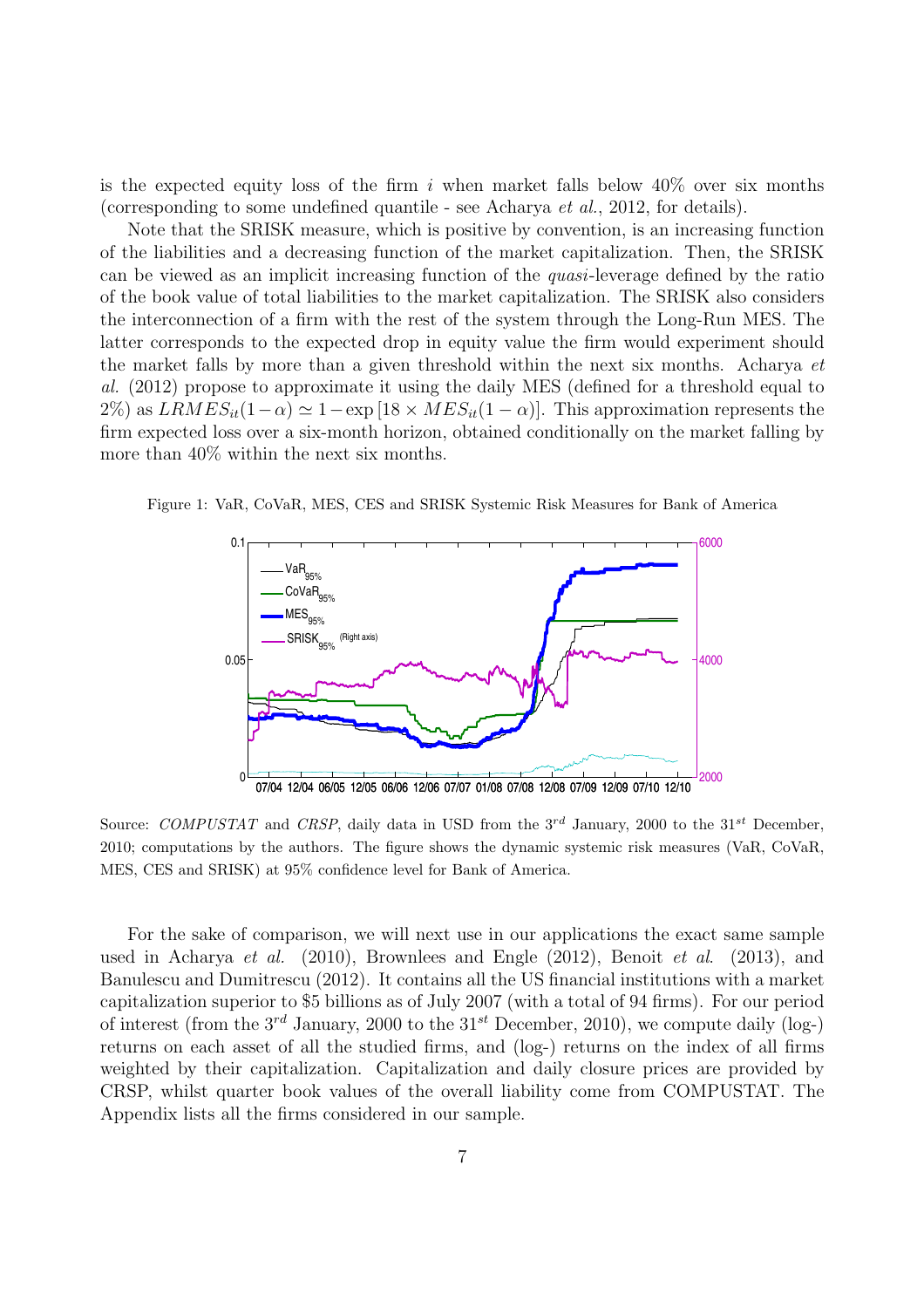is the expected equity loss of the firm $i$ when market falls below 40% over six months (corresponding to some undefined quantile - see Acharya *et al.*, 2012, for details).

Note that the SRISK measure, which is positive by convention, is an increasing function of the liabilities and a decreasing function of the market capitalization. Then, the SRISK can be viewed as an implicit increasing function of the *quasi*-leverage defined by the ratio of the book value of total liabilities to the market capitalization. The SRISK also considers the interconnection of a firm with the rest of the system through the Long-Run MES. The latter corresponds to the expected drop in equity value the firm would experiment should the market falls by more than a given threshold within the next six months. Acharya *et al.* (2012) propose to approximate it using the daily MES (defined for a threshold equal to 2%) as $LRMES_{it}(1-\alpha) \simeq 1-\exp\left[18 \times MES_{it}(1-\alpha)\right]$. This approximation represents the firm expected loss over a six-month horizon, obtained conditionally on the market falling by more than 40% within the next six months.

Figure 1: VaR, CoVaR, MES, CES and SRISK Systemic Risk Measures for Bank of America

Source: *COMPUSTAT* and *CRSP*, daily data in USD from the $3^{rd}$ January, 2000 to the $31^{st}$ December, 2010; computations by the authors. The figure shows the dynamic systemic risk measures (VaR, CoVaR, MES, CES and SRISK) at 95% confidence level for Bank of America.

For the sake of comparison, we will next use in our applications the exact same sample used in Acharya *et al.* (2010), Brownlees and Engle (2012), Benoit *et al.* (2013), and Banulescu and Dumitrescu (2012). It contains all the US financial institutions with a market capitalization superior to \$5 billions as of July 2007 (with a total of 94 firms). For our period of interest (from the $3^{rd}$ January, 2000 to the $31^{st}$ December, 2010), we compute daily (log-) returns on each asset of all the studied firms, and (log-) returns on the index of all firms weighted by their capitalization. Capitalization and daily closure prices are provided by CRSP, whilst quarter book values of the overall liability come from COMPUSTAT. The Appendix lists all the firms considered in our sample.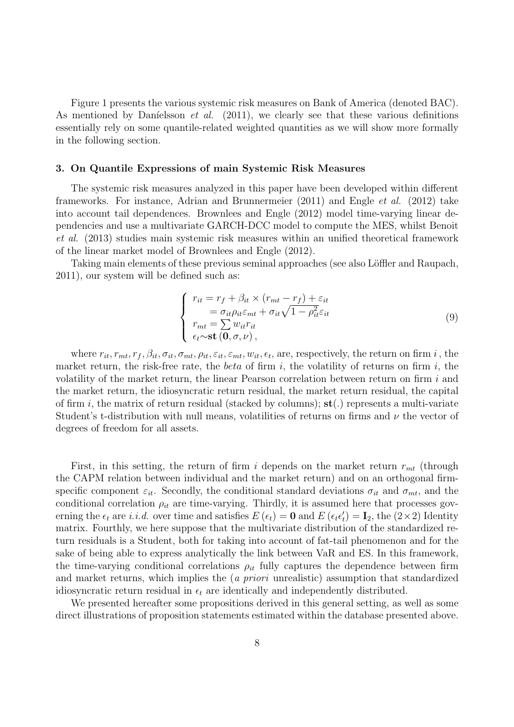Figure 1 presents the various systemic risk measures on Bank of America (denoted BAC). As mentioned by Daníelsson *et al.* (2011), we clearly see that these various definitions essentially rely on some quantile-related weighted quantities as we will show more formally in the following section.

### 3. On Quantile Expressions of main Systemic Risk Measures

The systemic risk measures analyzed in this paper have been developed within different frameworks. For instance, Adrian and Brunnermeier (2011) and Engle *et al.* (2012) take into account tail dependences. Brownlees and Engle (2012) model time-varying linear dependencies and use a multivariate GARCH-DCC model to compute the MES, whilst Benoit *et al.* (2013) studies main systemic risk measures within an unified theoretical framework of the linear market model of Brownlees and Engle (2012).

Taking main elements of these previous seminal approaches (see also Löffler and Raupach, 2011), our system will be defined such as:

$$\left\{ \begin{array}{l} r_{it} = r_f + \beta_{it} \times (r_{mt} - r_f) + \varepsilon_{it} \\ \quad = \sigma_{it}\rho_{it}\varepsilon_{mt} + \sigma_{it}\sqrt{1-\rho_{it}^2}\varepsilon_{it} \\ r_{mt} = \sum w_{it} r_{it} \\ \epsilon_t \sim \mathbf{st}\left(\mathbf{0}, \sigma, \nu\right), \end{array} \right. \tag{9}$$

where $r_{it}, r_{mt}, r_f, \beta_{it}, \sigma_{it}, \sigma_{mt}, \rho_{it}, \varepsilon_{it}, \varepsilon_{mt}, w_{it}, \epsilon_t$, are, respectively, the return on firm $i$ , the market return, the risk-free rate, the *beta* of firm $i$, the volatility of returns on firm $i$, the volatility of the market return, the linear Pearson correlation between return on firm $i$ and the market return, the idiosyncratic return residual, the market return residual, the capital of firm $i$, the matrix of return residual (stacked by columns); $\mathbf{st}(.)$ represents a multi-variate Student's t-distribution with null means, volatilities of returns on firms and $\nu$ the vector of degrees of freedom for all assets.

First, in this setting, the return of firm $i$ depends on the market return $r_{mt}$ (through the CAPM relation between individual and the market return) and on an orthogonal firm-specific component $\varepsilon_{it}$. Secondly, the conditional standard deviations $\sigma_{it}$ and $\sigma_{mt}$, and the conditional correlation $\rho_{it}$ are time-varying. Thirdly, it is assumed here that processes governing the $\epsilon_t$ are *i.i.d.* over time and satisfies $E\left(\epsilon_t\right) = \mathbf{0}$ and $E\left(\epsilon_t \epsilon_t'\right) = \mathbf{I}_2$, the $(2 \times 2)$ Identity matrix. Fourthly, we here suppose that the multivariate distribution of the standardized return residuals is a Student, both for taking into account of fat-tail phenomenon and for the sake of being able to express analytically the link between VaR and ES. In this framework, the time-varying conditional correlations $\rho_{it}$ fully captures the dependence between firm and market returns, which implies the (*a priori* unrealistic) assumption that standardized idiosyncratic return residual in $\epsilon_t$ are identically and independently distributed.

We presented hereafter some propositions derived in this general setting, as well as some direct illustrations of proposition statements estimated within the database presented above.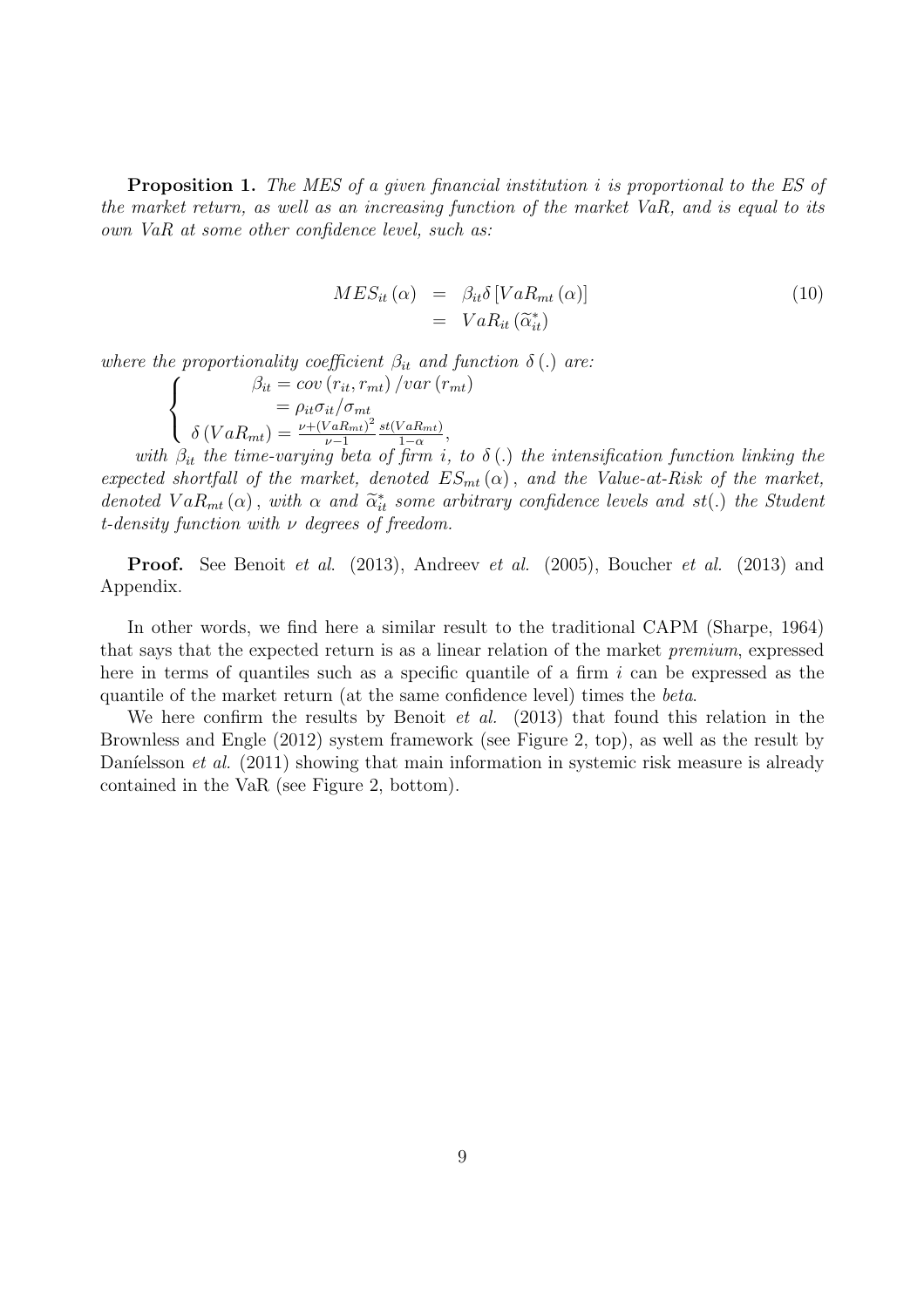**Proposition 1.** *The MES of a given financial institution $i$ is proportional to the ES of the market return, as well as an increasing function of the market VaR, and is equal to its own VaR at some other confidence level, such as:*

$$
\begin{aligned}
MES_{it}(\alpha) &= \beta_{it}\delta\left[VaR_{mt}(\alpha)\right] \\
&= VaR_{it}\left(\widetilde{\alpha}_{it}^{*}\right)
\end{aligned}
\tag{10}
$$

*where the proportionality coefficient $\beta_{it}$ and function $\delta(.)$ are:*

$$
\begin{cases}
\beta_{it} = cov\left(r_{it}, r_{mt}\right)/var\left(r_{mt}\right) \\
\qquad = \rho_{it}\sigma_{it}/\sigma_{mt} \\
\delta\left(VaR_{mt}\right) = \frac{\nu+\left(VaR_{mt}\right)^{2}}{\nu-1}\frac{st\left(VaR_{mt}\right)}{1-\alpha},
\end{cases}
$$

*with $\beta_{it}$ the time-varying beta of firm $i$, to $\delta(.)$ the intensification function linking the expected shortfall of the market, denoted $ES_{mt}(\alpha)$, and the Value-at-Risk of the market, denoted $VaR_{mt}(\alpha)$, with $\alpha$ and $\widetilde{\alpha}_{it}^{*}$ some arbitrary confidence levels and $st(.)$ the Student t-density function with $\nu$ degrees of freedom.*

**Proof.** See Benoit *et al.* (2013), Andreev *et al.* (2005), Boucher *et al.* (2013) and Appendix.

In other words, we find here a similar result to the traditional CAPM (Sharpe, 1964) that says that the expected return is as a linear relation of the market *premium*, expressed here in terms of quantiles such as a specific quantile of a firm $i$ can be expressed as the quantile of the market return (at the same confidence level) times the *beta*.

We here confirm the results by Benoit *et al.* (2013) that found this relation in the Brownless and Engle (2012) system framework (see Figure 2, top), as well as the result by Daníelsson *et al.* (2011) showing that main information in systemic risk measure is already contained in the VaR (see Figure 2, bottom).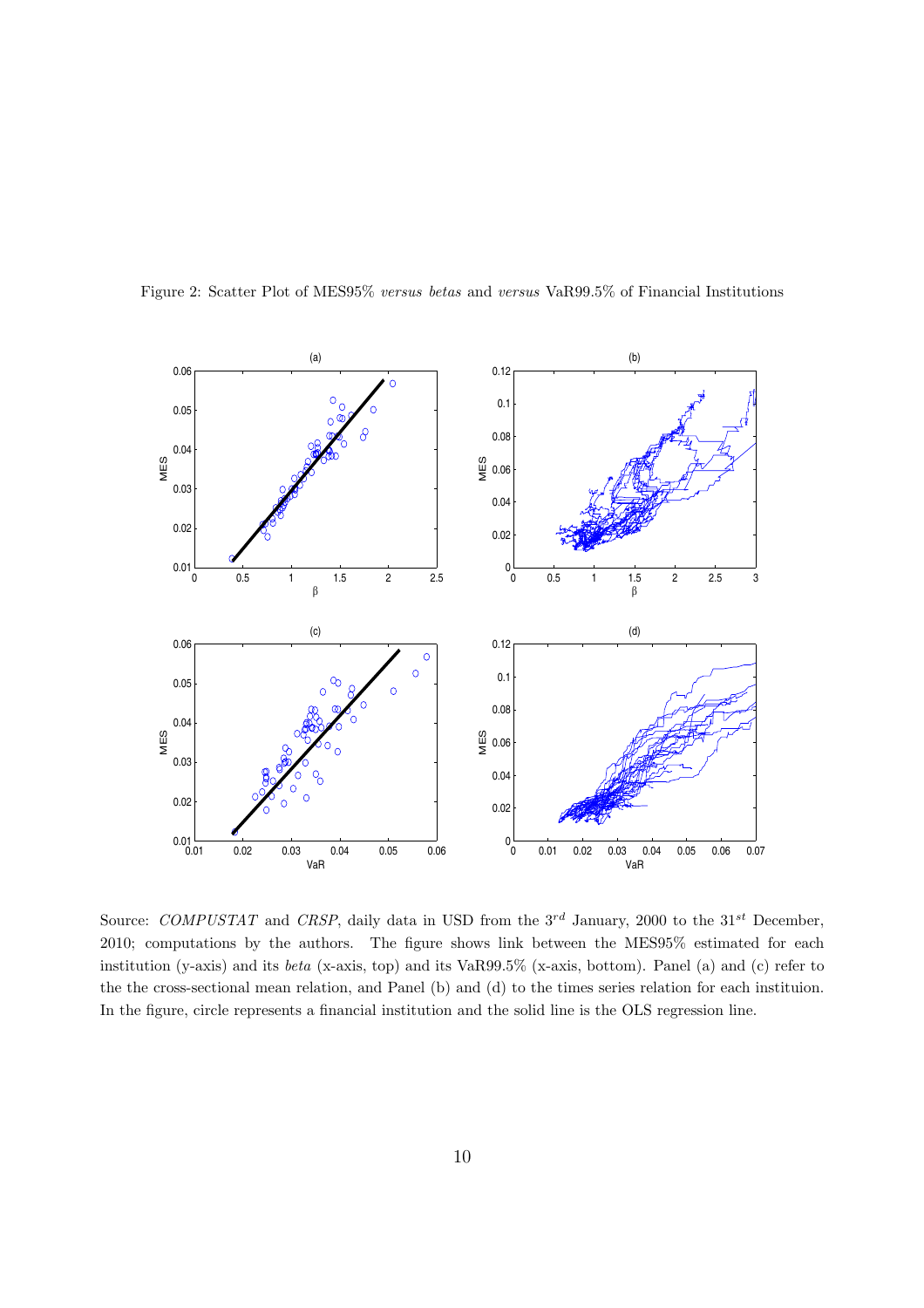Figure 2: Scatter Plot of MES95% *versus betas* and *versus* VaR99.5% of Financial Institutions

Source: *COMPUSTAT* and *CRSP*, daily data in USD from the $3^{rd}$ January, 2000 to the $31^{st}$ December, 2010; computations by the authors. The figure shows link between the MES95% estimated for each institution (y-axis) and its *beta* (x-axis, top) and its VaR99.5% (x-axis, bottom). Panel (a) and (c) refer to the the cross-sectional mean relation, and Panel (b) and (d) to the times series relation for each instituion. In the figure, circle represents a financial institution and the solid line is the OLS regression line.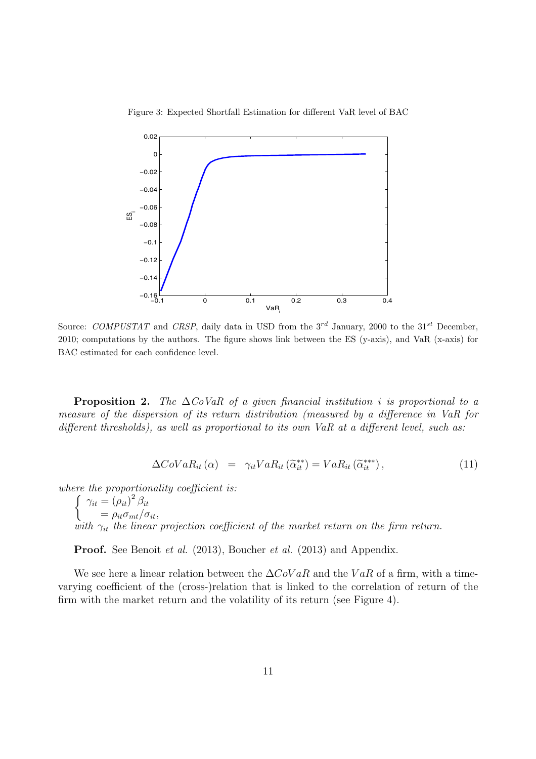Figure 3: Expected Shortfall Estimation for different VaR level of BAC

Source: *COMPUSTAT* and *CRSP*, daily data in USD from the $3^{rd}$ January, 2000 to the $31^{st}$ December, 2010; computations by the authors. The figure shows link between the ES (y-axis), and VaR (x-axis) for BAC estimated for each confidence level.

**Proposition 2.** *The $\Delta CoVaR$ of a given financial institution $i$ is proportional to a measure of the dispersion of its return distribution (measured by a difference in VaR for different thresholds), as well as proportional to its own VaR at a different level, such as:*

$$\Delta CoVaR_{it}(\alpha) \;=\; \gamma_{it} VaR_{it}\left(\widetilde{\alpha}_{it}^{**}\right) = VaR_{it}\left(\widetilde{\alpha}_{it}^{***}\right), \tag{11}$$

*where the proportionality coefficient is:*

$$\begin{cases} \gamma_{it} = \left(\rho_{it}\right)^2 \beta_{it} \\ \quad\; = \rho_{it}\sigma_{mt}/\sigma_{it}, \end{cases}$$

*with $\gamma_{it}$ the linear projection coefficient of the market return on the firm return.*

**Proof.** See Benoit *et al.* (2013), Boucher *et al.* (2013) and Appendix.

We see here a linear relation between the $\Delta CoVaR$ and the $VaR$ of a firm, with a time-varying coefficient of the (cross-)relation that is linked to the correlation of return of the firm with the market return and the volatility of its return (see Figure 4).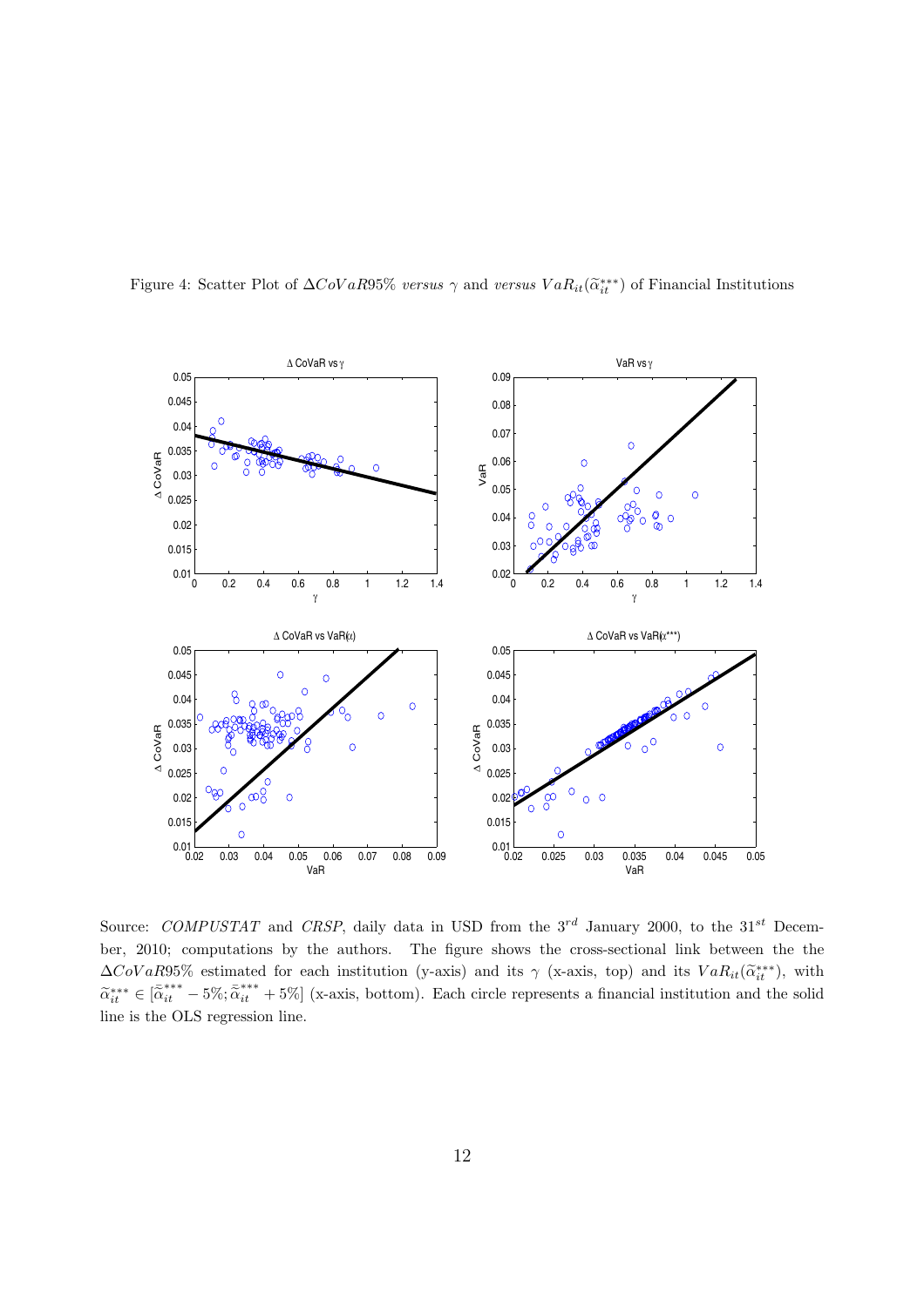Figure 4: Scatter Plot of $\Delta CoVaR95\%$ *versus* $\gamma$ and *versus* $VaR_{it}(\widetilde{\alpha}_{it}^{***})$ of Financial Institutions

Source: *COMPUSTAT* and *CRSP*, daily data in USD from the $3^{rd}$ January 2000, to the $31^{st}$ December, 2010; computations by the authors. The figure shows the cross-sectional link between the the $\Delta CoVaR95\%$ estimated for each institution (y-axis) and its $\gamma$ (x-axis, top) and its $VaR_{it}(\widetilde{\alpha}_{it}^{***})$, with $\widetilde{\alpha}_{it}^{***} \in [\bar{\widetilde{\alpha}}_{it}^{***} - 5\%; \bar{\widetilde{\alpha}}_{it}^{***} + 5\%]$ (x-axis, bottom). Each circle represents a financial institution and the solid line is the OLS regression line.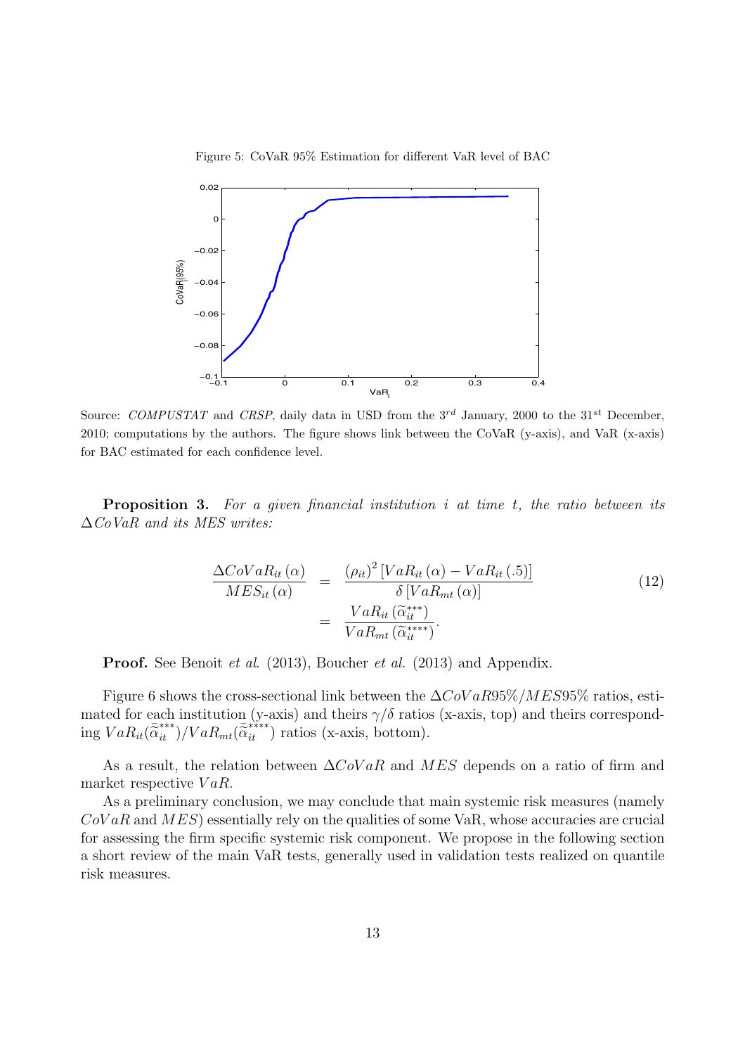Figure 5: CoVaR 95% Estimation for different VaR level of BAC

Source: *COMPUSTAT* and *CRSP*, daily data in USD from the 3[rd] January, 2000 to the 31[st] December, 2010; computations by the authors. The figure shows link between the CoVaR (y-axis), and VaR (x-axis) for BAC estimated for each confidence level.

**Proposition 3.** *For a given financial institution $i$ at time $t$, the ratio between its $\Delta CoVaR$ and its MES writes:*

$$
\begin{aligned}
\frac{\Delta CoVaR_{it}(\alpha)}{MES_{it}(\alpha)} &= \frac{(\rho_{it})^2 \left[VaR_{it}(\alpha) - VaR_{it}(.5)\right]}{\delta \left[VaR_{mt}(\alpha)\right]} \\
&= \frac{VaR_{it}(\widetilde{\alpha}_{it}^{***})}{VaR_{mt}(\widetilde{\alpha}_{it}^{****})}.
\end{aligned}
\tag{12}
$$

**Proof.** See Benoit *et al.* (2013), Boucher *et al.* (2013) and Appendix.

Figure 6 shows the cross-sectional link between the $\Delta CoVaR95\%/MES95\%$ ratios, estimated for each institution (y-axis) and theirs $\gamma/\delta$ ratios (x-axis, top) and theirs corresponding $VaR_{it}(\widetilde{\alpha}_{it}^{***})/VaR_{mt}(\widetilde{\alpha}_{it}^{****})$ ratios (x-axis, bottom).

As a result, the relation between $\Delta CoVaR$ and $MES$ depends on a ratio of firm and market respective $VaR$.

As a preliminary conclusion, we may conclude that main systemic risk measures (namely $CoVaR$ and $MES$) essentially rely on the qualities of some VaR, whose accuracies are crucial for assessing the firm specific systemic risk component. We propose in the following section a short review of the main VaR tests, generally used in validation tests realized on quantile risk measures.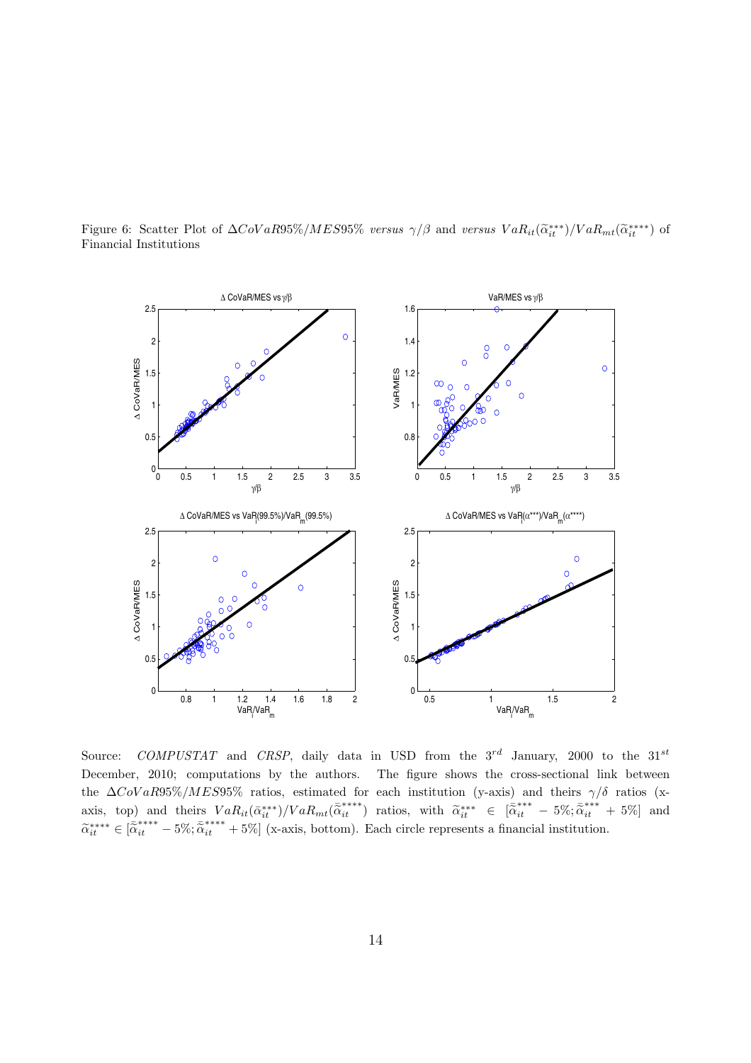Figure 6: Scatter Plot of $\Delta CoVaR95\%/MES95\%$ *versus* $\gamma/\beta$ and *versus* $VaR_{it}(\widetilde{\alpha}_{it}^{***})/VaR_{mt}(\widetilde{\alpha}_{it}^{****})$ of Financial Institutions

Source: *COMPUSTAT* and *CRSP*, daily data in USD from the $3^{rd}$ January, 2000 to the $31^{st}$ December, 2010; computations by the authors. The figure shows the cross-sectional link between the $\Delta CoVaR95\%/MES95\%$ ratios, estimated for each institution (y-axis) and theirs $\gamma/\delta$ ratios (x-axis, top) and theirs $VaR_{it}(\widetilde{\alpha}_{it}^{***})/VaR_{mt}(\widetilde{\alpha}_{it}^{****})$ ratios, with $\widetilde{\alpha}_{it}^{***} \in [\widetilde{\bar{\alpha}}_{it}^{***} - 5\%; \widetilde{\bar{\alpha}}_{it}^{***} + 5\%]$ and $\widetilde{\alpha}_{it}^{****} \in [\widetilde{\bar{\alpha}}_{it}^{****} - 5\%; \widetilde{\bar{\alpha}}_{it}^{****} + 5\%]$ (x-axis, bottom). Each circle represents a financial institution.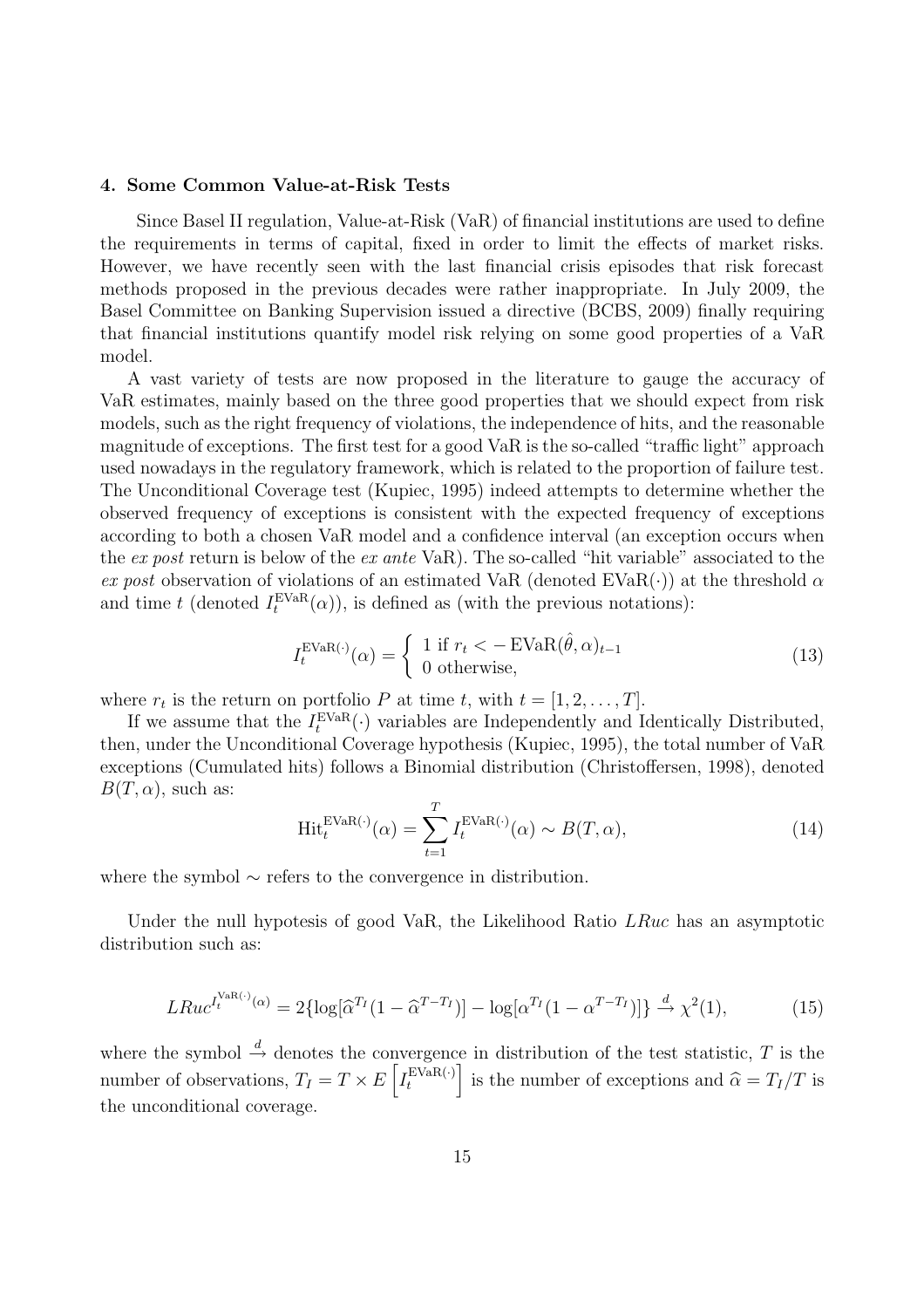## 4. Some Common Value-at-Risk Tests

Since Basel II regulation, Value-at-Risk (VaR) of financial institutions are used to define the requirements in terms of capital, fixed in order to limit the effects of market risks. However, we have recently seen with the last financial crisis episodes that risk forecast methods proposed in the previous decades were rather inappropriate. In July 2009, the Basel Committee on Banking Supervision issued a directive (BCBS, 2009) finally requiring that financial institutions quantify model risk relying on some good properties of a VaR model.

A vast variety of tests are now proposed in the literature to gauge the accuracy of VaR estimates, mainly based on the three good properties that we should expect from risk models, such as the right frequency of violations, the independence of hits, and the reasonable magnitude of exceptions. The first test for a good VaR is the so-called "traffic light" approach used nowadays in the regulatory framework, which is related to the proportion of failure test. The Unconditional Coverage test (Kupiec, 1995) indeed attempts to determine whether the observed frequency of exceptions is consistent with the expected frequency of exceptions according to both a chosen VaR model and a confidence interval (an exception occurs when the *ex post* return is below of the *ex ante* VaR). The so-called "hit variable" associated to the *ex post* observation of violations of an estimated VaR (denoted $\mathrm{EVaR}(\cdot)$) at the threshold $\alpha$ and time $t$ (denoted $I_t^{\mathrm{EVaR}}(\alpha)$), is defined as (with the previous notations):

$$I_t^{\mathrm{EVaR}(\cdot)}(\alpha) = \begin{cases} 1 \text{ if } r_t < -\,\mathrm{EVaR}(\hat{\theta}, \alpha)_{t-1} \\ 0 \text{ otherwise,} \end{cases} \tag{13}$$

where $r_t$ is the return on portfolio $P$ at time $t$, with $t = [1, 2, \ldots, T]$.

If we assume that the $I_t^{\mathrm{EVaR}}(\cdot)$ variables are Independently and Identically Distributed, then, under the Unconditional Coverage hypothesis (Kupiec, 1995), the total number of VaR exceptions (Cumulated hits) follows a Binomial distribution (Christoffersen, 1998), denoted $B(T, \alpha)$, such as:

$$\mathrm{Hit}_t^{\mathrm{EVaR}(\cdot)}(\alpha) = \sum_{t=1}^{T} I_t^{\mathrm{EVaR}(\cdot)}(\alpha) \sim B(T, \alpha), \tag{14}$$

where the symbol $\sim$ refers to the convergence in distribution.

Under the null hypotesis of good VaR, the Likelihood Ratio $LRuc$ has an asymptotic distribution such as:

$$LRuc^{I_t^{\mathrm{VaR}(\cdot)}(\alpha)} = 2\{\log[\widehat{\alpha}^{T_I}(1-\widehat{\alpha}^{T-T_I})] - \log[\alpha^{T_I}(1-\alpha^{T-T_I})]\} \xrightarrow{d} \chi^2(1), \tag{15}$$

where the symbol $\xrightarrow{d}$ denotes the convergence in distribution of the test statistic, $T$ is the number of observations, $T_I = T \times E\left[I_t^{\mathrm{EVaR}(\cdot)}\right]$ is the number of exceptions and $\widehat{\alpha} = T_I/T$ is the unconditional coverage.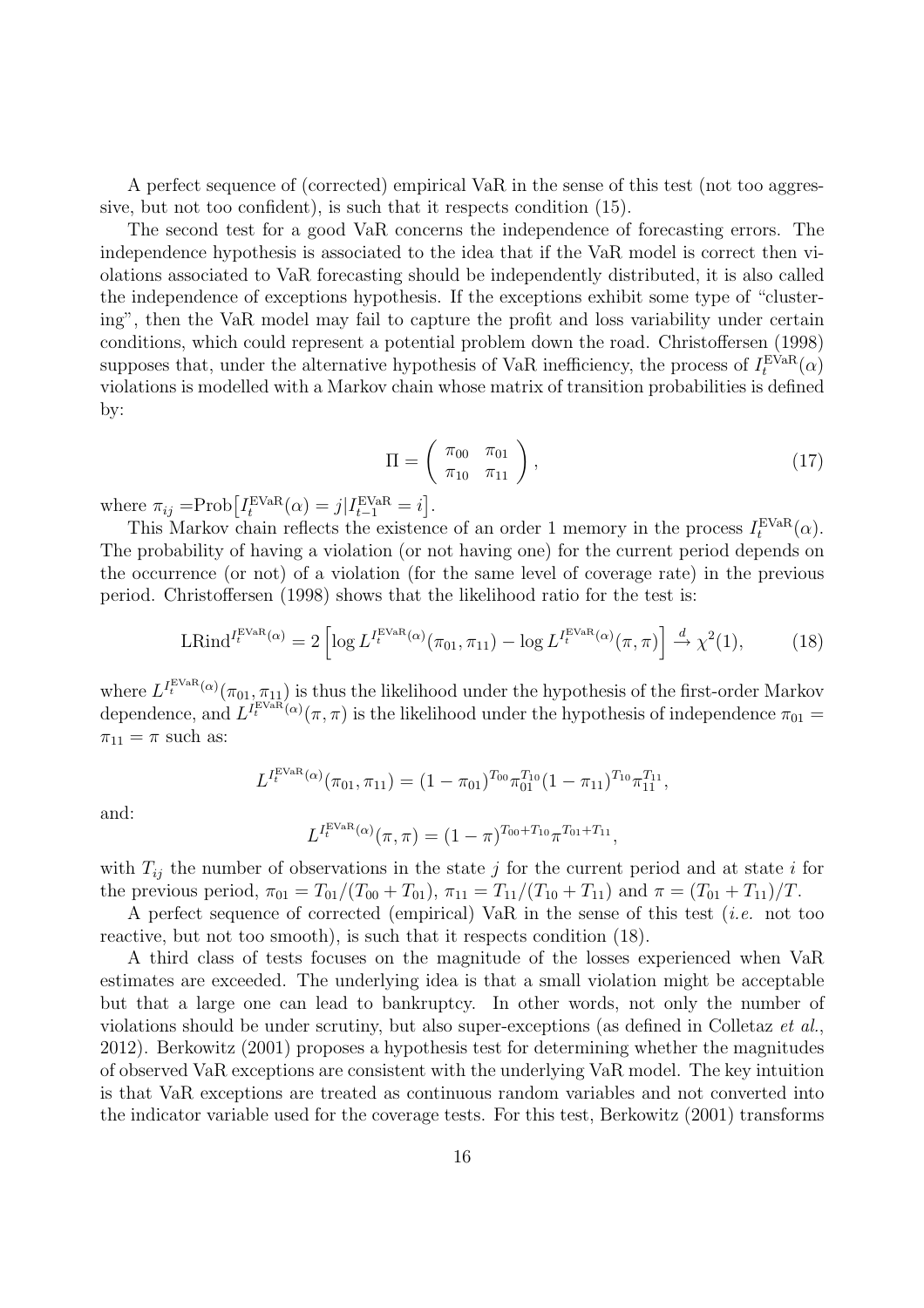A perfect sequence of (corrected) empirical VaR in the sense of this test (not too aggressive, but not too confident), is such that it respects condition (15).

The second test for a good VaR concerns the independence of forecasting errors. The independence hypothesis is associated to the idea that if the VaR model is correct then violations associated to VaR forecasting should be independently distributed, it is also called the independence of exceptions hypothesis. If the exceptions exhibit some type of "clustering", then the VaR model may fail to capture the profit and loss variability under certain conditions, which could represent a potential problem down the road. Christoffersen (1998) supposes that, under the alternative hypothesis of VaR inefficiency, the process of $I_t^{\text{EVaR}}(\alpha)$ violations is modelled with a Markov chain whose matrix of transition probabilities is defined by:

$$\Pi = \begin{pmatrix} \pi_{00} & \pi_{01} \\ \pi_{10} & \pi_{11} \end{pmatrix}, \tag{17}$$

where $\pi_{ij} = \text{Prob}\left[I_t^{\text{EVaR}}(\alpha) = j | I_{t-1}^{\text{EVaR}} = i\right]$.

This Markov chain reflects the existence of an order 1 memory in the process $I_t^{\text{EVaR}}(\alpha)$. The probability of having a violation (or not having one) for the current period depends on the occurrence (or not) of a violation (for the same level of coverage rate) in the previous period. Christoffersen (1998) shows that the likelihood ratio for the test is:

$$\text{LRind}^{I_t^{\text{EVaR}}(\alpha)} = 2\left[\log L^{I_t^{\text{EVaR}}(\alpha)}(\pi_{01}, \pi_{11}) - \log L^{I_t^{\text{EVaR}}(\alpha)}(\pi, \pi)\right] \xrightarrow{d} \chi^2(1), \tag{18}$$

where $L^{I_t^{\text{EVaR}}(\alpha)}(\pi_{01}, \pi_{11})$ is thus the likelihood under the hypothesis of the first-order Markov dependence, and $L^{I_t^{\text{EVaR}}(\alpha)}(\pi, \pi)$ is the likelihood under the hypothesis of independence $\pi_{01} = \pi_{11} = \pi$ such as:

$$L^{I_t^{\text{EVaR}}(\alpha)}(\pi_{01}, \pi_{11}) = (1 - \pi_{01})^{T_{00}} \pi_{01}^{T_{10}} (1 - \pi_{11})^{T_{10}} \pi_{11}^{T_{11}},$$

and:

$$L^{I_t^{\text{EVaR}}(\alpha)}(\pi, \pi) = (1 - \pi)^{T_{00} + T_{10}} \pi^{T_{01} + T_{11}},$$

with $T_{ij}$ the number of observations in the state $j$ for the current period and at state $i$ for the previous period, $\pi_{01} = T_{01}/(T_{00} + T_{01})$, $\pi_{11} = T_{11}/(T_{10} + T_{11})$ and $\pi = (T_{01} + T_{11})/T$.

A perfect sequence of corrected (empirical) VaR in the sense of this test (*i.e.* not too reactive, but not too smooth), is such that it respects condition (18).

A third class of tests focuses on the magnitude of the losses experienced when VaR estimates are exceeded. The underlying idea is that a small violation might be acceptable but that a large one can lead to bankruptcy. In other words, not only the number of violations should be under scrutiny, but also super-exceptions (as defined in Colletaz *et al.*, 2012). Berkowitz (2001) proposes a hypothesis test for determining whether the magnitudes of observed VaR exceptions are consistent with the underlying VaR model. The key intuition is that VaR exceptions are treated as continuous random variables and not converted into the indicator variable used for the coverage tests. For this test, Berkowitz (2001) transforms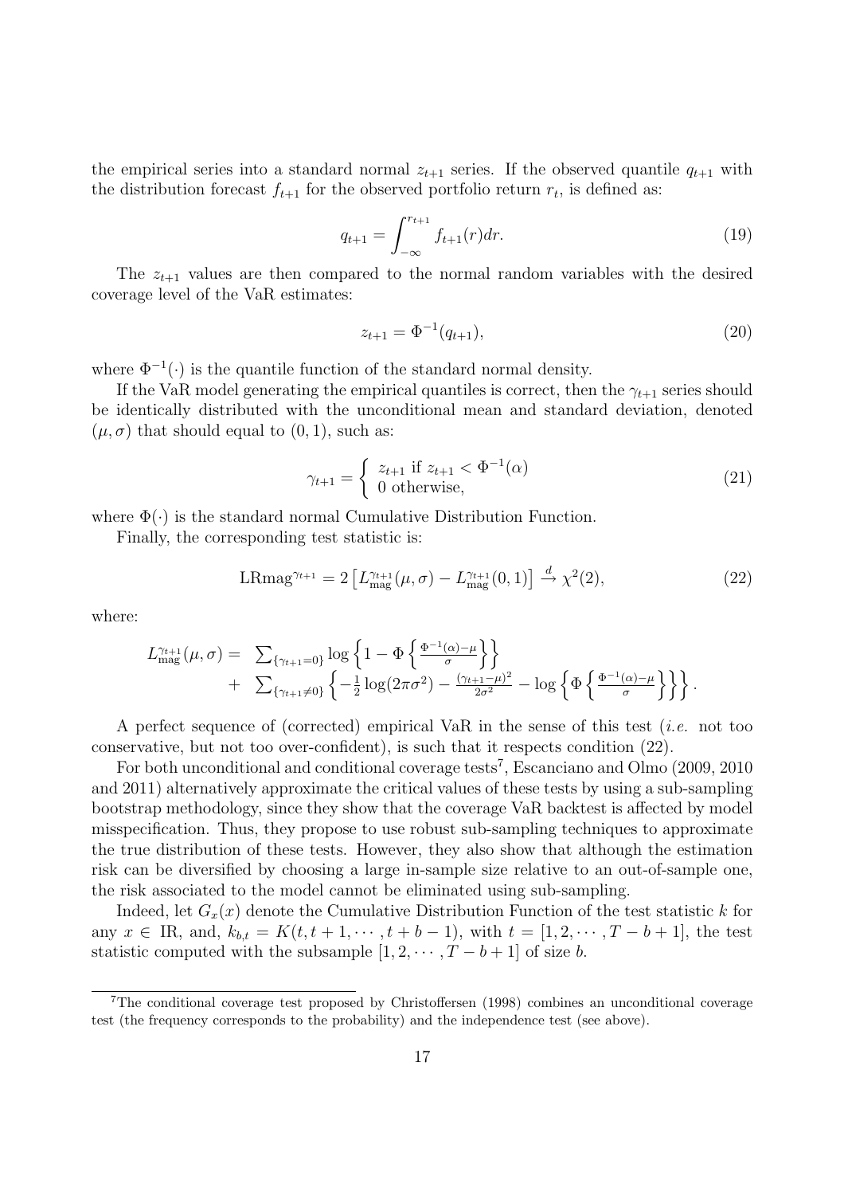the empirical series into a standard normal $z_{t+1}$ series. If the observed quantile $q_{t+1}$ with the distribution forecast $f_{t+1}$ for the observed portfolio return $r_t$, is defined as:

$$q_{t+1} = \int_{-\infty}^{r_{t+1}} f_{t+1}(r)dr. \tag{19}$$

The $z_{t+1}$ values are then compared to the normal random variables with the desired coverage level of the VaR estimates:

$$z_{t+1} = \Phi^{-1}(q_{t+1}), \tag{20}$$

where $\Phi^{-1}(\cdot)$ is the quantile function of the standard normal density.

If the VaR model generating the empirical quantiles is correct, then the $\gamma_{t+1}$ series should be identically distributed with the unconditional mean and standard deviation, denoted $(\mu, \sigma)$ that should equal to $(0, 1)$, such as:

$$\gamma_{t+1} = \begin{cases} z_{t+1} \text{ if } z_{t+1} < \Phi^{-1}(\alpha) \\ 0 \text{ otherwise,} \end{cases} \tag{21}$$

where $\Phi(\cdot)$ is the standard normal Cumulative Distribution Function.

Finally, the corresponding test statistic is:

$$\text{LRmag}^{\gamma_{t+1}} = 2\left[L_{\text{mag}}^{\gamma_{t+1}}(\mu, \sigma) - L_{\text{mag}}^{\gamma_{t+1}}(0, 1)\right] \xrightarrow{d} \chi^2(2), \tag{22}$$

where:

$$\begin{aligned} L_{\text{mag}}^{\gamma_{t+1}}(\mu, \sigma) = & \sum_{\{\gamma_{t+1}=0\}} \log\left\{1 - \Phi\left\{\frac{\Phi^{-1}(\alpha) - \mu}{\sigma}\right\}\right\} \\ & + \sum_{\{\gamma_{t+1}\neq 0\}} \left\{-\frac{1}{2}\log(2\pi\sigma^2) - \frac{(\gamma_{t+1} - \mu)^2}{2\sigma^2} - \log\left\{\Phi\left\{\frac{\Phi^{-1}(\alpha) - \mu}{\sigma}\right\}\right\}\right\}. \end{aligned}$$

A perfect sequence of (corrected) empirical VaR in the sense of this test (*i.e.* not too conservative, but not too over-confident), is such that it respects condition (22).

For both unconditional and conditional coverage tests[7], Escanciano and Olmo (2009, 2010 and 2011) alternatively approximate the critical values of these tests by using a sub-sampling bootstrap methodology, since they show that the coverage VaR backtest is affected by model misspecification. Thus, they propose to use robust sub-sampling techniques to approximate the true distribution of these tests. However, they also show that although the estimation risk can be diversified by choosing a large in-sample size relative to an out-of-sample one, the risk associated to the model cannot be eliminated using sub-sampling.

Indeed, let $G_x(x)$ denote the Cumulative Distribution Function of the test statistic $k$ for any $x \in$ IR, and, $k_{b,t} = K(t, t+1, \cdots, t+b-1)$, with $t = [1, 2, \cdots, T-b+1]$, the test statistic computed with the subsample $[1, 2, \cdots, T-b+1]$ of size $b$.

[7]The conditional coverage test proposed by Christoffersen (1998) combines an unconditional coverage test (the frequency corresponds to the probability) and the independence test (see above).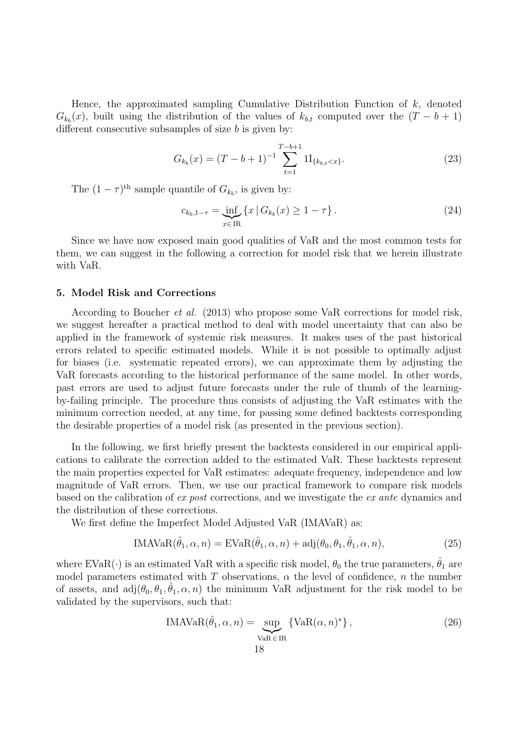Hence, the approximated sampling Cumulative Distribution Function of $k$, denoted $G_{k_b}(x)$, built using the distribution of the values of $k_{b,t}$ computed over the $(T-b+1)$ different consecutive subsamples of size $b$ is given by:

$$G_{k_b}(x) = (T-b+1)^{-1} \sum_{t=1}^{T-b+1} 1\mathrm{I}_{\{k_{b,t}<x\}}. \tag{23}$$

The $(1-\tau)^{\text{th}}$ sample quantile of $G_{k_b}$, is given by:

$$c_{k_b,1-\tau} = \underbrace{\inf}_{x \in \mathrm{IR}} \left\{ x \,|\, G_{k_b}(x) \geq 1-\tau \right\}. \tag{24}$$

Since we have now exposed main good qualities of VaR and the most common tests for them, we can suggest in the following a correction for model risk that we herein illustrate with VaR.

## 5. Model Risk and Corrections

According to Boucher *et al.* (2013) who propose some VaR corrections for model risk, we suggest hereafter a practical method to deal with model uncertainty that can also be applied in the framework of systemic risk measures. It makes uses of the past historical errors related to specific estimated models. While it is not possible to optimally adjust for biases (i.e. systematic repeated errors), we can approximate them by adjusting the VaR forecasts according to the historical performance of the same model. In other words, past errors are used to adjust future forecasts under the rule of thumb of the learning-by-failing principle. The procedure thus consists of adjusting the VaR estimates with the minimum correction needed, at any time, for passing some defined backtests corresponding the desirable properties of a model risk (as presented in the previous section).

In the following, we first briefly present the backtests considered in our empirical applications to calibrate the correction added to the estimated VaR. These backtests represent the main properties expected for VaR estimates: adequate frequency, independence and low magnitude of VaR errors. Then, we use our practical framework to compare risk models based on the calibration of *ex post* corrections, and we investigate the *ex ante* dynamics and the distribution of these corrections.

We first define the Imperfect Model Adjusted VaR (IMAVaR) as:

$$\mathrm{IMAVaR}(\hat{\theta}_1, \alpha, n) = \mathrm{EVaR}(\hat{\theta}_1, \alpha, n) + \mathrm{adj}(\theta_0, \theta_1, \hat{\theta}_1, \alpha, n), \tag{25}$$

where $\mathrm{EVaR}(\cdot)$ is an estimated VaR with a specific risk model, $\theta_0$ the true parameters, $\hat{\theta}_1$ are model parameters estimated with $T$ observations, $\alpha$ the level of confidence, $n$ the number of assets, and $\mathrm{adj}(\theta_0, \theta_1, \hat{\theta}_1, \alpha, n)$ the minimum VaR adjustment for the risk model to be validated by the supervisors, such that:

$$\mathrm{IMAVaR}(\hat{\theta}_1, \alpha, n) = \underbrace{\sup}_{\mathrm{VaR} \in \mathrm{IR}} \left\{ \mathrm{VaR}(\alpha, n)^* \right\}, \tag{26}$$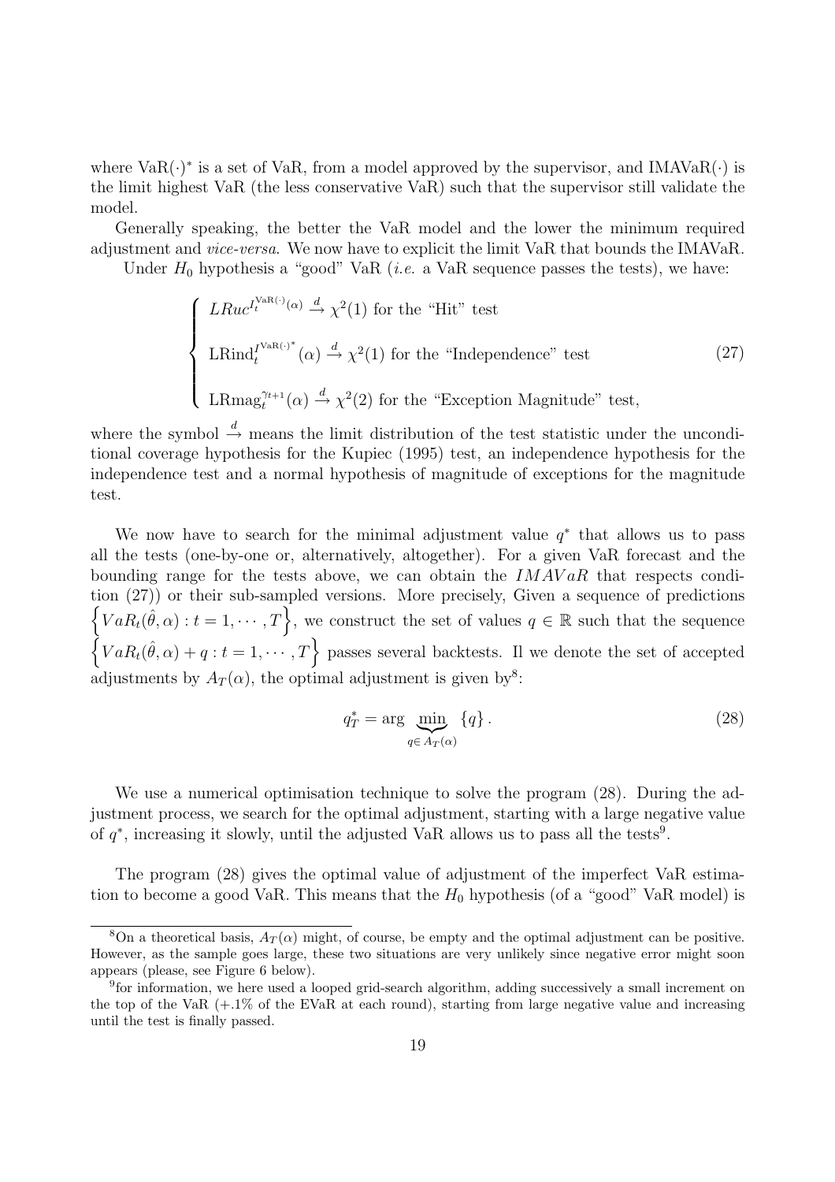where $\text{VaR}(\cdot)^*$ is a set of VaR, from a model approved by the supervisor, and $\text{IMAVaR}(\cdot)$ is the limit highest VaR (the less conservative VaR) such that the supervisor still validate the model.

Generally speaking, the better the VaR model and the lower the minimum required adjustment and *vice-versa*. We now have to explicit the limit VaR that bounds the IMAVaR.

Under $H_0$ hypothesis a "good" VaR (*i.e.* a VaR sequence passes the tests), we have:

$$
\begin{cases}
LRuc^{I_t^{\text{VaR}(\cdot)}(\alpha)} \xrightarrow{d} \chi^2(1) \text{ for the "Hit" test} \\
\text{LRind}_t^{I^{\text{VaR}(\cdot)^*}}(\alpha) \xrightarrow{d} \chi^2(1) \text{ for the "Independence" test} \\
\text{LRmag}_t^{\gamma_{t+1}}(\alpha) \xrightarrow{d} \chi^2(2) \text{ for the "Exception Magnitude" test,}
\end{cases}
\tag{27}
$$

where the symbol $\xrightarrow{d}$ means the limit distribution of the test statistic under the unconditional coverage hypothesis for the Kupiec (1995) test, an independence hypothesis for the independence test and a normal hypothesis of magnitude of exceptions for the magnitude test.

We now have to search for the minimal adjustment value $q^*$ that allows us to pass all the tests (one-by-one or, alternatively, altogether). For a given VaR forecast and the bounding range for the tests above, we can obtain the $IMAVaR$ that respects condition (27)) or their sub-sampled versions. More precisely, Given a sequence of predictions $\left\{VaR_t(\hat{\theta}, \alpha) : t = 1, \cdots, T\right\}$, we construct the set of values $q \in \mathbb{R}$ such that the sequence $\left\{VaR_t(\hat{\theta}, \alpha) + q : t = 1, \cdots, T\right\}$ passes several backtests. Il we denote the set of accepted adjustments by $A_T(\alpha)$, the optimal adjustment is given by[8]:

$$
q_T^* = \arg \underbrace{\min}_{q \in A_T(\alpha)} \{q\}. \tag{28}
$$

We use a numerical optimisation technique to solve the program (28). During the adjustment process, we search for the optimal adjustment, starting with a large negative value of $q^*$, increasing it slowly, until the adjusted VaR allows us to pass all the tests[9].

The program (28) gives the optimal value of adjustment of the imperfect VaR estimation to become a good VaR. This means that the $H_0$ hypothesis (of a "good" VaR model) is

---

[8] On a theoretical basis, $A_T(\alpha)$ might, of course, be empty and the optimal adjustment can be positive. However, as the sample goes large, these two situations are very unlikely since negative error might soon appears (please, see Figure 6 below).

[9] for information, we here used a looped grid-search algorithm, adding successively a small increment on the top of the VaR (+.1% of the EVaR at each round), starting from large negative value and increasing until the test is finally passed.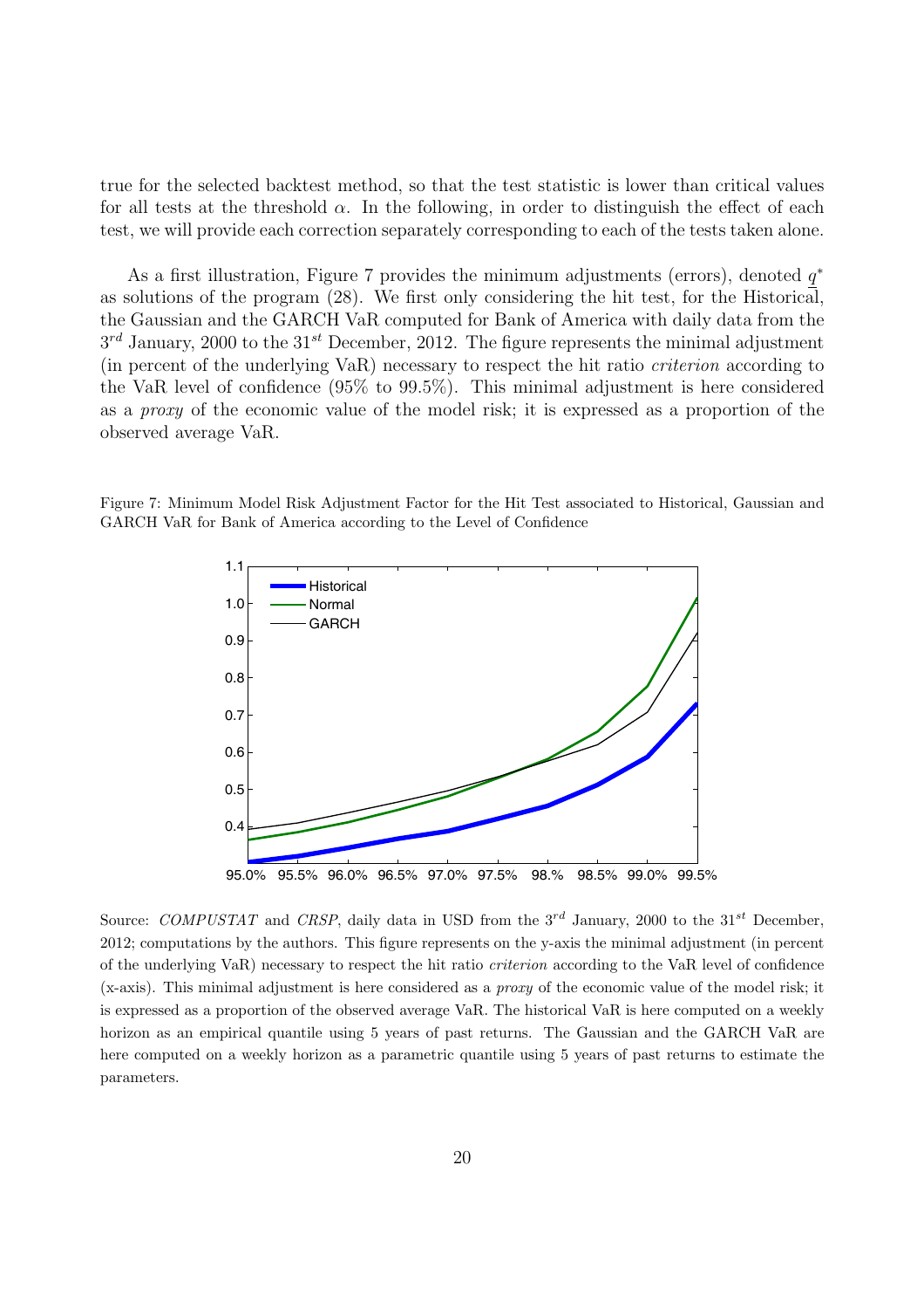true for the selected backtest method, so that the test statistic is lower than critical values for all tests at the threshold $\alpha$. In the following, in order to distinguish the effect of each test, we will provide each correction separately corresponding to each of the tests taken alone.

As a first illustration, Figure 7 provides the minimum adjustments (errors), denoted $\underline{q}^*$ as solutions of the program (28). We first only considering the hit test, for the Historical, the Gaussian and the GARCH VaR computed for Bank of America with daily data from the $3^{rd}$ January, 2000 to the $31^{st}$ December, 2012. The figure represents the minimal adjustment (in percent of the underlying VaR) necessary to respect the hit ratio *criterion* according to the VaR level of confidence (95% to 99.5%). This minimal adjustment is here considered as a *proxy* of the economic value of the model risk; it is expressed as a proportion of the observed average VaR.

Figure 7: Minimum Model Risk Adjustment Factor for the Hit Test associated to Historical, Gaussian and GARCH VaR for Bank of America according to the Level of Confidence

Source: *COMPUSTAT* and *CRSP*, daily data in USD from the $3^{rd}$ January, 2000 to the $31^{st}$ December, 2012; computations by the authors. This figure represents on the y-axis the minimal adjustment (in percent of the underlying VaR) necessary to respect the hit ratio *criterion* according to the VaR level of confidence (x-axis). This minimal adjustment is here considered as a *proxy* of the economic value of the model risk; it is expressed as a proportion of the observed average VaR. The historical VaR is here computed on a weekly horizon as an empirical quantile using 5 years of past returns. The Gaussian and the GARCH VaR are here computed on a weekly horizon as a parametric quantile using 5 years of past returns to estimate the parameters.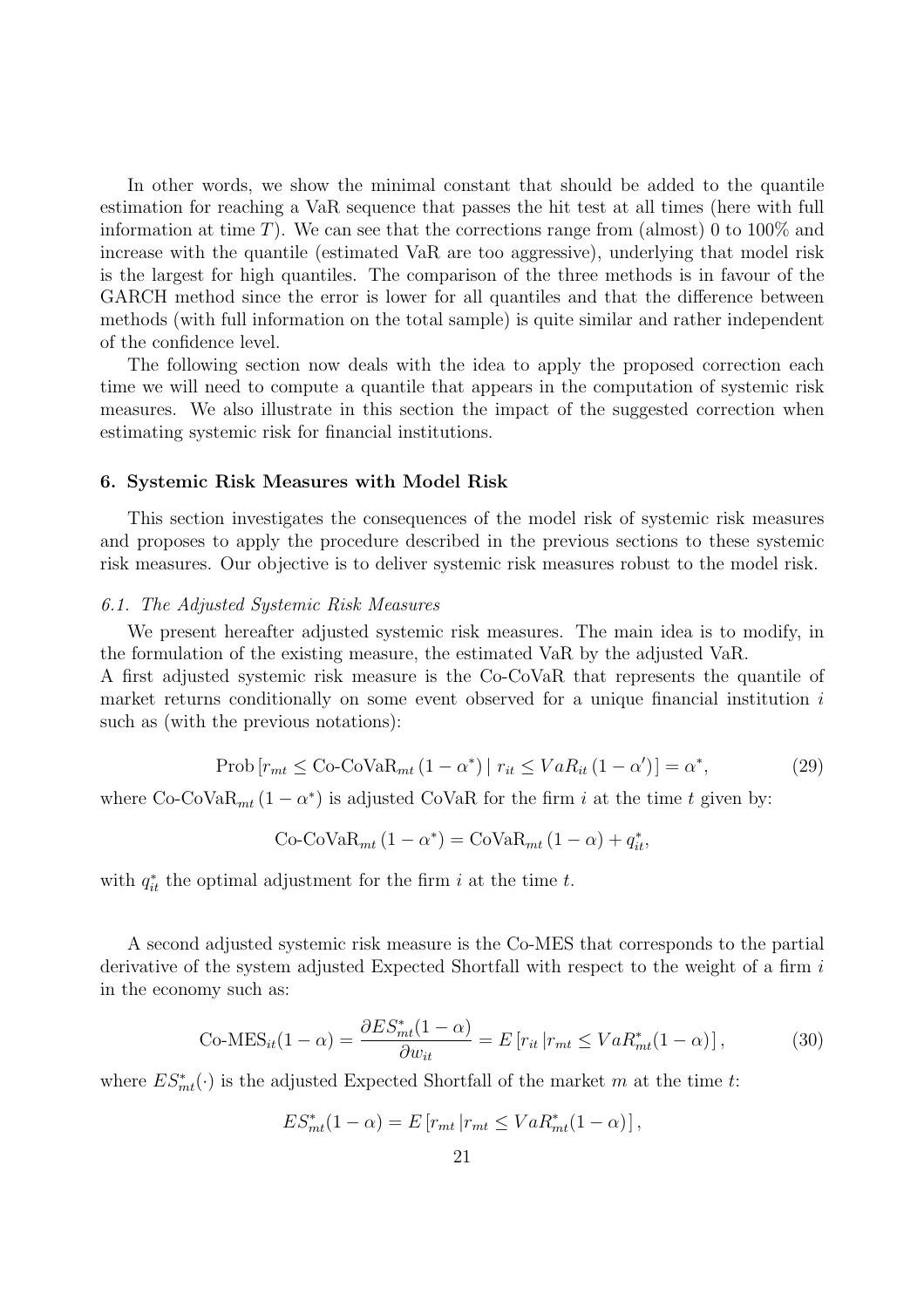In other words, we show the minimal constant that should be added to the quantile estimation for reaching a VaR sequence that passes the hit test at all times (here with full information at time $T$). We can see that the corrections range from (almost) 0 to 100% and increase with the quantile (estimated VaR are too aggressive), underlying that model risk is the largest for high quantiles. The comparison of the three methods is in favour of the GARCH method since the error is lower for all quantiles and that the difference between methods (with full information on the total sample) is quite similar and rather independent of the confidence level.

The following section now deals with the idea to apply the proposed correction each time we will need to compute a quantile that appears in the computation of systemic risk measures. We also illustrate in this section the impact of the suggested correction when estimating systemic risk for financial institutions.

## 6. Systemic Risk Measures with Model Risk

This section investigates the consequences of the model risk of systemic risk measures and proposes to apply the procedure described in the previous sections to these systemic risk measures. Our objective is to deliver systemic risk measures robust to the model risk.

### *6.1. The Adjusted Systemic Risk Measures*

We present hereafter adjusted systemic risk measures. The main idea is to modify, in the formulation of the existing measure, the estimated VaR by the adjusted VaR.

A first adjusted systemic risk measure is the Co-CoVaR that represents the quantile of market returns conditionally on some event observed for a unique financial institution $i$ such as (with the previous notations):

$$\text{Prob}\left[r_{mt} \leq \text{Co-CoVaR}_{mt}\left(1-\alpha^*\right) \mid r_{it} \leq VaR_{it}\left(1-\alpha'\right)\right] = \alpha^*, \tag{29}$$

where $\text{Co-CoVaR}_{mt}\left(1-\alpha^*\right)$ is adjusted CoVaR for the firm $i$ at the time $t$ given by:

$$\text{Co-CoVaR}_{mt}\left(1-\alpha^*\right) = \text{CoVaR}_{mt}\left(1-\alpha\right) + q_{it}^*,$$

with $q_{it}^*$ the optimal adjustment for the firm $i$ at the time $t$.

A second adjusted systemic risk measure is the Co-MES that corresponds to the partial derivative of the system adjusted Expected Shortfall with respect to the weight of a firm $i$ in the economy such as:

$$\text{Co-MES}_{it}(1-\alpha) = \frac{\partial ES_{mt}^*(1-\alpha)}{\partial w_{it}} = E\left[r_{it} \left| r_{mt} \leq VaR_{mt}^*(1-\alpha)\right.\right], \tag{30}$$

where $ES_{mt}^*(\cdot)$ is the adjusted Expected Shortfall of the market $m$ at the time $t$:

$$ES_{mt}^*(1-\alpha) = E\left[r_{mt} \left| r_{mt} \leq VaR_{mt}^*(1-\alpha)\right.\right],$$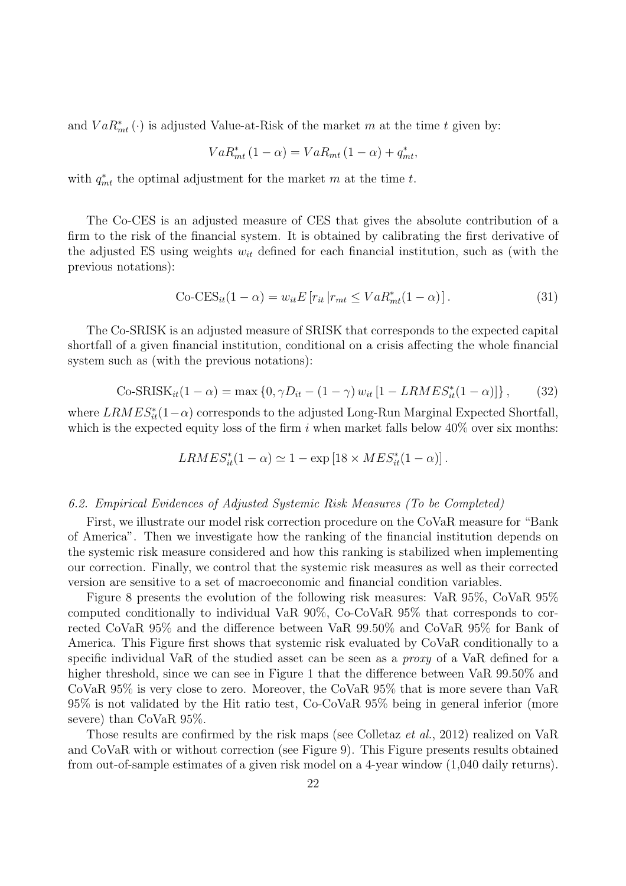and $VaR^*_{mt}(\cdot)$ is adjusted Value-at-Risk of the market $m$ at the time $t$ given by:

$$VaR^*_{mt}(1-\alpha) = VaR_{mt}(1-\alpha) + q^*_{mt},$$

with $q^*_{mt}$ the optimal adjustment for the market $m$ at the time $t$.

The Co-CES is an adjusted measure of CES that gives the absolute contribution of a firm to the risk of the financial system. It is obtained by calibrating the first derivative of the adjusted ES using weights $w_{it}$ defined for each financial institution, such as (with the previous notations):

$$\text{Co-CES}_{it}(1-\alpha) = w_{it} E\left[r_{it} \left| r_{mt} \leq VaR^*_{mt}(1-\alpha)\right.\right]. \quad (31)$$

The Co-SRISK is an adjusted measure of SRISK that corresponds to the expected capital shortfall of a given financial institution, conditional on a crisis affecting the whole financial system such as (with the previous notations):

$$\text{Co-SRISK}_{it}(1-\alpha) = \max\left\{0, \gamma D_{it} - (1-\gamma)\, w_{it}\left[1 - LRMES^*_{it}(1-\alpha)\right]\right\}, \quad (32)$$

where $LRMES^*_{it}(1-\alpha)$ corresponds to the adjusted Long-Run Marginal Expected Shortfall, which is the expected equity loss of the firm $i$ when market falls below 40% over six months:

$$LRMES^*_{it}(1-\alpha) \simeq 1 - \exp\left[18 \times MES^*_{it}(1-\alpha)\right].$$

### *6.2. Empirical Evidences of Adjusted Systemic Risk Measures (To be Completed)*

First, we illustrate our model risk correction procedure on the CoVaR measure for "Bank of America". Then we investigate how the ranking of the financial institution depends on the systemic risk measure considered and how this ranking is stabilized when implementing our correction. Finally, we control that the systemic risk measures as well as their corrected version are sensitive to a set of macroeconomic and financial condition variables.

Figure 8 presents the evolution of the following risk measures: VaR 95%, CoVaR 95% computed conditionally to individual VaR 90%, Co-CoVaR 95% that corresponds to corrected CoVaR 95% and the difference between VaR 99.50% and CoVaR 95% for Bank of America. This Figure first shows that systemic risk evaluated by CoVaR conditionally to a specific individual VaR of the studied asset can be seen as a *proxy* of a VaR defined for a higher threshold, since we can see in Figure 1 that the difference between VaR 99.50% and CoVaR 95% is very close to zero. Moreover, the CoVaR 95% that is more severe than VaR 95% is not validated by the Hit ratio test, Co-CoVaR 95% being in general inferior (more severe) than CoVaR 95%.

Those results are confirmed by the risk maps (see Colletaz *et al.*, 2012) realized on VaR and CoVaR with or without correction (see Figure 9). This Figure presents results obtained from out-of-sample estimates of a given risk model on a 4-year window (1,040 daily returns).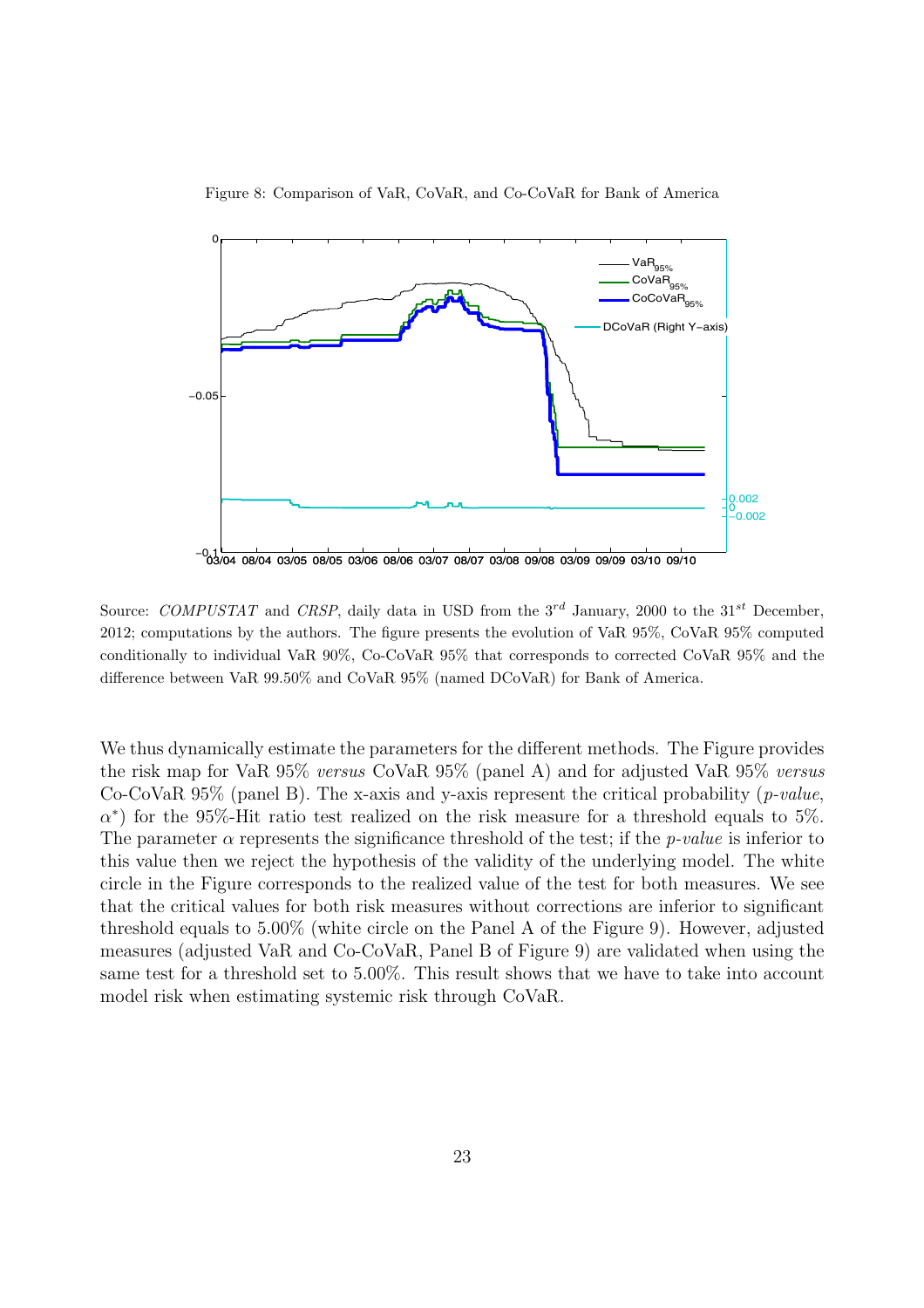Figure 8: Comparison of VaR, CoVaR, and Co-CoVaR for Bank of America

Source: *COMPUSTAT* and *CRSP*, daily data in USD from the $3^{rd}$ January, 2000 to the $31^{st}$ December, 2012; computations by the authors. The figure presents the evolution of VaR 95%, CoVaR 95% computed conditionally to individual VaR 90%, Co-CoVaR 95% that corresponds to corrected CoVaR 95% and the difference between VaR 99.50% and CoVaR 95% (named DCoVaR) for Bank of America.

We thus dynamically estimate the parameters for the different methods. The Figure provides the risk map for VaR 95% *versus* CoVaR 95% (panel A) and for adjusted VaR 95% *versus* Co-CoVaR 95% (panel B). The x-axis and y-axis represent the critical probability (*p-value*, $\alpha^*$) for the 95%-Hit ratio test realized on the risk measure for a threshold equals to 5%. The parameter $\alpha$ represents the significance threshold of the test; if the *p-value* is inferior to this value then we reject the hypothesis of the validity of the underlying model. The white circle in the Figure corresponds to the realized value of the test for both measures. We see that the critical values for both risk measures without corrections are inferior to significant threshold equals to 5.00% (white circle on the Panel A of the Figure 9). However, adjusted measures (adjusted VaR and Co-CoVaR, Panel B of Figure 9) are validated when using the same test for a threshold set to 5.00%. This result shows that we have to take into account model risk when estimating systemic risk through CoVaR.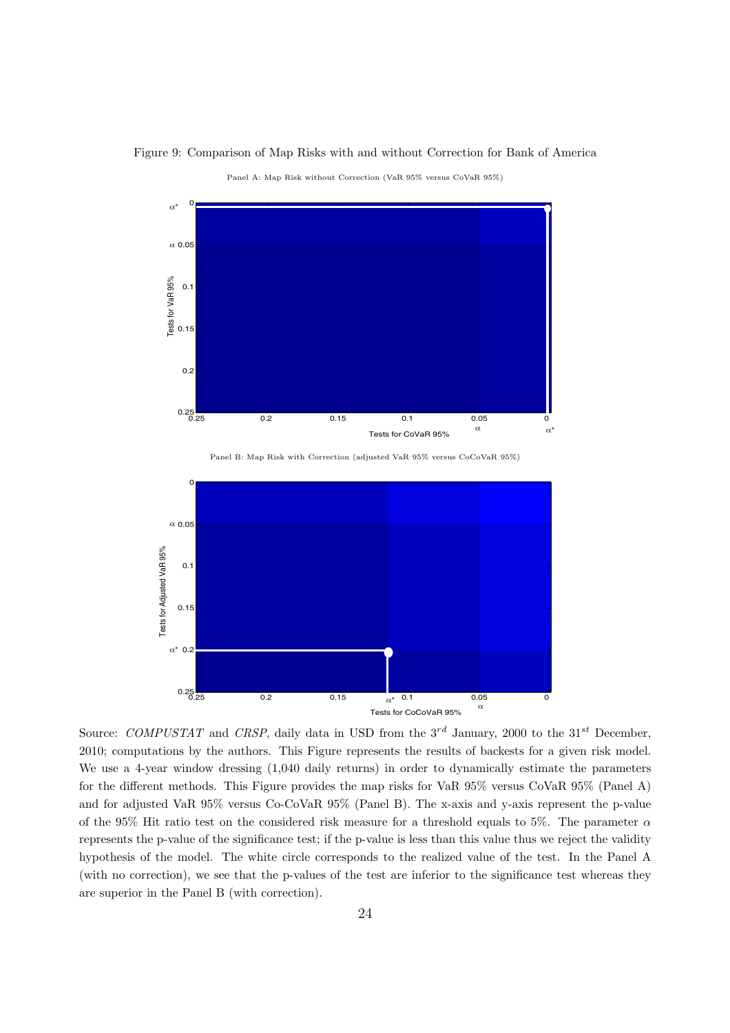Figure 9: Comparison of Map Risks with and without Correction for Bank of America

Panel A: Map Risk without Correction (VaR 95% versus CoVaR 95%)

Panel B: Map Risk with Correction (adjusted VaR 95% versus CoCoVaR 95%)

Source: *COMPUSTAT* and *CRSP*, daily data in USD from the $3^{rd}$ January, 2000 to the $31^{st}$ December, 2010; computations by the authors. This Figure represents the results of backests for a given risk model. We use a 4-year window dressing (1,040 daily returns) in order to dynamically estimate the parameters for the different methods. This Figure provides the map risks for VaR 95% versus CoVaR 95% (Panel A) and for adjusted VaR 95% versus Co-CoVaR 95% (Panel B). The x-axis and y-axis represent the p-value of the 95% Hit ratio test on the considered risk measure for a threshold equals to 5%. The parameter $\alpha$ represents the p-value of the significance test; if the p-value is less than this value thus we reject the validity hypothesis of the model. The white circle corresponds to the realized value of the test. In the Panel A (with no correction), we see that the p-values of the test are inferior to the significance test whereas they are superior in the Panel B (with correction).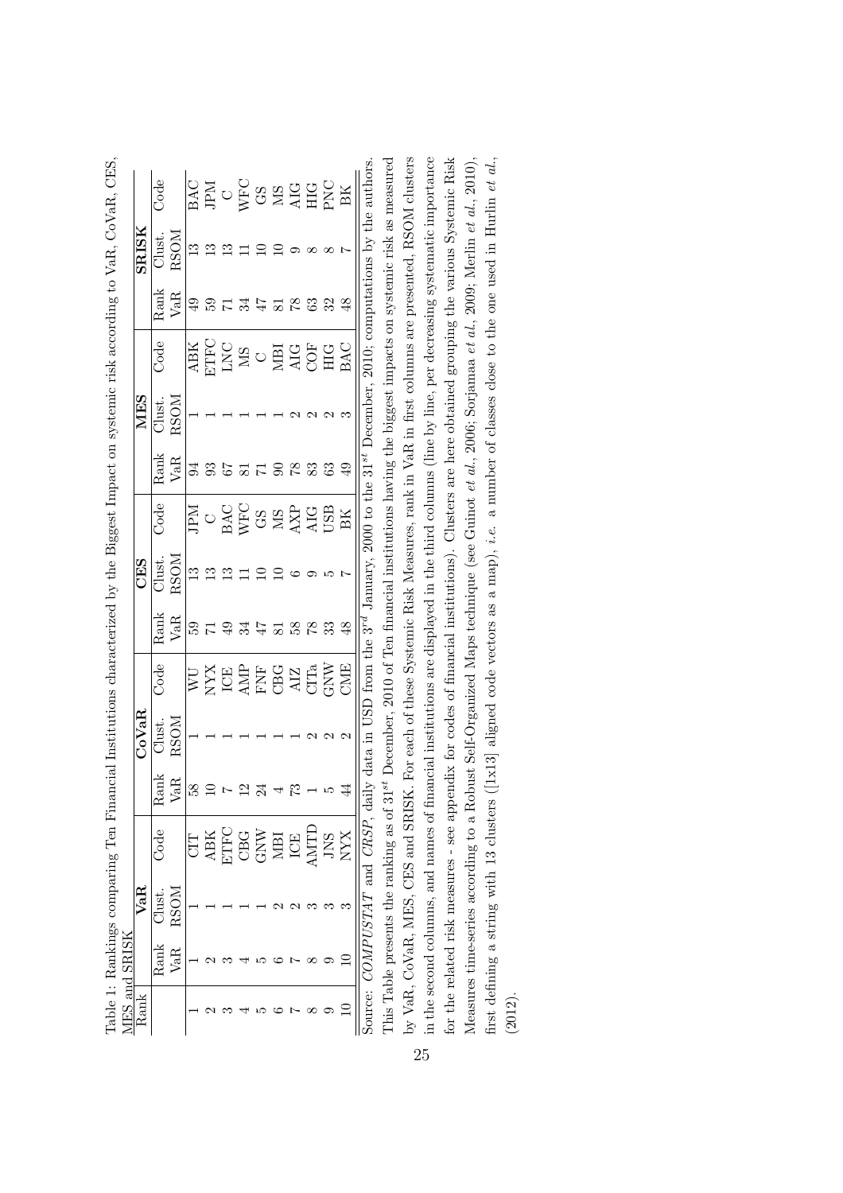Table 1: Rankings comparing Ten Financial Institutions characterized by the Biggest Impact on systemic risk according to VaR, CoVaR, CES, MES and SRISK

| Rank | VaR | | | CoVaR | | | CES | | | MES | | | SRISK | | |
|---|---|---|---|---|---|---|---|---|---|---|---|---|---|---|---|
| | Rank VaR | Clust. RSOM | Code | Rank VaR | Clust. RSOM | Code | Rank VaR | Clust. RSOM | Code | Rank VaR | Clust. RSOM | Code | Rank VaR | Clust. RSOM | Code |
| 1 | 1 | 1 | CIT | 58 | 1 | WU | 59 | 13 | JPM | 94 | 1 | ABK | 49 | 13 | BAC |
| 2 | 2 | 1 | ABK | 10 | 1 | NYX | 71 | 13 | C | 93 | 1 | ETFC | 59 | 13 | JPM |
| 3 | 3 | 1 | ETFC | 7 | 1 | ICE | 49 | 13 | BAC | 67 | 1 | LNC | 71 | 13 | C |
| 4 | 4 | 1 | CBG | 12 | 1 | AMP | 34 | 11 | WFC | 81 | 1 | MS | 34 | 11 | WFC |
| 5 | 5 | 1 | GNW | 24 | 1 | FNF | 47 | 10 | GS | 71 | 1 | C | 47 | 10 | GS |
| 6 | 6 | 2 | MBI | 4 | 1 | CBG | 81 | 10 | MS | 90 | 1 | MBI | 81 | 10 | MS |
| 7 | 7 | 2 | ICE | 73 | 1 | AIZ | 58 | 6 | AXP | 78 | 2 | AIG | 78 | 9 | AIG |
| 8 | 8 | 3 | AMTD | 1 | 2 | CITa | 78 | 9 | AIG | 83 | 2 | COF | 63 | 8 | HIG |
| 9 | 9 | 3 | JNS | 5 | 2 | GNW | 33 | 5 | USB | 63 | 2 | HIG | 32 | 8 | PNC |
| 10 | 10 | 3 | NYX | 44 | 2 | CME | 48 | 7 | BK | 49 | 3 | BAC | 48 | 7 | BK |

Source: *COMPUSTAT* and *CRSP*, daily data in USD from the $3^{rd}$ January, 2000 to the $31^{st}$ December, 2010; computations by the authors. This Table presents the ranking as of $31^{st}$ December, 2010 of Ten financial institutions having the biggest impacts on systemic risk as measured by VaR, CoVaR, MES, CES and SRISK. For each of these Systemic Risk Measures, rank in VaR in first columns are presented, RSOM clusters in the second columns, and names of financial institutions are displayed in the third columns (line by line, per decreasing systematic importance for the related risk measures - see appendix for codes of financial institutions). Clusters are here obtained grouping the various Systemic Risk Measures time-series according to a Robust Self-Organized Maps technique (see Guinot *et al.*, 2006; Sorjamaa *et al.*, 2009; Merlin *et al.*, 2010), first defining a string with 13 clusters ([1x13] aligned code vectors as a map), *i.e.* a number of classes close to the one used in Hurlin *et al.*, (2012).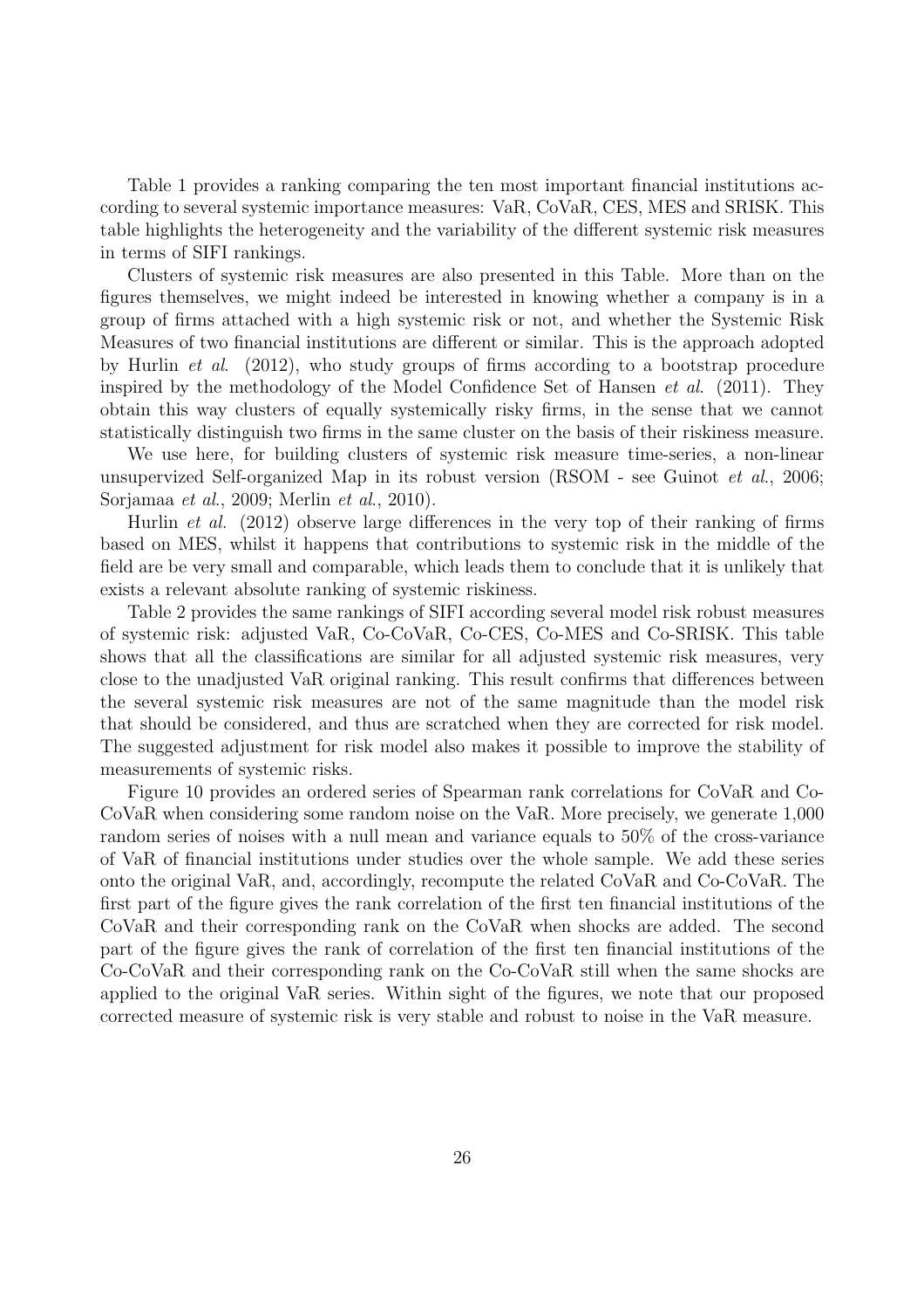Table 1 provides a ranking comparing the ten most important financial institutions according to several systemic importance measures: VaR, CoVaR, CES, MES and SRISK. This table highlights the heterogeneity and the variability of the different systemic risk measures in terms of SIFI rankings.

Clusters of systemic risk measures are also presented in this Table. More than on the figures themselves, we might indeed be interested in knowing whether a company is in a group of firms attached with a high systemic risk or not, and whether the Systemic Risk Measures of two financial institutions are different or similar. This is the approach adopted by Hurlin *et al.* (2012), who study groups of firms according to a bootstrap procedure inspired by the methodology of the Model Confidence Set of Hansen *et al.* (2011). They obtain this way clusters of equally systemically risky firms, in the sense that we cannot statistically distinguish two firms in the same cluster on the basis of their riskiness measure.

We use here, for building clusters of systemic risk measure time-series, a non-linear unsupervized Self-organized Map in its robust version (RSOM - see Guinot *et al.*, 2006; Sorjamaa *et al.*, 2009; Merlin *et al.*, 2010).

Hurlin *et al.* (2012) observe large differences in the very top of their ranking of firms based on MES, whilst it happens that contributions to systemic risk in the middle of the field are be very small and comparable, which leads them to conclude that it is unlikely that exists a relevant absolute ranking of systemic riskiness.

Table 2 provides the same rankings of SIFI according several model risk robust measures of systemic risk: adjusted VaR, Co-CoVaR, Co-CES, Co-MES and Co-SRISK. This table shows that all the classifications are similar for all adjusted systemic risk measures, very close to the unadjusted VaR original ranking. This result confirms that differences between the several systemic risk measures are not of the same magnitude than the model risk that should be considered, and thus are scratched when they are corrected for risk model. The suggested adjustment for risk model also makes it possible to improve the stability of measurements of systemic risks.

Figure 10 provides an ordered series of Spearman rank correlations for CoVaR and Co-CoVaR when considering some random noise on the VaR. More precisely, we generate 1,000 random series of noises with a null mean and variance equals to 50% of the cross-variance of VaR of financial institutions under studies over the whole sample. We add these series onto the original VaR, and, accordingly, recompute the related CoVaR and Co-CoVaR. The first part of the figure gives the rank correlation of the first ten financial institutions of the CoVaR and their corresponding rank on the CoVaR when shocks are added. The second part of the figure gives the rank of correlation of the first ten financial institutions of the Co-CoVaR and their corresponding rank on the Co-CoVaR still when the same shocks are applied to the original VaR series. Within sight of the figures, we note that our proposed corrected measure of systemic risk is very stable and robust to noise in the VaR measure.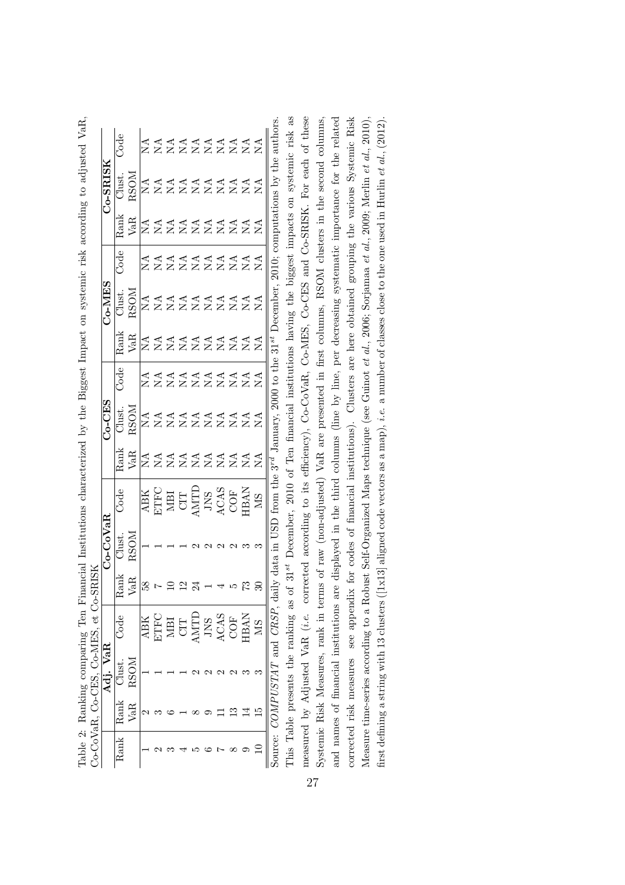Table 2: Ranking comparing Ten Financial Institutions characterized by the Biggest Impact on systemic risk according to adjusted VaR, Co-CoVaR, Co-CES, Co-MES, et Co-SRISK

| Rank | Adj. VaR | | | Co-CoVaR | | | Co-CES | | | Co-MES | | | Co-SRISK | | |
|---|---|---|---|---|---|---|---|---|---|---|---|---|---|---|---|
| | Rank VaR | Clust. RSOM | Code | Rank VaR | Clust. RSOM | Code | Rank VaR | Clust. RSOM | Code | Rank VaR | Clust. RSOM | Code | Rank VaR | Clust. RSOM | Code |
| 1 | 2 | 1 | ABK | 58 | 1 | ABK | NA | NA | NA | NA | NA | NA | NA | NA | NA |
| 2 | 3 | 1 | ETFC | 7 | 1 | ETFC | NA | NA | NA | NA | NA | NA | NA | NA | NA |
| 3 | 6 | 1 | MBI | 10 | 1 | MBI | NA | NA | NA | NA | NA | NA | NA | NA | NA |
| 4 | 1 | 1 | CIT | 12 | 1 | CIT | NA | NA | NA | NA | NA | NA | NA | NA | NA |
| 5 | 8 | 2 | AMTD | 24 | 2 | AMTD | NA | NA | NA | NA | NA | NA | NA | NA | NA |
| 6 | 9 | 2 | JNS | 1 | 2 | JNS | NA | NA | NA | NA | NA | NA | NA | NA | NA |
| 7 | 11 | 2 | ACAS | 4 | 2 | ACAS | NA | NA | NA | NA | NA | NA | NA | NA | NA |
| 8 | 13 | 2 | COF | 5 | 2 | COF | NA | NA | NA | NA | NA | NA | NA | NA | NA |
| 9 | 14 | 3 | HBAN | 73 | 3 | HBAN | NA | NA | NA | NA | NA | NA | NA | NA | NA |
| 10 | 15 | 3 | MS | 30 | 3 | MS | NA | NA | NA | NA | NA | NA | NA | NA | NA |

Source: *COMPUSTAT* and *CRSP*, daily data in USD from the 3$^{rd}$ January, 2000 to the 31$^{st}$ December, 2010; computations by the authors.

This Table presents the ranking as of 31$^{st}$ December, 2010 of Ten financial institutions having the biggest impacts on systemic risk as measured by Adjusted VaR (*i.e.* corrected according to its efficiency), Co-CoVaR, Co-MES, Co-CES and Co-SRISK. For each of these Systemic Risk Measures, rank in terms of raw (non-adjusted) VaR are presented in first columns, RSOM clusters in the second columns, and names of financial institutions are displayed in the third columns (line by line, per decreasing systematic importance for the related corrected risk measures see appendix for codes of financial institutions). Clusters are here obtained grouping the various Systemic Risk Measure time-series according to a Robust Self-Organized Maps technique (see Guinot *et al.*, 2006; Sorjamaa *et al.*, 2009; Merlin *et al.*, 2010), first defining a string with 13 clusters ([1x13] aligned code vectors as a map), *i.e.* a number of classes close to the one used in Hurlin *et al.*, (2012).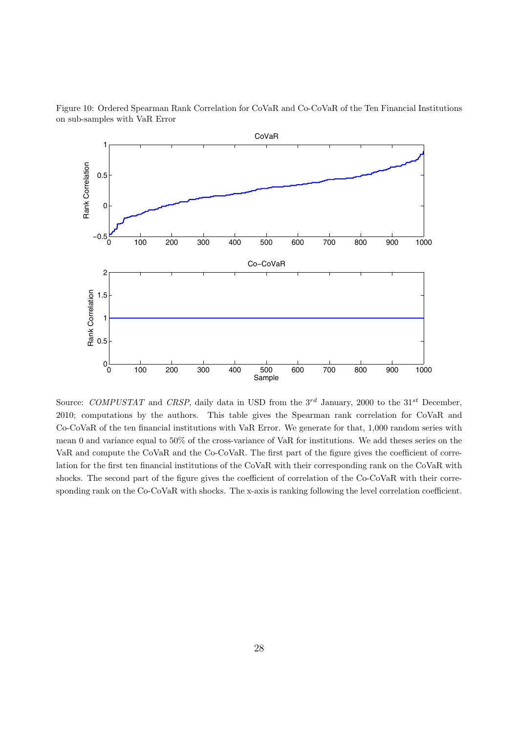Figure 10: Ordered Spearman Rank Correlation for CoVaR and Co-CoVaR of the Ten Financial Institutions on sub-samples with VaR Error

Source: *COMPUSTAT* and *CRSP*, daily data in USD from the $3^{rd}$ January, 2000 to the $31^{st}$ December, 2010; computations by the authors. This table gives the Spearman rank correlation for CoVaR and Co-CoVaR of the ten financial institutions with VaR Error. We generate for that, 1,000 random series with mean 0 and variance equal to 50% of the cross-variance of VaR for institutions. We add theses series on the VaR and compute the CoVaR and the Co-CoVaR. The first part of the figure gives the coefficient of correlation for the first ten financial institutions of the CoVaR with their corresponding rank on the CoVaR with shocks. The second part of the figure gives the coefficient of correlation of the Co-CoVaR with their corresponding rank on the Co-CoVaR with shocks. The x-axis is ranking following the level correlation coefficient.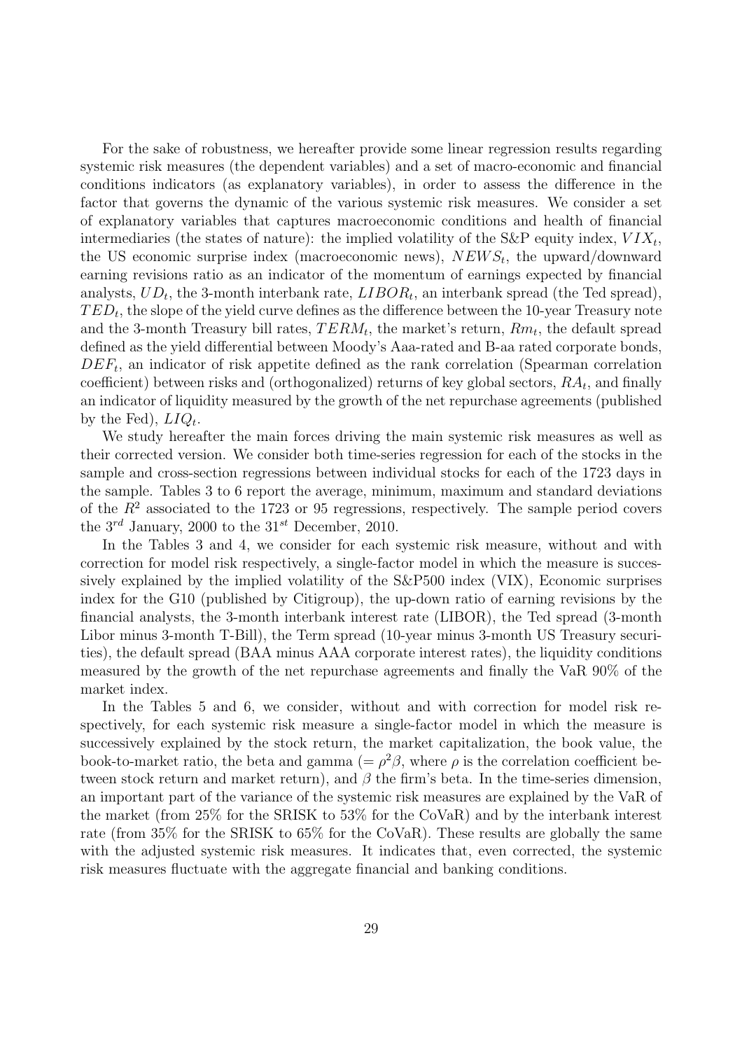For the sake of robustness, we hereafter provide some linear regression results regarding systemic risk measures (the dependent variables) and a set of macro-economic and financial conditions indicators (as explanatory variables), in order to assess the difference in the factor that governs the dynamic of the various systemic risk measures. We consider a set of explanatory variables that captures macroeconomic conditions and health of financial intermediaries (the states of nature): the implied volatility of the S&P equity index, $VIX_t$, the US economic surprise index (macroeconomic news), $NEWS_t$, the upward/downward earning revisions ratio as an indicator of the momentum of earnings expected by financial analysts, $UD_t$, the 3-month interbank rate, $LIBOR_t$, an interbank spread (the Ted spread), $TED_t$, the slope of the yield curve defines as the difference between the 10-year Treasury note and the 3-month Treasury bill rates, $TERM_t$, the market's return, $Rm_t$, the default spread defined as the yield differential between Moody's Aaa-rated and B-aa rated corporate bonds, $DEF_t$, an indicator of risk appetite defined as the rank correlation (Spearman correlation coefficient) between risks and (orthogonalized) returns of key global sectors, $RA_t$, and finally an indicator of liquidity measured by the growth of the net repurchase agreements (published by the Fed), $LIQ_t$.

We study hereafter the main forces driving the main systemic risk measures as well as their corrected version. We consider both time-series regression for each of the stocks in the sample and cross-section regressions between individual stocks for each of the 1723 days in the sample. Tables 3 to 6 report the average, minimum, maximum and standard deviations of the $R^2$ associated to the 1723 or 95 regressions, respectively. The sample period covers the $3^{rd}$ January, 2000 to the $31^{st}$ December, 2010.

In the Tables 3 and 4, we consider for each systemic risk measure, without and with correction for model risk respectively, a single-factor model in which the measure is successively explained by the implied volatility of the S&P500 index (VIX), Economic surprises index for the G10 (published by Citigroup), the up-down ratio of earning revisions by the financial analysts, the 3-month interbank interest rate (LIBOR), the Ted spread (3-month Libor minus 3-month T-Bill), the Term spread (10-year minus 3-month US Treasury securities), the default spread (BAA minus AAA corporate interest rates), the liquidity conditions measured by the growth of the net repurchase agreements and finally the VaR 90% of the market index.

In the Tables 5 and 6, we consider, without and with correction for model risk respectively, for each systemic risk measure a single-factor model in which the measure is successively explained by the stock return, the market capitalization, the book value, the book-to-market ratio, the beta and gamma ($= \rho^2\beta$, where $\rho$ is the correlation coefficient between stock return and market return), and $\beta$ the firm's beta. In the time-series dimension, an important part of the variance of the systemic risk measures are explained by the VaR of the market (from 25% for the SRISK to 53% for the CoVaR) and by the interbank interest rate (from 35% for the SRISK to 65% for the CoVaR). These results are globally the same with the adjusted systemic risk measures. It indicates that, even corrected, the systemic risk measures fluctuate with the aggregate financial and banking conditions.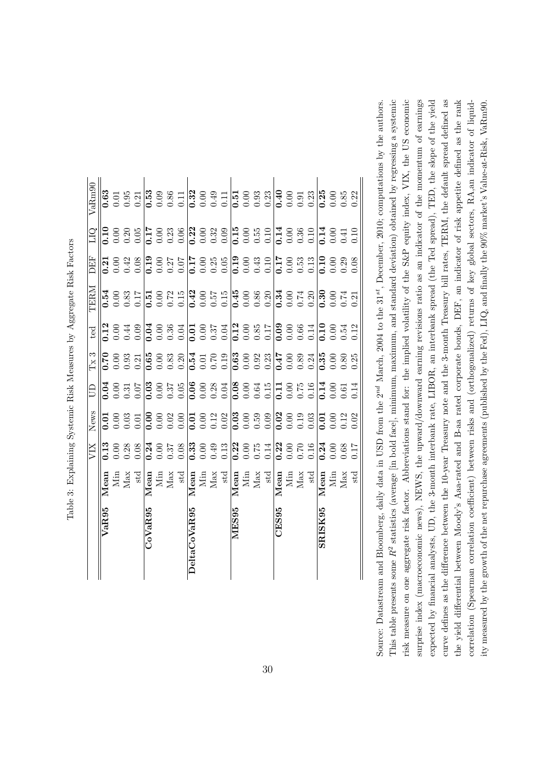Table 3: Explaining Systemic Risk Measures by Aggregate Risk Factors

| | | VIX | News | UD | Tx 3 | ted | TERM | DEF | LIQ | VaRm90 |
|---|---|---|---|---|---|---|---|---|---|---|
| **VaR95** | **Mean** | **0.13** | **0.01** | **0.04** | **0.70** | **0.12** | **0.54** | **0.21** | **0.10** | **0.63** |
| | Min | 0.00 | 0.00 | 0.00 | 0.00 | 0.00 | 0.00 | 0.00 | 0.00 | 0.01 |
| | Max | 0.28 | 0.03 | 0.31 | 0.93 | 0.44 | 0.83 | 0.42 | 0.20 | 0.95 |
| | std | 0.08 | 0.01 | 0.07 | 0.21 | 0.09 | 0.17 | 0.08 | 0.05 | 0.21 |
| **CoVaR95** | **Mean** | **0.24** | **0.00** | **0.03** | **0.65** | **0.04** | **0.51** | **0.19** | **0.17** | **0.53** |
| | Min | 0.00 | 0.00 | 0.00 | 0.00 | 0.00 | 0.00 | 0.00 | 0.00 | 0.09 |
| | Max | 0.37 | 0.02 | 0.37 | 0.83 | 0.36 | 0.72 | 0.27 | 0.23 | 0.86 |
| | std | 0.08 | 0.00 | 0.05 | 0.20 | 0.04 | 0.15 | 0.07 | 0.06 | 0.11 |
| **DeltaCoVaR95** | **Mean** | **0.33** | **0.01** | **0.06** | **0.54** | **0.01** | **0.42** | **0.17** | **0.22** | **0.32** |
| | Min | 0.00 | 0.00 | 0.00 | 0.01 | 0.00 | 0.00 | 0.00 | 0.00 | 0.00 |
| | Max | 0.49 | 0.12 | 0.28 | 0.70 | 0.37 | 0.57 | 0.25 | 0.32 | 0.49 |
| | std | 0.13 | 0.02 | 0.04 | 0.19 | 0.04 | 0.15 | 0.05 | 0.09 | 0.11 |
| **MES95** | **Mean** | **0.22** | **0.03** | **0.08** | **0.63** | **0.12** | **0.45** | **0.19** | **0.15** | **0.51** |
| | Min | 0.00 | 0.00 | 0.00 | 0.00 | 0.00 | 0.00 | 0.00 | 0.00 | 0.00 |
| | Max | 0.75 | 0.59 | 0.64 | 0.92 | 0.85 | 0.86 | 0.43 | 0.55 | 0.93 |
| | std | 0.14 | 0.09 | 0.15 | 0.23 | 0.17 | 0.20 | 0.10 | 0.10 | 0.23 |
| **CES95** | **Mean** | **0.22** | **0.02** | **0.11** | **0.47** | **0.09** | **0.34** | **0.17** | **0.14** | **0.40** |
| | Min | 0.00 | 0.00 | 0.00 | 0.00 | 0.00 | 0.00 | 0.00 | 0.00 | 0.00 |
| | Max | 0.70 | 0.19 | 0.75 | 0.89 | 0.66 | 0.74 | 0.53 | 0.36 | 0.91 |
| | std | 0.16 | 0.03 | 0.16 | 0.24 | 0.14 | 0.20 | 0.13 | 0.10 | 0.23 |
| **SRISK95** | **Mean** | **0.24** | **0.01** | **0.14** | **0.35** | **0.10** | **0.30** | **0.10** | **0.14** | **0.25** |
| | Min | 0.00 | 0.00 | 0.00 | 0.00 | 0.00 | 0.00 | 0.00 | 0.00 | 0.00 |
| | Max | 0.68 | 0.12 | 0.61 | 0.80 | 0.54 | 0.74 | 0.29 | 0.41 | 0.85 |
| | std | 0.17 | 0.02 | 0.14 | 0.25 | 0.12 | 0.21 | 0.08 | 0.10 | 0.22 |

Source: Datastream and Bloomberg, daily data in USD from the $2^{nd}$ March, 2004 to the $31^{st}$, December, 2010; computations by the authors. This table presents some $R^2$ statistics (average [in bold face], minimum, maximum, and standard deviation) obtained by regressing a systemic risk measure on one aggregate risk factor. Abbreviations stand for: the implied volatility of the S&P equity index, VIX, the US economic surprise index (macroeconomic news), NEWS, the upward/downward earning revisions ratio as an indicator of the momentum of earnings expected by financial analysts, UD, the 3-month interbank rate, LIBOR, an interbank spread (the Ted spread), TED, the slope of the yield curve defines as the difference between the 10-year Treasury note and the 3-month Treasury bill rates, TERM, the default spread defined as the yield differential between Moody's Aaa-rated and B-aa rated corporate bonds, DEF, an indicator of risk appetite defined as the rank correlation (Spearman correlation coefficient) between risks and (orthogonalized) returns of key global sectors, RA,an indicator of liquidity measured by the growth of the net repurchase agreements (published by the Fed), LIQ, and finally the 90% market's Value-at-Risk, VaRm90.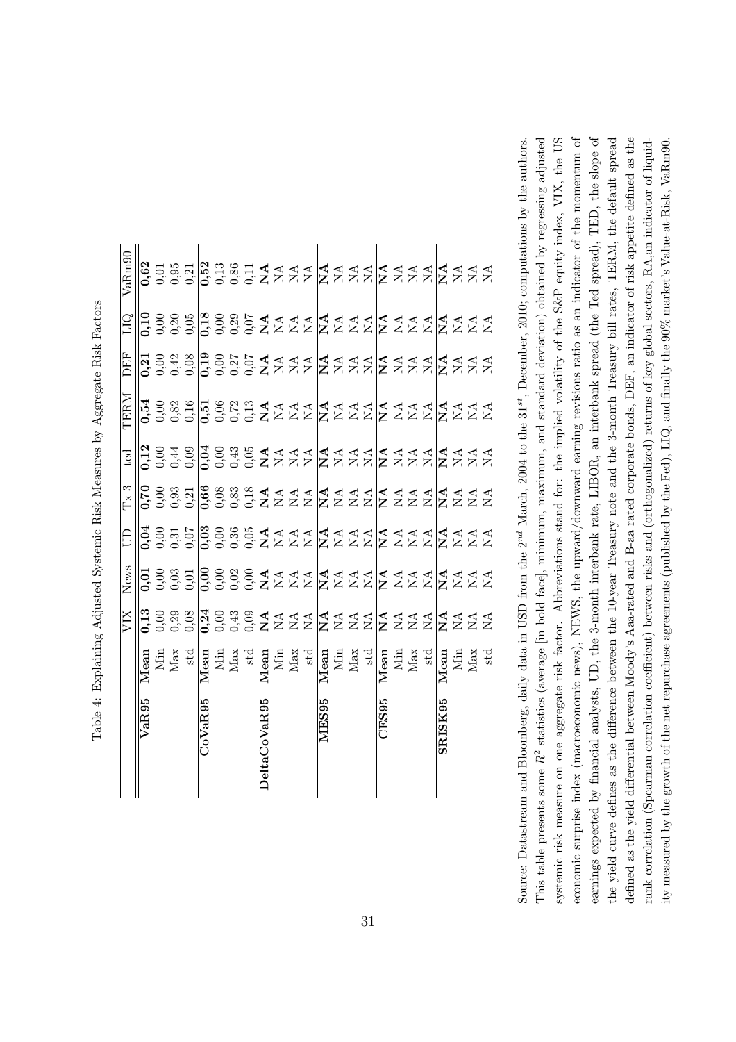Table 4: Explaining Adjusted Systemic Risk Measures by Aggregate Risk Factors

| | | VIX | News | UD | Tx 3 | ted | TERM | DEF | LIQ | VaRm90 |
|---|---|---|---|---|---|---|---|---|---|---|
| **VaR95** | **Mean** | **0,13** | **0,01** | **0,04** | **0,70** | **0,12** | **0,54** | **0,21** | **0,10** | **0,62** |
| | Min | 0,00 | 0,00 | 0,00 | 0,00 | 0,00 | 0,00 | 0,00 | 0,00 | 0,01 |
| | Max | 0,29 | 0,03 | 0,31 | 0,93 | 0,44 | 0,82 | 0,42 | 0,20 | 0,95 |
| | std | 0,08 | 0,01 | 0,07 | 0,21 | 0,09 | 0,16 | 0,08 | 0,05 | 0,21 |
| **CoVaR95** | **Mean** | **0,24** | **0,00** | **0,03** | **0,66** | **0,04** | **0,51** | **0,19** | **0,18** | **0,52** |
| | Min | 0,00 | 0,00 | 0,00 | 0,08 | 0,00 | 0,06 | 0,00 | 0,00 | 0,13 |
| | Max | 0,43 | 0,02 | 0,36 | 0,83 | 0,43 | 0,72 | 0,27 | 0,29 | 0,86 |
| | std | 0,09 | 0,00 | 0,05 | 0,18 | 0,05 | 0,13 | 0,07 | 0,07 | 0,11 |
| **DeltaCoVaR95** | **Mean** | **NA** | **NA** | **NA** | **NA** | **NA** | **NA** | **NA** | **NA** | **NA** |
| | Min | NA | NA | NA | NA | NA | NA | NA | NA | NA |
| | Max | NA | NA | NA | NA | NA | NA | NA | NA | NA |
| | std | NA | NA | NA | NA | NA | NA | NA | NA | NA |
| **MES95** | **Mean** | **NA** | **NA** | **NA** | **NA** | **NA** | **NA** | **NA** | **NA** | **NA** |
| | Min | NA | NA | NA | NA | NA | NA | NA | NA | NA |
| | Max | NA | NA | NA | NA | NA | NA | NA | NA | NA |
| | std | NA | NA | NA | NA | NA | NA | NA | NA | NA |
| **CES95** | **Mean** | **NA** | **NA** | **NA** | **NA** | **NA** | **NA** | **NA** | **NA** | **NA** |
| | Min | NA | NA | NA | NA | NA | NA | NA | NA | NA |
| | Max | NA | NA | NA | NA | NA | NA | NA | NA | NA |
| | std | NA | NA | NA | NA | NA | NA | NA | NA | NA |
| **SRISK95** | **Mean** | **NA** | **NA** | **NA** | **NA** | **NA** | **NA** | **NA** | **NA** | **NA** |
| | Min | NA | NA | NA | NA | NA | NA | NA | NA | NA |
| | Max | NA | NA | NA | NA | NA | NA | NA | NA | NA |
| | std | NA | NA | NA | NA | NA | NA | NA | NA | NA |

Source: Datastream and Bloomberg, daily data in USD from the $2^{nd}$ March, 2004 to the $31^{st}$, December, 2010; computations by the authors. This table presents some $R^2$ statistics (average [in bold face], minimum, maximum, and standard deviation) obtained by regressing adjusted systemic risk measure on one aggregate risk factor. Abbreviations stand for: the implied volatility of the S&P equity index, VIX, the US economic surprise index (macroeconomic news), NEWS, the upward/downward earning revisions ratio as an indicator of the momentum of earnings expected by financial analysts, UD, the 3-month interbank rate, LIBOR, an interbank spread (the Ted spread), TED, the slope of the yield curve defines as the difference between the 10-year Treasury note and the 3-month Treasury bill rates, TERM, the default spread defined as the yield differential between Moody's Aaa-rated and B-aa rated corporate bonds, DEF, an indicator of risk appetite defined as the rank correlation (Spearman correlation coefficient) between risks and (orthogonalized) returns of key global sectors, RA,an indicator of liquidity measured by the growth of the net repurchase agreements (published by the Fed), LIQ, and finally the 90% market's Value-at-Risk, VaRm90.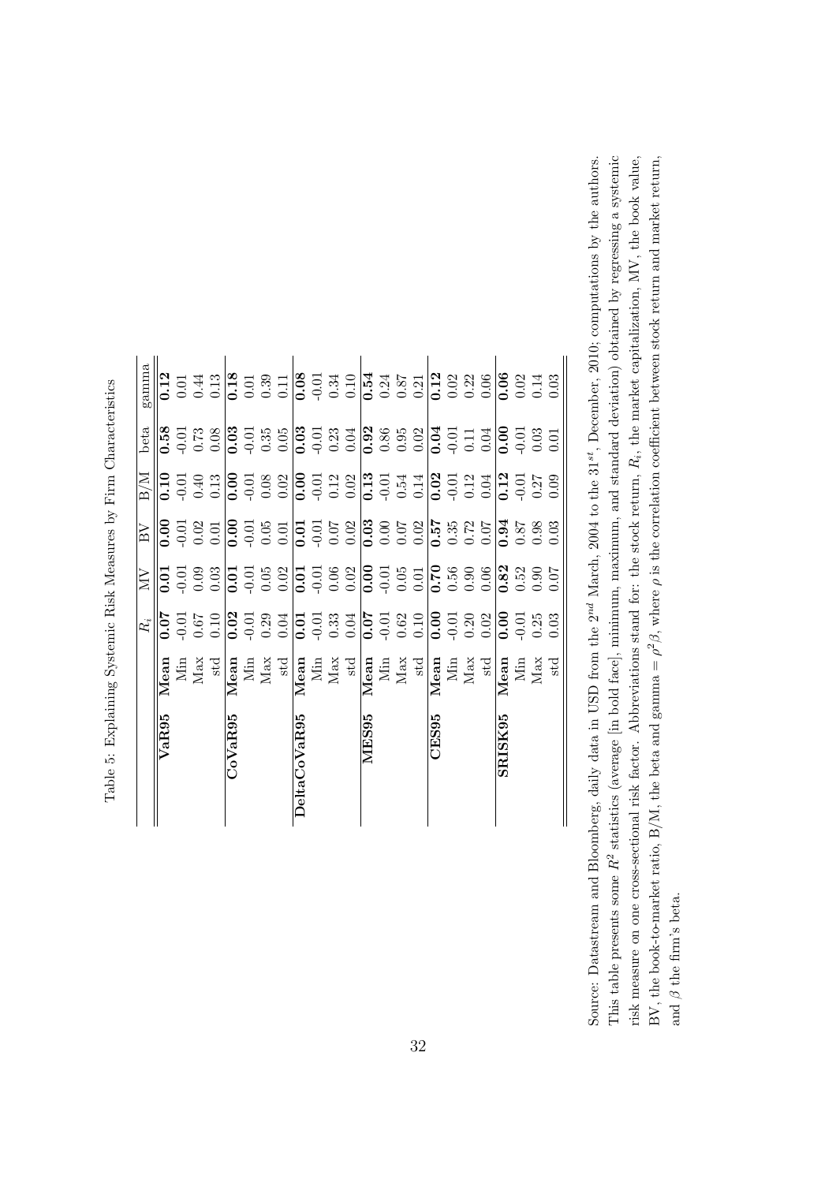Table 5: Explaining Systemic Risk Measures by Firm Characteristics

| | | $R_i$ | MV | BV | B/M | beta | gamma |
|---|---|---|---|---|---|---|---|
| **VaR95** | **Mean** | **0.07** | **0.01** | **0.00** | **0.10** | **0.58** | **0.12** |
| | Min | -0.01 | -0.01 | -0.01 | -0.01 | -0.01 | 0.01 |
| | Max | 0.67 | 0.09 | 0.02 | 0.40 | 0.73 | 0.44 |
| | std | 0.10 | 0.03 | 0.01 | 0.13 | 0.08 | 0.13 |
| **CoVaR95** | **Mean** | **0.02** | **0.01** | **0.00** | **0.00** | **0.03** | **0.18** |
| | Min | -0.01 | -0.01 | -0.01 | -0.01 | -0.01 | 0.01 |
| | Max | 0.29 | 0.05 | 0.05 | 0.08 | 0.35 | 0.39 |
| | std | 0.04 | 0.02 | 0.01 | 0.02 | 0.05 | 0.11 |
| **DeltaCoVaR95** | **Mean** | **0.01** | **0.01** | **0.01** | **0.00** | **0.03** | **0.08** |
| | Min | -0.01 | -0.01 | -0.01 | -0.01 | -0.01 | -0.01 |
| | Max | 0.33 | 0.06 | 0.07 | 0.12 | 0.23 | 0.34 |
| | std | 0.04 | 0.02 | 0.02 | 0.02 | 0.04 | 0.10 |
| **MES95** | **Mean** | **0.07** | **0.00** | **0.03** | **0.13** | **0.92** | **0.54** |
| | Min | -0.01 | -0.01 | 0.00 | -0.01 | 0.86 | 0.24 |
| | Max | 0.62 | 0.05 | 0.07 | 0.54 | 0.95 | 0.87 |
| | std | 0.10 | 0.01 | 0.02 | 0.14 | 0.02 | 0.21 |
| **CES95** | **Mean** | **0.00** | **0.70** | **0.57** | **0.02** | **0.04** | **0.12** |
| | Min | -0.01 | 0.56 | 0.35 | -0.01 | -0.01 | 0.02 |
| | Max | 0.20 | 0.90 | 0.72 | 0.12 | 0.11 | 0.22 |
| | std | 0.02 | 0.06 | 0.07 | 0.04 | 0.04 | 0.06 |
| **SRISK95** | **Mean** | **0.00** | **0.82** | **0.94** | **0.12** | **0.00** | **0.06** |
| | Min | -0.01 | 0.52 | 0.87 | -0.01 | -0.01 | 0.02 |
| | Max | 0.25 | 0.90 | 0.98 | 0.27 | 0.03 | 0.14 |
| | std | 0.03 | 0.07 | 0.03 | 0.09 | 0.01 | 0.03 |

Source: Datastream and Bloomberg, daily data in USD from the $2^{nd}$ March, 2004 to the $31^{st}$, December, 2010; computations by the authors. This table presents some $R^2$ statistics (average [in bold face], minimum, maximum, and standard deviation) obtained by regressing a systemic risk measure on one cross-sectional risk factor. Abbreviations stand for: the stock return, $R_i$, the market capitalization, MV, the book value, BV, the book-to-market ratio, B/M, the beta and gamma $= \rho^2\beta$, where $\rho$ is the correlation coefficient between stock return and market return, and $\beta$ the firm's beta.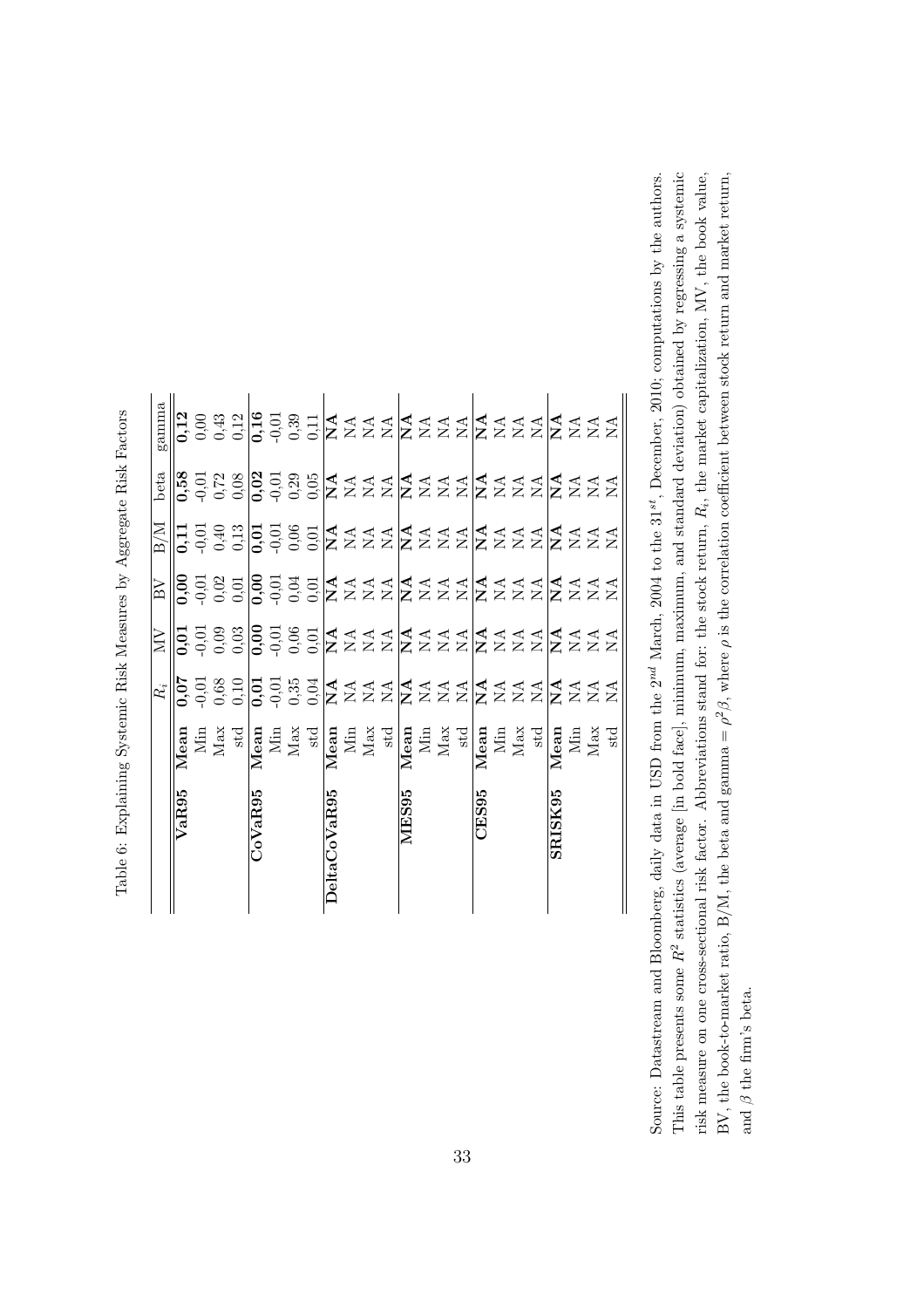Table 6: Explaining Systemic Risk Measures by Aggregate Risk Factors

| | | $R_i$ | MV | BV | B/M | beta | gamma |
|---|---|---|---|---|---|---|---|
| **VaR95** | **Mean** | **0,07** | **0,01** | **0,00** | **0,11** | **0,58** | **0,12** |
| | Min | -0,01 | -0,01 | -0,01 | -0,01 | -0,01 | 0,00 |
| | Max | 0,68 | 0,09 | 0,02 | 0,40 | 0,72 | 0,43 |
| | std | 0,10 | 0,03 | 0,01 | 0,13 | 0,08 | 0,12 |
| **CoVaR95** | **Mean** | **0,01** | **0,00** | **0,00** | **0,01** | **0,02** | **0,16** |
| | Min | -0,01 | -0,01 | -0,01 | -0,01 | -0,01 | -0,01 |
| | Max | 0,35 | 0,06 | 0,04 | 0,06 | 0,29 | 0,39 |
| | std | 0,04 | 0,01 | 0,01 | 0,01 | 0,05 | 0,11 |
| **DeltaCoVaR95** | **Mean** | **NA** | **NA** | **NA** | **NA** | **NA** | **NA** |
| | Min | NA | NA | NA | NA | NA | NA |
| | Max | NA | NA | NA | NA | NA | NA |
| | std | NA | NA | NA | NA | NA | NA |
| **MES95** | **Mean** | **NA** | **NA** | **NA** | **NA** | **NA** | **NA** |
| | Min | NA | NA | NA | NA | NA | NA |
| | Max | NA | NA | NA | NA | NA | NA |
| | std | NA | NA | NA | NA | NA | NA |
| **CES95** | **Mean** | **NA** | **NA** | **NA** | **NA** | **NA** | **NA** |
| | Min | NA | NA | NA | NA | NA | NA |
| | Max | NA | NA | NA | NA | NA | NA |
| | std | NA | NA | NA | NA | NA | NA |
| **SRISK95** | **Mean** | **NA** | **NA** | **NA** | **NA** | **NA** | **NA** |
| | Min | NA | NA | NA | NA | NA | NA |
| | Max | NA | NA | NA | NA | NA | NA |
| | std | NA | NA | NA | NA | NA | NA |

Source: Datastream and Bloomberg, daily data in USD from the $2^{nd}$ March, 2004 to the $31^{st}$, December, 2010; computations by the authors. This table presents some $R^2$ statistics (average [in bold face], minimum, maximum, and standard deviation) obtained by regressing a systemic risk measure on one cross-sectional risk factor. Abbreviations stand for: the stock return, $R_i$, the market capitalization, MV, the book value, BV, the book-to-market ratio, B/M, the beta and gamma $= \rho^2\beta$, where $\rho$ is the correlation coefficient between stock return and market return, and $\beta$ the firm's beta.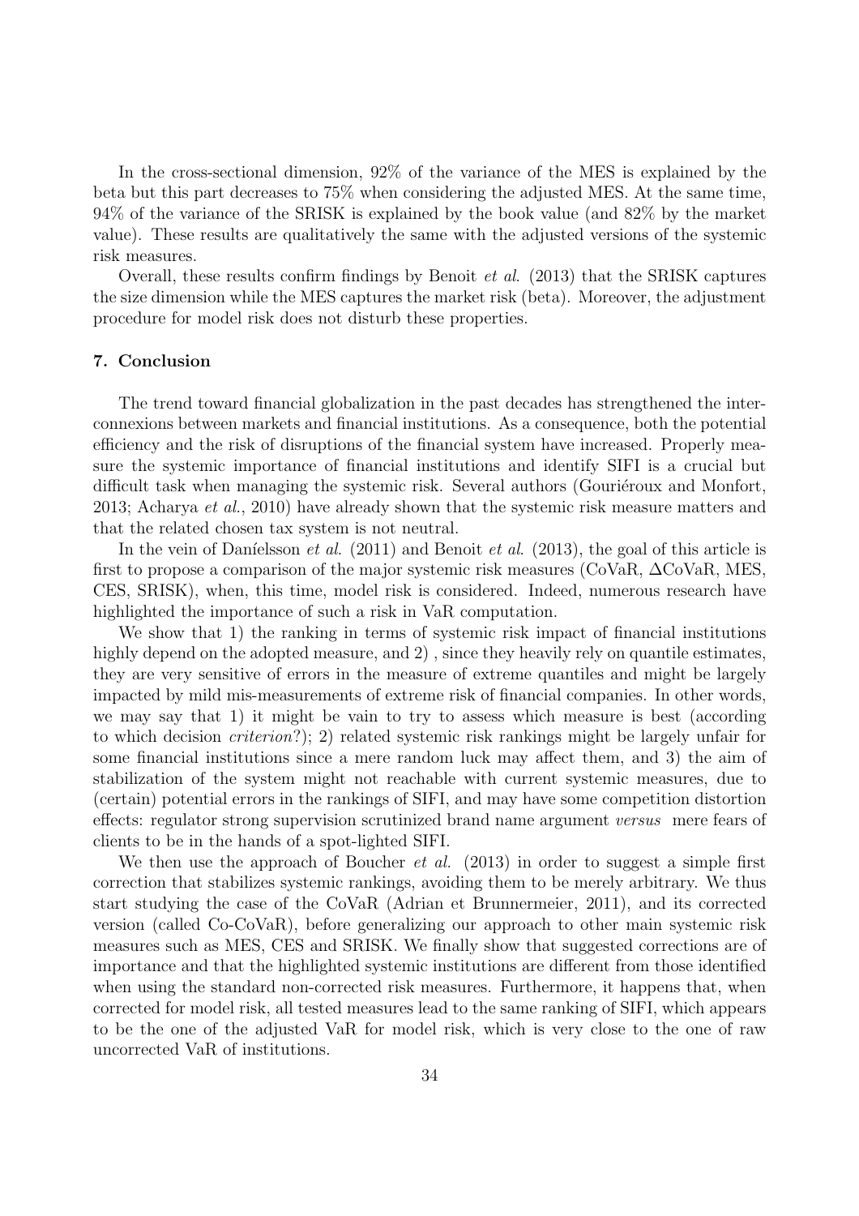In the cross-sectional dimension, 92% of the variance of the MES is explained by the beta but this part decreases to 75% when considering the adjusted MES. At the same time, 94% of the variance of the SRISK is explained by the book value (and 82% by the market value). These results are qualitatively the same with the adjusted versions of the systemic risk measures.

Overall, these results confirm findings by Benoit *et al.* (2013) that the SRISK captures the size dimension while the MES captures the market risk (beta). Moreover, the adjustment procedure for model risk does not disturb these properties.

## 7. Conclusion

The trend toward financial globalization in the past decades has strengthened the interconnexions between markets and financial institutions. As a consequence, both the potential efficiency and the risk of disruptions of the financial system have increased. Properly measure the systemic importance of financial institutions and identify SIFI is a crucial but difficult task when managing the systemic risk. Several authors (Gouriéroux and Monfort, 2013; Acharya *et al.*, 2010) have already shown that the systemic risk measure matters and that the related chosen tax system is not neutral.

In the vein of Daníelsson *et al.* (2011) and Benoit *et al.* (2013), the goal of this article is first to propose a comparison of the major systemic risk measures (CoVaR, $\Delta$CoVaR, MES, CES, SRISK), when, this time, model risk is considered. Indeed, numerous research have highlighted the importance of such a risk in VaR computation.

We show that 1) the ranking in terms of systemic risk impact of financial institutions highly depend on the adopted measure, and 2) , since they heavily rely on quantile estimates, they are very sensitive of errors in the measure of extreme quantiles and might be largely impacted by mild mis-measurements of extreme risk of financial companies. In other words, we may say that 1) it might be vain to try to assess which measure is best (according to which decision *criterion*?); 2) related systemic risk rankings might be largely unfair for some financial institutions since a mere random luck may affect them, and 3) the aim of stabilization of the system might not reachable with current systemic measures, due to (certain) potential errors in the rankings of SIFI, and may have some competition distortion effects: regulator strong supervision scrutinized brand name argument *versus* mere fears of clients to be in the hands of a spot-lighted SIFI.

We then use the approach of Boucher *et al.* (2013) in order to suggest a simple first correction that stabilizes systemic rankings, avoiding them to be merely arbitrary. We thus start studying the case of the CoVaR (Adrian et Brunnermeier, 2011), and its corrected version (called Co-CoVaR), before generalizing our approach to other main systemic risk measures such as MES, CES and SRISK. We finally show that suggested corrections are of importance and that the highlighted systemic institutions are different from those identified when using the standard non-corrected risk measures. Furthermore, it happens that, when corrected for model risk, all tested measures lead to the same ranking of SIFI, which appears to be the one of the adjusted VaR for model risk, which is very close to the one of raw uncorrected VaR of institutions.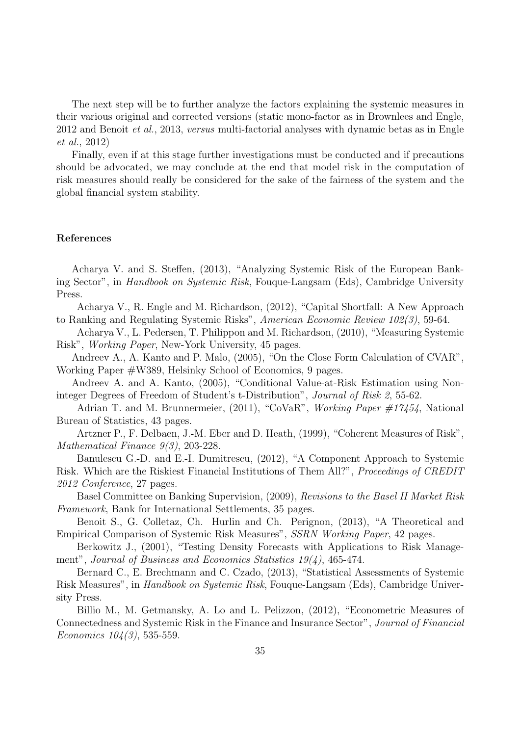The next step will be to further analyze the factors explaining the systemic measures in their various original and corrected versions (static mono-factor as in Brownlees and Engle, 2012 and Benoit *et al.*, 2013, *versus* multi-factorial analyses with dynamic betas as in Engle *et al.*, 2012)

Finally, even if at this stage further investigations must be conducted and if precautions should be advocated, we may conclude at the end that model risk in the computation of risk measures should really be considered for the sake of the fairness of the system and the global financial system stability.

## References

Acharya V. and S. Steffen, (2013), "Analyzing Systemic Risk of the European Banking Sector", in *Handbook on Systemic Risk*, Fouque-Langsam (Eds), Cambridge University Press.

Acharya V., R. Engle and M. Richardson, (2012), "Capital Shortfall: A New Approach to Ranking and Regulating Systemic Risks", *American Economic Review 102(3)*, 59-64.

Acharya V., L. Pedersen, T. Philippon and M. Richardson, (2010), "Measuring Systemic Risk", *Working Paper*, New-York University, 45 pages.

Andreev A., A. Kanto and P. Malo, (2005), "On the Close Form Calculation of CVAR", Working Paper #W389, Helsinky School of Economics, 9 pages.

Andreev A. and A. Kanto, (2005), "Conditional Value-at-Risk Estimation using Non-integer Degrees of Freedom of Student's t-Distribution", *Journal of Risk 2*, 55-62.

Adrian T. and M. Brunnermeier, (2011), "CoVaR", *Working Paper #17454*, National Bureau of Statistics, 43 pages.

Artzner P., F. Delbaen, J.-M. Eber and D. Heath, (1999), "Coherent Measures of Risk", *Mathematical Finance 9(3)*, 203-228.

Banulescu G.-D. and E.-I. Dumitrescu, (2012), "A Component Approach to Systemic Risk. Which are the Riskiest Financial Institutions of Them All?", *Proceedings of CREDIT 2012 Conference*, 27 pages.

Basel Committee on Banking Supervision, (2009), *Revisions to the Basel II Market Risk Framework*, Bank for International Settlements, 35 pages.

Benoit S., G. Colletaz, Ch. Hurlin and Ch. Perignon, (2013), "A Theoretical and Empirical Comparison of Systemic Risk Measures", *SSRN Working Paper*, 42 pages.

Berkowitz J., (2001), "Testing Density Forecasts with Applications to Risk Management", *Journal of Business and Economics Statistics 19(4)*, 465-474.

Bernard C., E. Brechmann and C. Czado, (2013), "Statistical Assessments of Systemic Risk Measures", in *Handbook on Systemic Risk*, Fouque-Langsam (Eds), Cambridge University Press.

Billio M., M. Getmansky, A. Lo and L. Pelizzon, (2012), "Econometric Measures of Connectedness and Systemic Risk in the Finance and Insurance Sector", *Journal of Financial Economics 104(3)*, 535-559.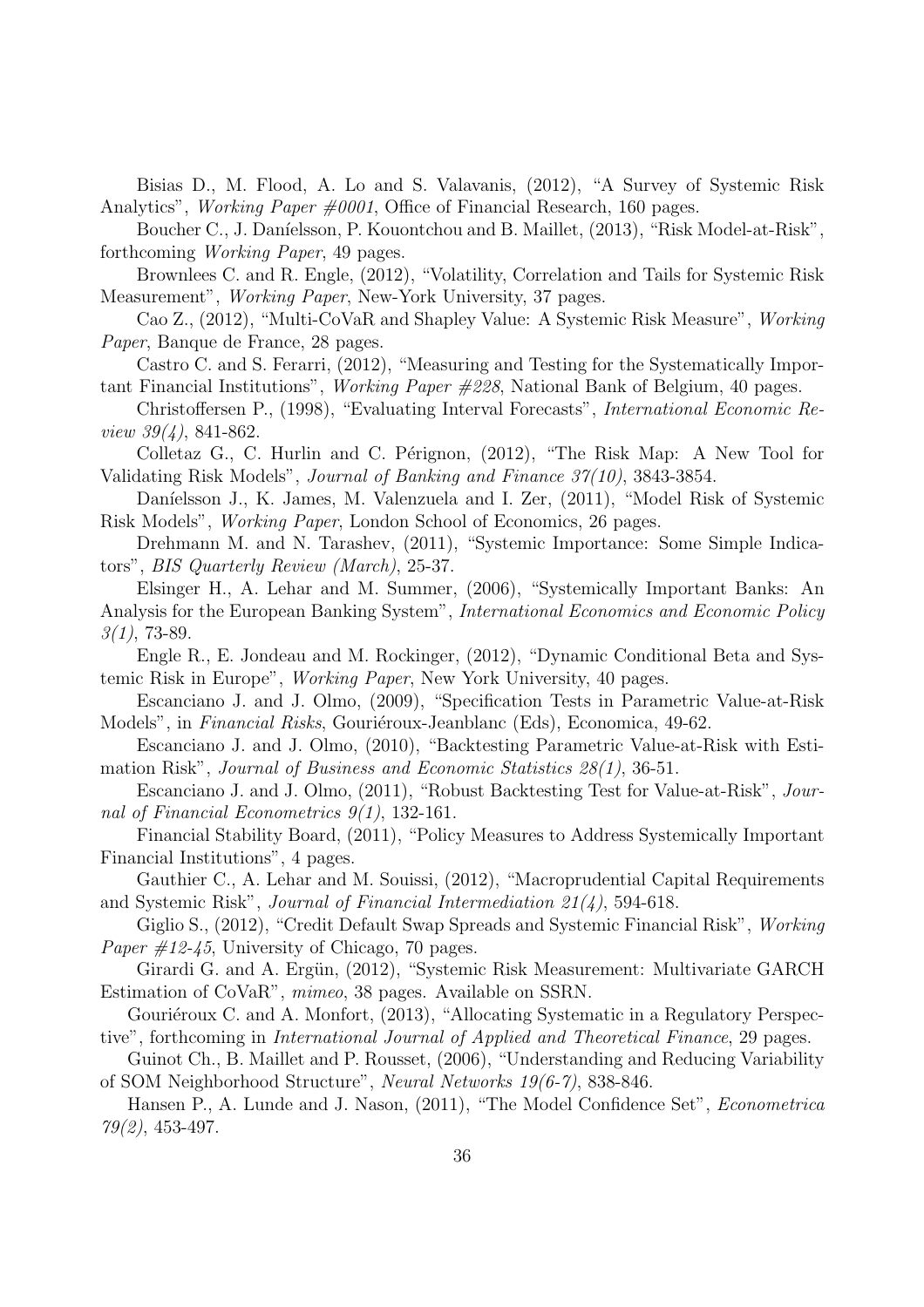Bisias D., M. Flood, A. Lo and S. Valavanis, (2012), "A Survey of Systemic Risk Analytics", *Working Paper #0001*, Office of Financial Research, 160 pages.

Boucher C., J. Daníelsson, P. Kouontchou and B. Maillet, (2013), "Risk Model-at-Risk", forthcoming *Working Paper*, 49 pages.

Brownlees C. and R. Engle, (2012), "Volatility, Correlation and Tails for Systemic Risk Measurement", *Working Paper*, New-York University, 37 pages.

Cao Z., (2012), "Multi-CoVaR and Shapley Value: A Systemic Risk Measure", *Working Paper*, Banque de France, 28 pages.

Castro C. and S. Ferarri, (2012), "Measuring and Testing for the Systematically Important Financial Institutions", *Working Paper #228*, National Bank of Belgium, 40 pages.

Christoffersen P., (1998), "Evaluating Interval Forecasts", *International Economic Review 39(4)*, 841-862.

Colletaz G., C. Hurlin and C. Pérignon, (2012), "The Risk Map: A New Tool for Validating Risk Models", *Journal of Banking and Finance 37(10)*, 3843-3854.

Daníelsson J., K. James, M. Valenzuela and I. Zer, (2011), "Model Risk of Systemic Risk Models", *Working Paper*, London School of Economics, 26 pages.

Drehmann M. and N. Tarashev, (2011), "Systemic Importance: Some Simple Indicators", *BIS Quarterly Review (March)*, 25-37.

Elsinger H., A. Lehar and M. Summer, (2006), "Systemically Important Banks: An Analysis for the European Banking System", *International Economics and Economic Policy 3(1)*, 73-89.

Engle R., E. Jondeau and M. Rockinger, (2012), "Dynamic Conditional Beta and Systemic Risk in Europe", *Working Paper*, New York University, 40 pages.

Escanciano J. and J. Olmo, (2009), "Specification Tests in Parametric Value-at-Risk Models", in *Financial Risks*, Gouriéroux-Jeanblanc (Eds), Economica, 49-62.

Escanciano J. and J. Olmo, (2010), "Backtesting Parametric Value-at-Risk with Estimation Risk", *Journal of Business and Economic Statistics 28(1)*, 36-51.

Escanciano J. and J. Olmo, (2011), "Robust Backtesting Test for Value-at-Risk", *Journal of Financial Econometrics 9(1)*, 132-161.

Financial Stability Board, (2011), "Policy Measures to Address Systemically Important Financial Institutions", 4 pages.

Gauthier C., A. Lehar and M. Souissi, (2012), "Macroprudential Capital Requirements and Systemic Risk", *Journal of Financial Intermediation 21(4)*, 594-618.

Giglio S., (2012), "Credit Default Swap Spreads and Systemic Financial Risk", *Working Paper #12-45*, University of Chicago, 70 pages.

Girardi G. and A. Ergün, (2012), "Systemic Risk Measurement: Multivariate GARCH Estimation of CoVaR", *mimeo*, 38 pages. Available on SSRN.

Gouriéroux C. and A. Monfort, (2013), "Allocating Systematic in a Regulatory Perspective", forthcoming in *International Journal of Applied and Theoretical Finance*, 29 pages.

Guinot Ch., B. Maillet and P. Rousset, (2006), "Understanding and Reducing Variability of SOM Neighborhood Structure", *Neural Networks 19(6-7)*, 838-846.

Hansen P., A. Lunde and J. Nason, (2011), "The Model Confidence Set", *Econometrica 79(2)*, 453-497.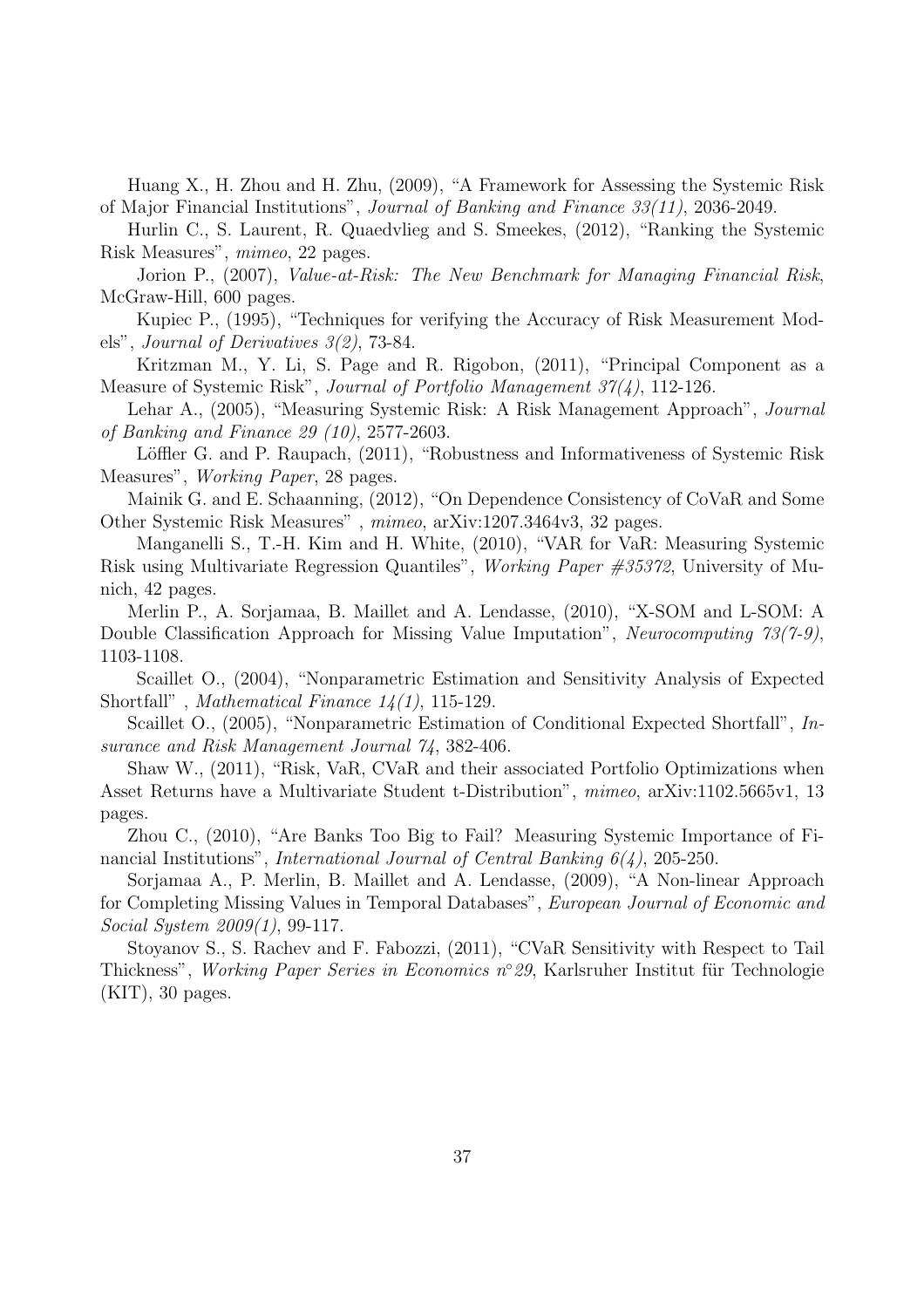Huang X., H. Zhou and H. Zhu, (2009), "A Framework for Assessing the Systemic Risk of Major Financial Institutions", *Journal of Banking and Finance 33(11)*, 2036-2049.

Hurlin C., S. Laurent, R. Quaedvlieg and S. Smeekes, (2012), "Ranking the Systemic Risk Measures", *mimeo*, 22 pages.

Jorion P., (2007), *Value-at-Risk: The New Benchmark for Managing Financial Risk*, McGraw-Hill, 600 pages.

Kupiec P., (1995), "Techniques for verifying the Accuracy of Risk Measurement Models", *Journal of Derivatives 3(2)*, 73-84.

Kritzman M., Y. Li, S. Page and R. Rigobon, (2011), "Principal Component as a Measure of Systemic Risk", *Journal of Portfolio Management 37(4)*, 112-126.

Lehar A., (2005), "Measuring Systemic Risk: A Risk Management Approach", *Journal of Banking and Finance 29 (10)*, 2577-2603.

Löffler G. and P. Raupach, (2011), "Robustness and Informativeness of Systemic Risk Measures", *Working Paper*, 28 pages.

Mainik G. and E. Schaanning, (2012), "On Dependence Consistency of CoVaR and Some Other Systemic Risk Measures" , *mimeo*, arXiv:1207.3464v3, 32 pages.

Manganelli S., T.-H. Kim and H. White, (2010), "VAR for VaR: Measuring Systemic Risk using Multivariate Regression Quantiles", *Working Paper #35372*, University of Munich, 42 pages.

Merlin P., A. Sorjamaa, B. Maillet and A. Lendasse, (2010), "X-SOM and L-SOM: A Double Classification Approach for Missing Value Imputation", *Neurocomputing 73(7-9)*, 1103-1108.

Scaillet O., (2004), "Nonparametric Estimation and Sensitivity Analysis of Expected Shortfall" , *Mathematical Finance 14(1)*, 115-129.

Scaillet O., (2005), "Nonparametric Estimation of Conditional Expected Shortfall", *Insurance and Risk Management Journal 74*, 382-406.

Shaw W., (2011), "Risk, VaR, CVaR and their associated Portfolio Optimizations when Asset Returns have a Multivariate Student t-Distribution", *mimeo*, arXiv:1102.5665v1, 13 pages.

Zhou C., (2010), "Are Banks Too Big to Fail? Measuring Systemic Importance of Financial Institutions", *International Journal of Central Banking 6(4)*, 205-250.

Sorjamaa A., P. Merlin, B. Maillet and A. Lendasse, (2009), "A Non-linear Approach for Completing Missing Values in Temporal Databases", *European Journal of Economic and Social System 2009(1)*, 99-117.

Stoyanov S., S. Rachev and F. Fabozzi, (2011), "CVaR Sensitivity with Respect to Tail Thickness", *Working Paper Series in Economics n°29*, Karlsruher Institut für Technologie (KIT), 30 pages.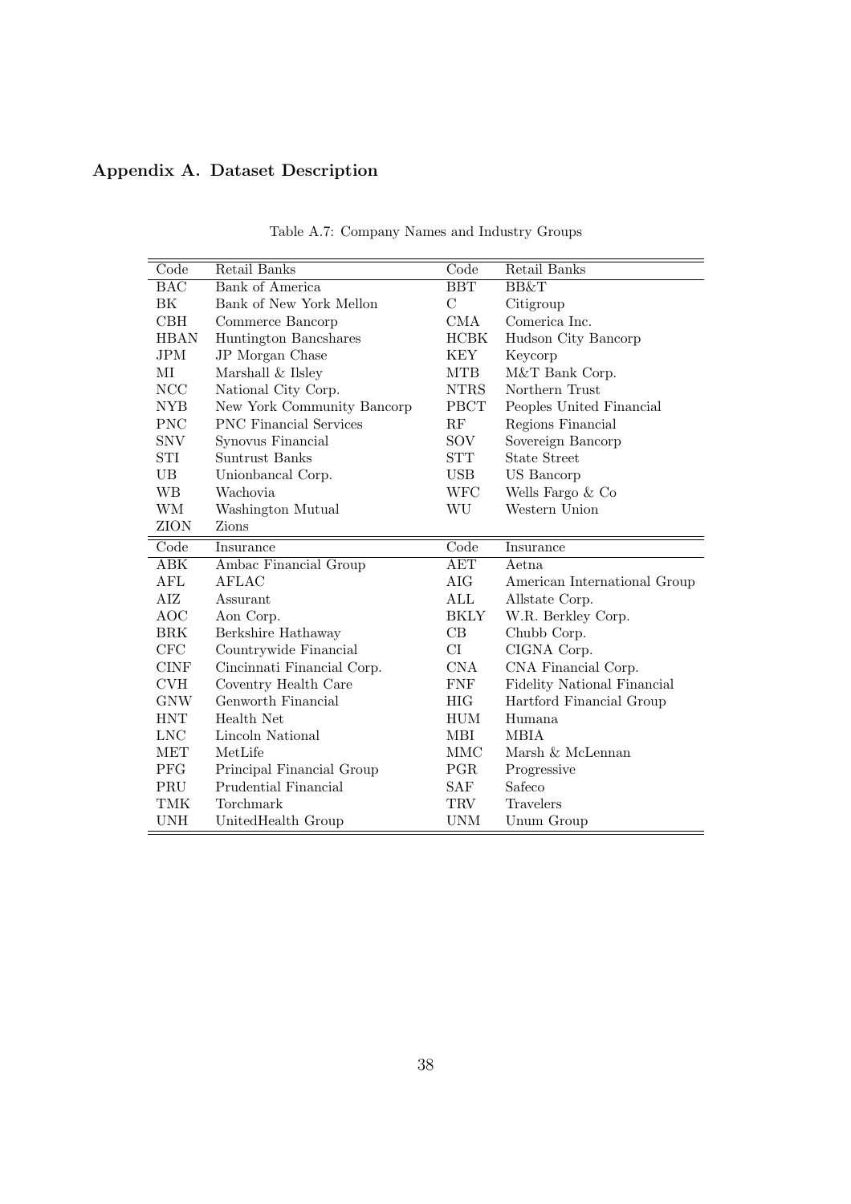## Appendix A. Dataset Description

Table A.7: Company Names and Industry Groups

| Code | Retail Banks | Code | Retail Banks |
|---|---|---|---|
| BAC | Bank of America | BBT | BB&T |
| BK | Bank of New York Mellon | C | Citigroup |
| CBH | Commerce Bancorp | CMA | Comerica Inc. |
| HBAN | Huntington Bancshares | HCBK | Hudson City Bancorp |
| JPM | JP Morgan Chase | KEY | Keycorp |
| MI | Marshall & Ilsley | MTB | M&T Bank Corp. |
| NCC | National City Corp. | NTRS | Northern Trust |
| NYB | New York Community Bancorp | PBCT | Peoples United Financial |
| PNC | PNC Financial Services | RF | Regions Financial |
| SNV | Synovus Financial | SOV | Sovereign Bancorp |
| STI | Suntrust Banks | STT | State Street |
| UB | Unionbancal Corp. | USB | US Bancorp |
| WB | Wachovia | WFC | Wells Fargo & Co |
| WM | Washington Mutual | WU | Western Union |
| ZION | Zions | | |
| **Code** | **Insurance** | **Code** | **Insurance** |
| ABK | Ambac Financial Group | AET | Aetna |
| AFL | AFLAC | AIG | American International Group |
| AIZ | Assurant | ALL | Allstate Corp. |
| AOC | Aon Corp. | BKLY | W.R. Berkley Corp. |
| BRK | Berkshire Hathaway | CB | Chubb Corp. |
| CFC | Countrywide Financial | CI | CIGNA Corp. |
| CINF | Cincinnati Financial Corp. | CNA | CNA Financial Corp. |
| CVH | Coventry Health Care | FNF | Fidelity National Financial |
| GNW | Genworth Financial | HIG | Hartford Financial Group |
| HNT | Health Net | HUM | Humana |
| LNC | Lincoln National | MBI | MBIA |
| MET | MetLife | MMC | Marsh & McLennan |
| PFG | Principal Financial Group | PGR | Progressive |
| PRU | Prudential Financial | SAF | Safeco |
| TMK | Torchmark | TRV | Travelers |
| UNH | UnitedHealth Group | UNM | Unum Group |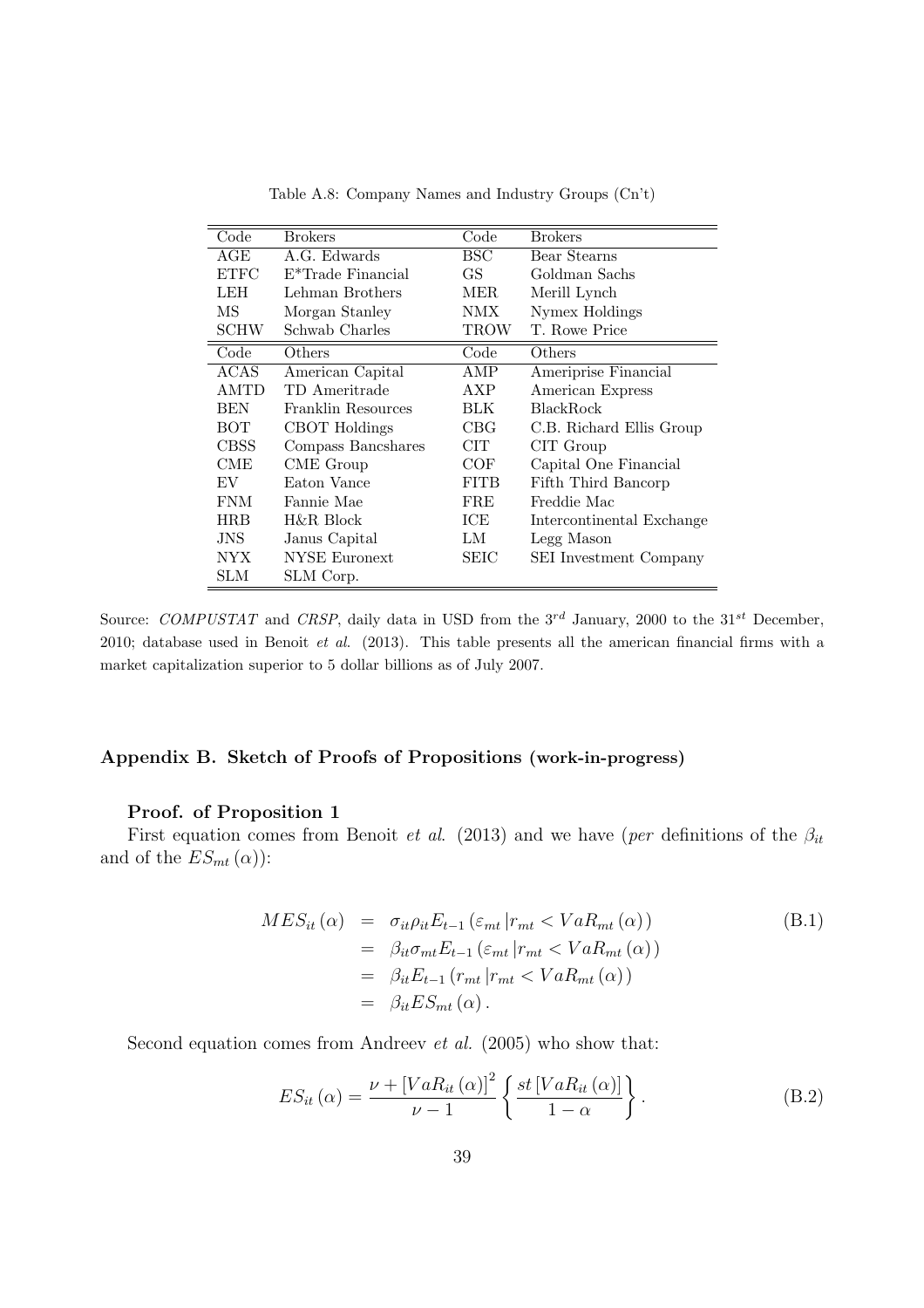Table A.8: Company Names and Industry Groups (Cn't)

| Code | Brokers | Code | Brokers |
|---|---|---|---|
| AGE | A.G. Edwards | BSC | Bear Stearns |
| ETFC | E*Trade Financial | GS | Goldman Sachs |
| LEH | Lehman Brothers | MER | Merill Lynch |
| MS | Morgan Stanley | NMX | Nymex Holdings |
| SCHW | Schwab Charles | TROW | T. Rowe Price |
| **Code** | **Others** | **Code** | **Others** |
| ACAS | American Capital | AMP | Ameriprise Financial |
| AMTD | TD Ameritrade | AXP | American Express |
| BEN | Franklin Resources | BLK | BlackRock |
| BOT | CBOT Holdings | CBG | C.B. Richard Ellis Group |
| CBSS | Compass Bancshares | CIT | CIT Group |
| CME | CME Group | COF | Capital One Financial |
| EV | Eaton Vance | FITB | Fifth Third Bancorp |
| FNM | Fannie Mae | FRE | Freddie Mac |
| HRB | H&R Block | ICE | Intercontinental Exchange |
| JNS | Janus Capital | LM | Legg Mason |
| NYX | NYSE Euronext | SEIC | SEI Investment Company |
| SLM | SLM Corp. | | |

Source: *COMPUSTAT* and *CRSP*, daily data in USD from the 3[rd] January, 2000 to the 31[st] December, 2010; database used in Benoit *et al.* (2013). This table presents all the american financial firms with a market capitalization superior to 5 dollar billions as of July 2007.

## Appendix B. Sketch of Proofs of Propositions (work-in-progress)

### Proof. of Proposition 1

First equation comes from Benoit *et al.* (2013) and we have (*per* definitions of the $\beta_{it}$ and of the $ES_{mt}(\alpha)$):

$$
\begin{aligned}
MES_{it}(\alpha) &= \sigma_{it}\rho_{it}E_{t-1}\left(\varepsilon_{mt}\left|r_{mt} < VaR_{mt}(\alpha)\right.\right) \\
&= \beta_{it}\sigma_{mt}E_{t-1}\left(\varepsilon_{mt}\left|r_{mt} < VaR_{mt}(\alpha)\right.\right) \\
&= \beta_{it}E_{t-1}\left(r_{mt}\left|r_{mt} < VaR_{mt}(\alpha)\right.\right) \\
&= \beta_{it}ES_{mt}(\alpha).
\end{aligned}
\tag{B.1}
$$

Second equation comes from Andreev *et al.* (2005) who show that:

$$
ES_{it}(\alpha) = \frac{\nu + \left[VaR_{it}(\alpha)\right]^2}{\nu - 1}\left\{\frac{st\left[VaR_{it}(\alpha)\right]}{1-\alpha}\right\}. \tag{B.2}
$$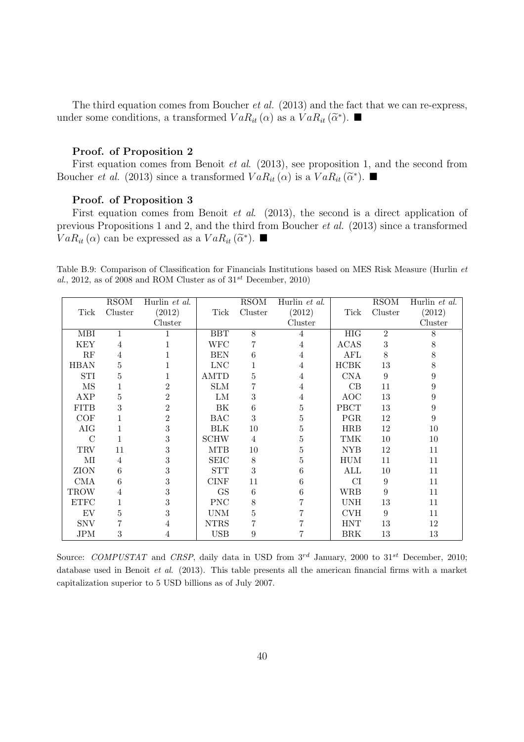The third equation comes from Boucher *et al.* (2013) and the fact that we can re-express, under some conditions, a transformed $VaR_{it}(\alpha)$ as a $VaR_{it}(\widetilde{\alpha}^{*})$. ■

**Proof. of Proposition 2**

First equation comes from Benoit *et al.* (2013), see proposition 1, and the second from Boucher *et al.* (2013) since a transformed $VaR_{it}(\alpha)$ is a $VaR_{it}(\widetilde{\alpha}^{*})$. ■

**Proof. of Proposition 3**

First equation comes from Benoit *et al.* (2013), the second is a direct application of previous Propositions 1 and 2, and the third from Boucher *et al.* (2013) since a transformed $VaR_{it}(\alpha)$ can be expressed as a $VaR_{it}(\widetilde{\alpha}^{*})$. ■

Table B.9: Comparison of Classification for Financials Institutions based on MES Risk Measure (Hurlin *et al.*, 2012, as of 2008 and ROM Cluster as of $31^{st}$ December, 2010)

| Tick | RSOM Cluster | Hurlin *et al.* (2012) Cluster | Tick | RSOM Cluster | Hurlin *et al.* (2012) Cluster | Tick | RSOM Cluster | Hurlin *et al.* (2012) Cluster |
|---|---|---|---|---|---|---|---|---|
| MBI | 1 | 1 | BBT | 8 | 4 | HIG | 2 | 8 |
| KEY | 4 | 1 | WFC | 7 | 4 | ACAS | 3 | 8 |
| RF | 4 | 1 | BEN | 6 | 4 | AFL | 8 | 8 |
| HBAN | 5 | 1 | LNC | 1 | 4 | HCBK | 13 | 8 |
| STI | 5 | 1 | AMTD | 5 | 4 | CNA | 9 | 9 |
| MS | 1 | 2 | SLM | 7 | 4 | CB | 11 | 9 |
| AXP | 5 | 2 | LM | 3 | 4 | AOC | 13 | 9 |
| FITB | 3 | 2 | BK | 6 | 5 | PBCT | 13 | 9 |
| COF | 1 | 2 | BAC | 3 | 5 | PGR | 12 | 9 |
| AIG | 1 | 3 | BLK | 10 | 5 | HRB | 12 | 10 |
| C | 1 | 3 | SCHW | 4 | 5 | TMK | 10 | 10 |
| TRV | 11 | 3 | MTB | 10 | 5 | NYB | 12 | 11 |
| MI | 4 | 3 | SEIC | 8 | 5 | HUM | 11 | 11 |
| ZION | 6 | 3 | STT | 3 | 6 | ALL | 10 | 11 |
| CMA | 6 | 3 | CINF | 11 | 6 | CI | 9 | 11 |
| TROW | 4 | 3 | GS | 6 | 6 | WRB | 9 | 11 |
| ETFC | 1 | 3 | PNC | 8 | 7 | UNH | 13 | 11 |
| EV | 5 | 3 | UNM | 5 | 7 | CVH | 9 | 11 |
| SNV | 7 | 4 | NTRS | 7 | 7 | HNT | 13 | 12 |
| JPM | 3 | 4 | USB | 9 | 7 | BRK | 13 | 13 |

Source: *COMPUSTAT* and *CRSP*, daily data in USD from $3^{rd}$ January, 2000 to $31^{st}$ December, 2010; database used in Benoit *et al.* (2013). This table presents all the american financial firms with a market capitalization superior to 5 USD billions as of July 2007.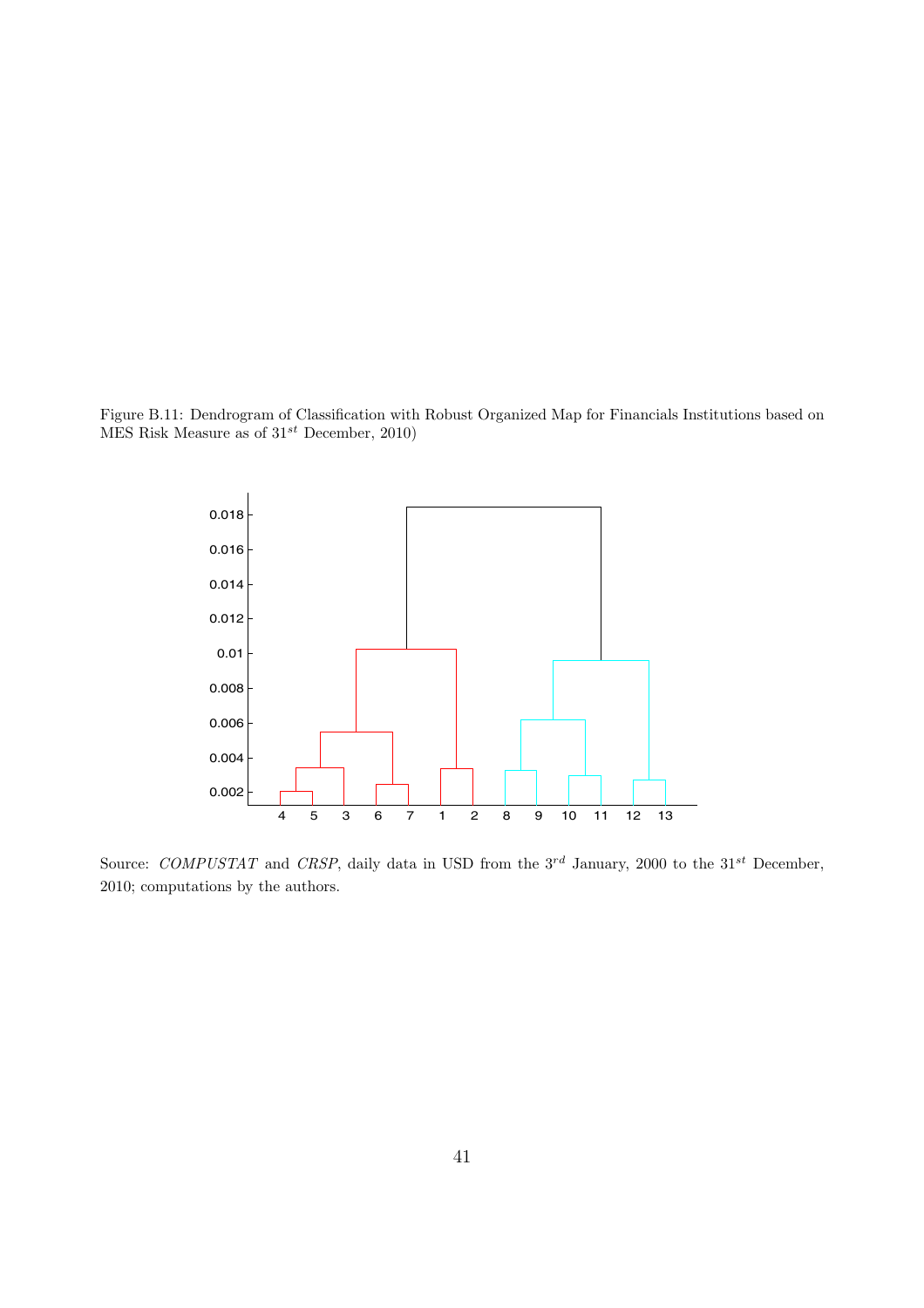Figure B.11: Dendrogram of Classification with Robust Organized Map for Financials Institutions based on MES Risk Measure as of $31^{st}$ December, 2010)

Source: *COMPUSTAT* and *CRSP*, daily data in USD from the $3^{rd}$ January, 2000 to the $31^{st}$ December, 2010; computations by the authors.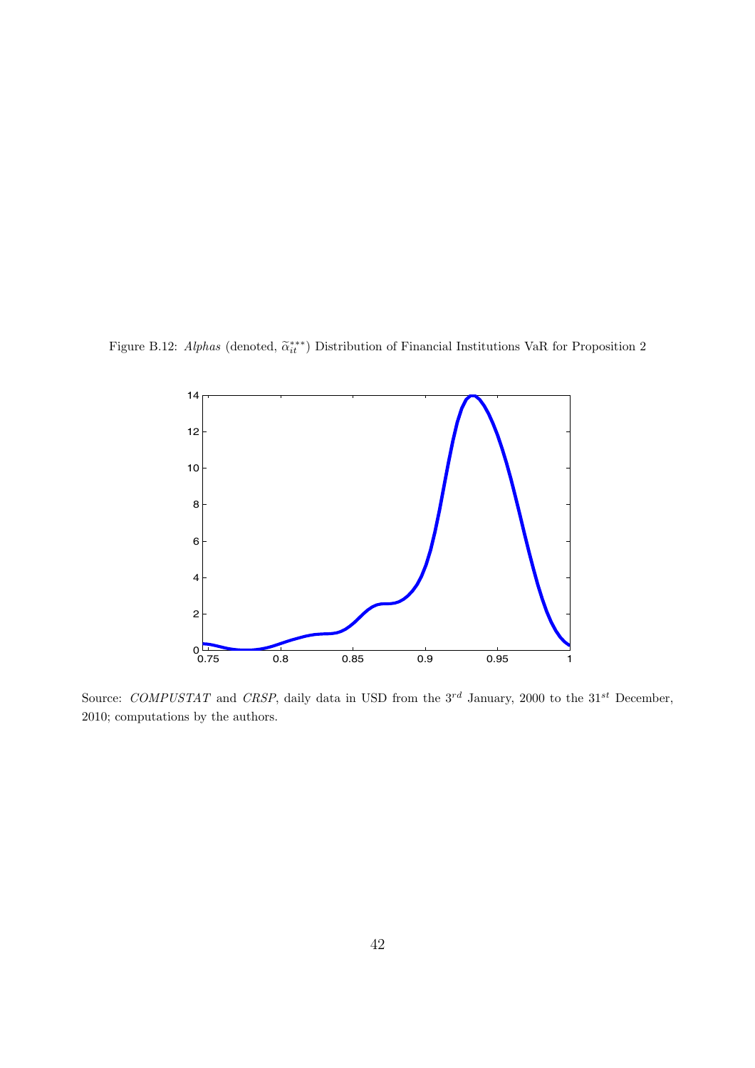Figure B.12: *Alphas* (denoted, $\widetilde{\alpha}_{it}^{***}$) Distribution of Financial Institutions VaR for Proposition 2

Source: *COMPUSTAT* and *CRSP*, daily data in USD from the $3^{rd}$ January, 2000 to the $31^{st}$ December, 2010; computations by the authors.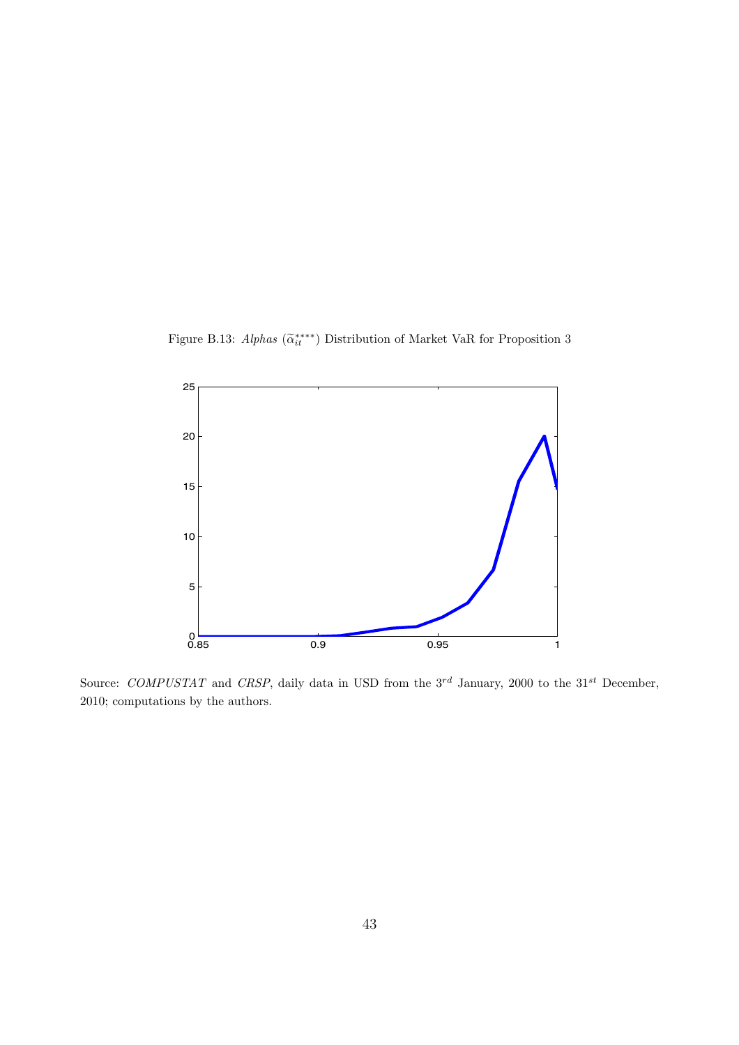Figure B.13: *Alphas* ($\widetilde{\alpha}_{it}^{****}$) Distribution of Market VaR for Proposition 3

25
20
15
10
5
0
0.85
0.9
0.95
1

Source: *COMPUSTAT* and *CRSP*, daily data in USD from the $3^{rd}$ January, 2000 to the $31^{st}$ December, 2010; computations by the authors.